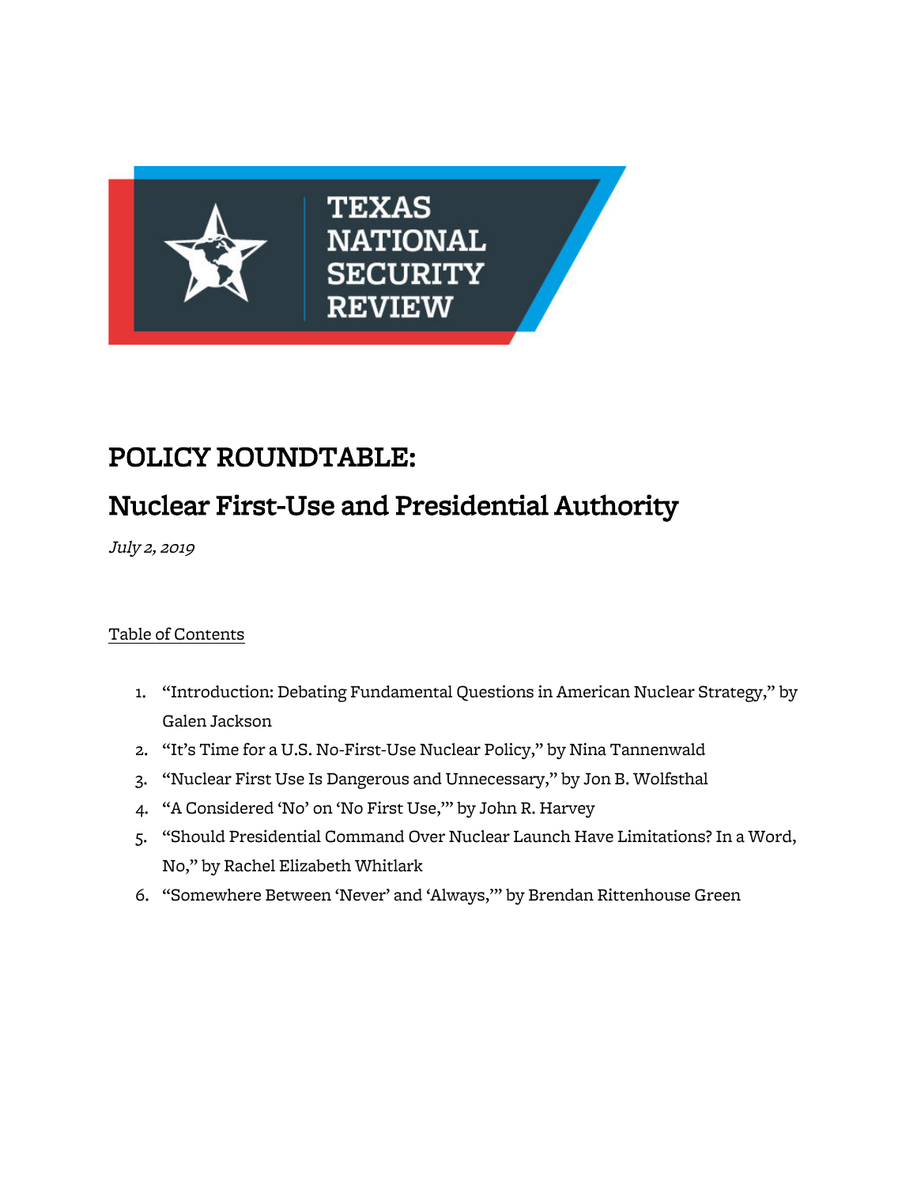TEXAS NATIONAL SECURITY REVIEW

# POLICY ROUNDTABLE:

## Nuclear First-Use and Presidential Authority

*July 2, 2019*

Table of Contents

1. "Introduction: Debating Fundamental Questions in American Nuclear Strategy," by Galen Jackson
2. "It's Time for a U.S. No-First-Use Nuclear Policy," by Nina Tannenwald
3. "Nuclear First Use Is Dangerous and Unnecessary," by Jon B. Wolfsthal
4. "A Considered 'No' on 'No First Use,'" by John R. Harvey
5. "Should Presidential Command Over Nuclear Launch Have Limitations? In a Word, No," by Rachel Elizabeth Whitlark
6. "Somewhere Between 'Never' and 'Always,'" by Brendan Rittenhouse Green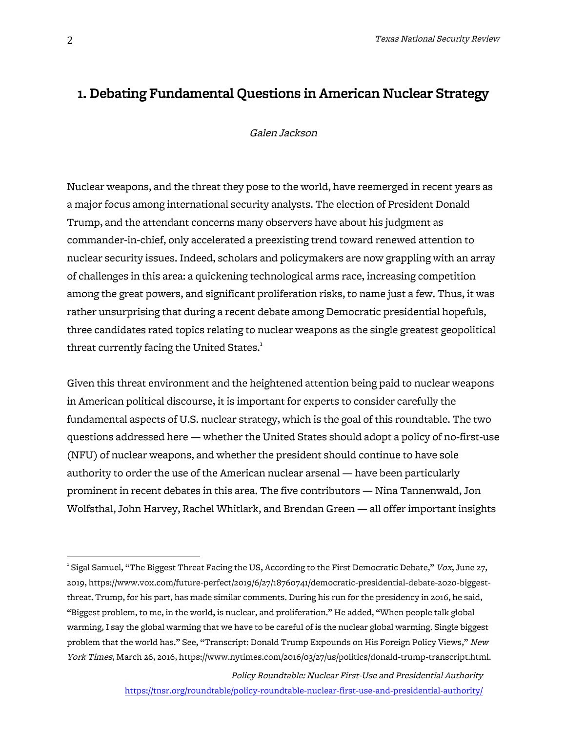## 1. Debating Fundamental Questions in American Nuclear Strategy

*Galen Jackson*

Nuclear weapons, and the threat they pose to the world, have reemerged in recent years as a major focus among international security analysts. The election of President Donald Trump, and the attendant concerns many observers have about his judgment as commander-in-chief, only accelerated a preexisting trend toward renewed attention to nuclear security issues. Indeed, scholars and policymakers are now grappling with an array of challenges in this area: a quickening technological arms race, increasing competition among the great powers, and significant proliferation risks, to name just a few. Thus, it was rather unsurprising that during a recent debate among Democratic presidential hopefuls, three candidates rated topics relating to nuclear weapons as the single greatest geopolitical threat currently facing the United States.[1]

Given this threat environment and the heightened attention being paid to nuclear weapons in American political discourse, it is important for experts to consider carefully the fundamental aspects of U.S. nuclear strategy, which is the goal of this roundtable. The two questions addressed here — whether the United States should adopt a policy of no-first-use (NFU) of nuclear weapons, and whether the president should continue to have sole authority to order the use of the American nuclear arsenal — have been particularly prominent in recent debates in this area. The five contributors — Nina Tannenwald, Jon Wolfsthal, John Harvey, Rachel Whitlark, and Brendan Green — all offer important insights

---

[1] Sigal Samuel, "The Biggest Threat Facing the US, According to the First Democratic Debate," *Vox*, June 27, 2019, https://www.vox.com/future-perfect/2019/6/27/18760741/democratic-presidential-debate-2020-biggest-threat. Trump, for his part, has made similar comments. During his run for the presidency in 2016, he said, "Biggest problem, to me, in the world, is nuclear, and proliferation." He added, "When people talk global warming, I say the global warming that we have to be careful of is the nuclear global warming. Single biggest problem that the world has." See, "Transcript: Donald Trump Expounds on His Foreign Policy Views," *New York Times*, March 26, 2016, https://www.nytimes.com/2016/03/27/us/politics/donald-trump-transcript.html.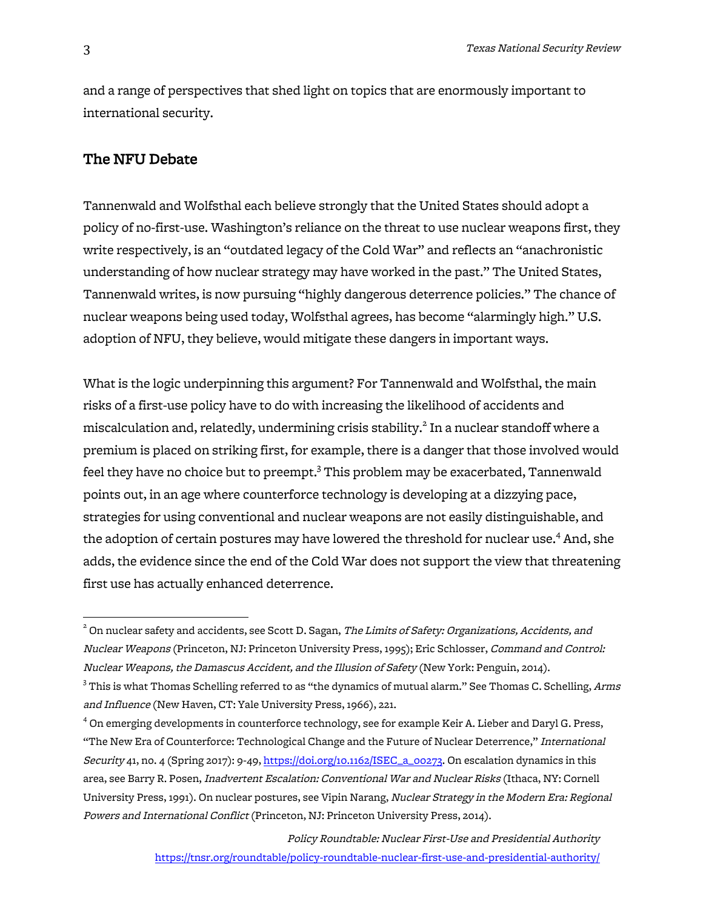and a range of perspectives that shed light on topics that are enormously important to international security.

## The NFU Debate

Tannenwald and Wolfsthal each believe strongly that the United States should adopt a policy of no-first-use. Washington's reliance on the threat to use nuclear weapons first, they write respectively, is an "outdated legacy of the Cold War" and reflects an "anachronistic understanding of how nuclear strategy may have worked in the past." The United States, Tannenwald writes, is now pursuing "highly dangerous deterrence policies." The chance of nuclear weapons being used today, Wolfsthal agrees, has become "alarmingly high." U.S. adoption of NFU, they believe, would mitigate these dangers in important ways.

What is the logic underpinning this argument? For Tannenwald and Wolfsthal, the main risks of a first-use policy have to do with increasing the likelihood of accidents and miscalculation and, relatedly, undermining crisis stability.[2] In a nuclear standoff where a premium is placed on striking first, for example, there is a danger that those involved would feel they have no choice but to preempt.[3] This problem may be exacerbated, Tannenwald points out, in an age where counterforce technology is developing at a dizzying pace, strategies for using conventional and nuclear weapons are not easily distinguishable, and the adoption of certain postures may have lowered the threshold for nuclear use.[4] And, she adds, the evidence since the end of the Cold War does not support the view that threatening first use has actually enhanced deterrence.

---

[2] On nuclear safety and accidents, see Scott D. Sagan, *The Limits of Safety: Organizations, Accidents, and Nuclear Weapons* (Princeton, NJ: Princeton University Press, 1995); Eric Schlosser, *Command and Control: Nuclear Weapons, the Damascus Accident, and the Illusion of Safety* (New York: Penguin, 2014).

[3] This is what Thomas Schelling referred to as "the dynamics of mutual alarm." See Thomas C. Schelling, *Arms and Influence* (New Haven, CT: Yale University Press, 1966), 221.

[4] On emerging developments in counterforce technology, see for example Keir A. Lieber and Daryl G. Press, "The New Era of Counterforce: Technological Change and the Future of Nuclear Deterrence," *International Security* 41, no. 4 (Spring 2017): 9-49, https://doi.org/10.1162/ISEC_a_00273. On escalation dynamics in this area, see Barry R. Posen, *Inadvertent Escalation: Conventional War and Nuclear Risks* (Ithaca, NY: Cornell University Press, 1991). On nuclear postures, see Vipin Narang, *Nuclear Strategy in the Modern Era: Regional Powers and International Conflict* (Princeton, NJ: Princeton University Press, 2014).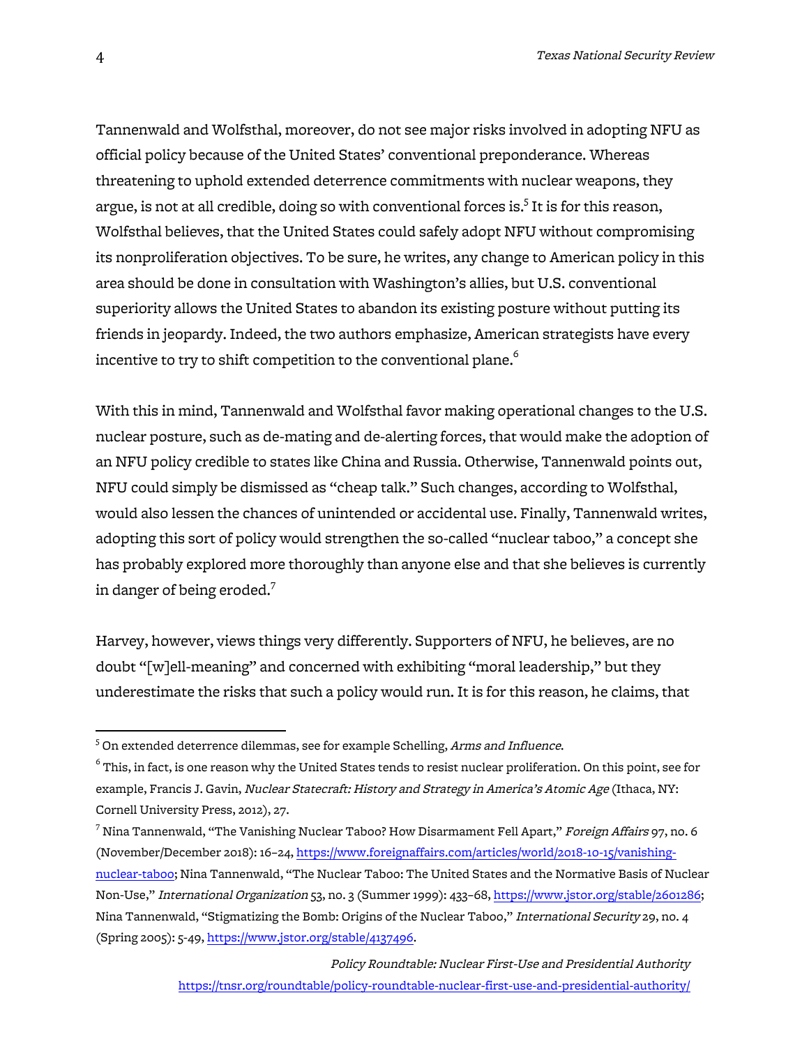Tannenwald and Wolfsthal, moreover, do not see major risks involved in adopting NFU as official policy because of the United States' conventional preponderance. Whereas threatening to uphold extended deterrence commitments with nuclear weapons, they argue, is not at all credible, doing so with conventional forces is.[5] It is for this reason, Wolfsthal believes, that the United States could safely adopt NFU without compromising its nonproliferation objectives. To be sure, he writes, any change to American policy in this area should be done in consultation with Washington's allies, but U.S. conventional superiority allows the United States to abandon its existing posture without putting its friends in jeopardy. Indeed, the two authors emphasize, American strategists have every incentive to try to shift competition to the conventional plane.[6]

With this in mind, Tannenwald and Wolfsthal favor making operational changes to the U.S. nuclear posture, such as de-mating and de-alerting forces, that would make the adoption of an NFU policy credible to states like China and Russia. Otherwise, Tannenwald points out, NFU could simply be dismissed as "cheap talk." Such changes, according to Wolfsthal, would also lessen the chances of unintended or accidental use. Finally, Tannenwald writes, adopting this sort of policy would strengthen the so-called "nuclear taboo," a concept she has probably explored more thoroughly than anyone else and that she believes is currently in danger of being eroded.[7]

Harvey, however, views things very differently. Supporters of NFU, he believes, are no doubt "[w]ell-meaning" and concerned with exhibiting "moral leadership," but they underestimate the risks that such a policy would run. It is for this reason, he claims, that

---

[5] On extended deterrence dilemmas, see for example Schelling, *Arms and Influence*.

[6] This, in fact, is one reason why the United States tends to resist nuclear proliferation. On this point, see for example, Francis J. Gavin, *Nuclear Statecraft: History and Strategy in America's Atomic Age* (Ithaca, NY: Cornell University Press, 2012), 27.

[7] Nina Tannenwald, "The Vanishing Nuclear Taboo? How Disarmament Fell Apart," *Foreign Affairs* 97, no. 6 (November/December 2018): 16–24, https://www.foreignaffairs.com/articles/world/2018-10-15/vanishing-nuclear-taboo; Nina Tannenwald, "The Nuclear Taboo: The United States and the Normative Basis of Nuclear Non-Use," *International Organization* 53, no. 3 (Summer 1999): 433–68, https://www.jstor.org/stable/2601286; Nina Tannenwald, "Stigmatizing the Bomb: Origins of the Nuclear Taboo," *International Security* 29, no. 4 (Spring 2005): 5-49, https://www.jstor.org/stable/4137496.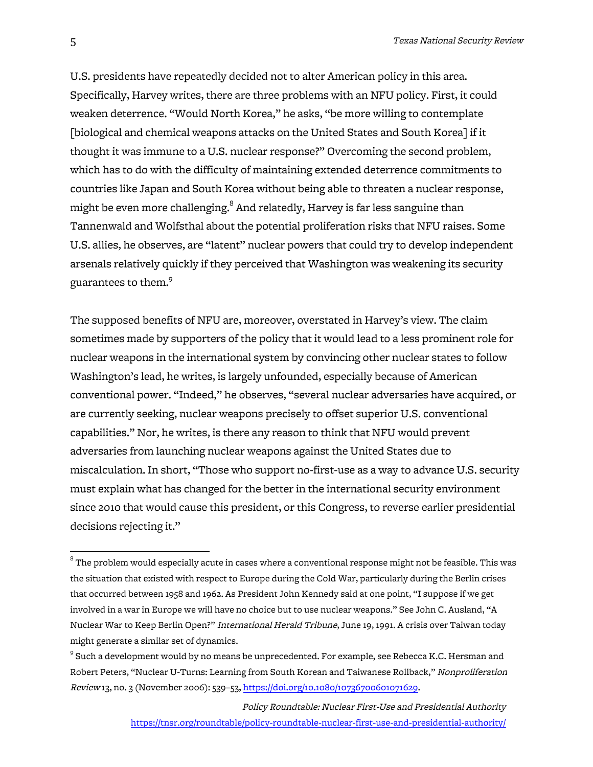U.S. presidents have repeatedly decided not to alter American policy in this area. Specifically, Harvey writes, there are three problems with an NFU policy. First, it could weaken deterrence. "Would North Korea," he asks, "be more willing to contemplate [biological and chemical weapons attacks on the United States and South Korea] if it thought it was immune to a U.S. nuclear response?" Overcoming the second problem, which has to do with the difficulty of maintaining extended deterrence commitments to countries like Japan and South Korea without being able to threaten a nuclear response, might be even more challenging.[8] And relatedly, Harvey is far less sanguine than Tannenwald and Wolfsthal about the potential proliferation risks that NFU raises. Some U.S. allies, he observes, are "latent" nuclear powers that could try to develop independent arsenals relatively quickly if they perceived that Washington was weakening its security guarantees to them.[9]

The supposed benefits of NFU are, moreover, overstated in Harvey's view. The claim sometimes made by supporters of the policy that it would lead to a less prominent role for nuclear weapons in the international system by convincing other nuclear states to follow Washington's lead, he writes, is largely unfounded, especially because of American conventional power. "Indeed," he observes, "several nuclear adversaries have acquired, or are currently seeking, nuclear weapons precisely to offset superior U.S. conventional capabilities." Nor, he writes, is there any reason to think that NFU would prevent adversaries from launching nuclear weapons against the United States due to miscalculation. In short, "Those who support no-first-use as a way to advance U.S. security must explain what has changed for the better in the international security environment since 2010 that would cause this president, or this Congress, to reverse earlier presidential decisions rejecting it."

---

[8] The problem would especially acute in cases where a conventional response might not be feasible. This was the situation that existed with respect to Europe during the Cold War, particularly during the Berlin crises that occurred between 1958 and 1962. As President John Kennedy said at one point, "I suppose if we get involved in a war in Europe we will have no choice but to use nuclear weapons." See John C. Ausland, "A Nuclear War to Keep Berlin Open?" *International Herald Tribune*, June 19, 1991. A crisis over Taiwan today might generate a similar set of dynamics.

[9] Such a development would by no means be unprecedented. For example, see Rebecca K.C. Hersman and Robert Peters, "Nuclear U-Turns: Learning from South Korean and Taiwanese Rollback," *Nonproliferation Review* 13, no. 3 (November 2006): 539–53, https://doi.org/10.1080/10736700601071629.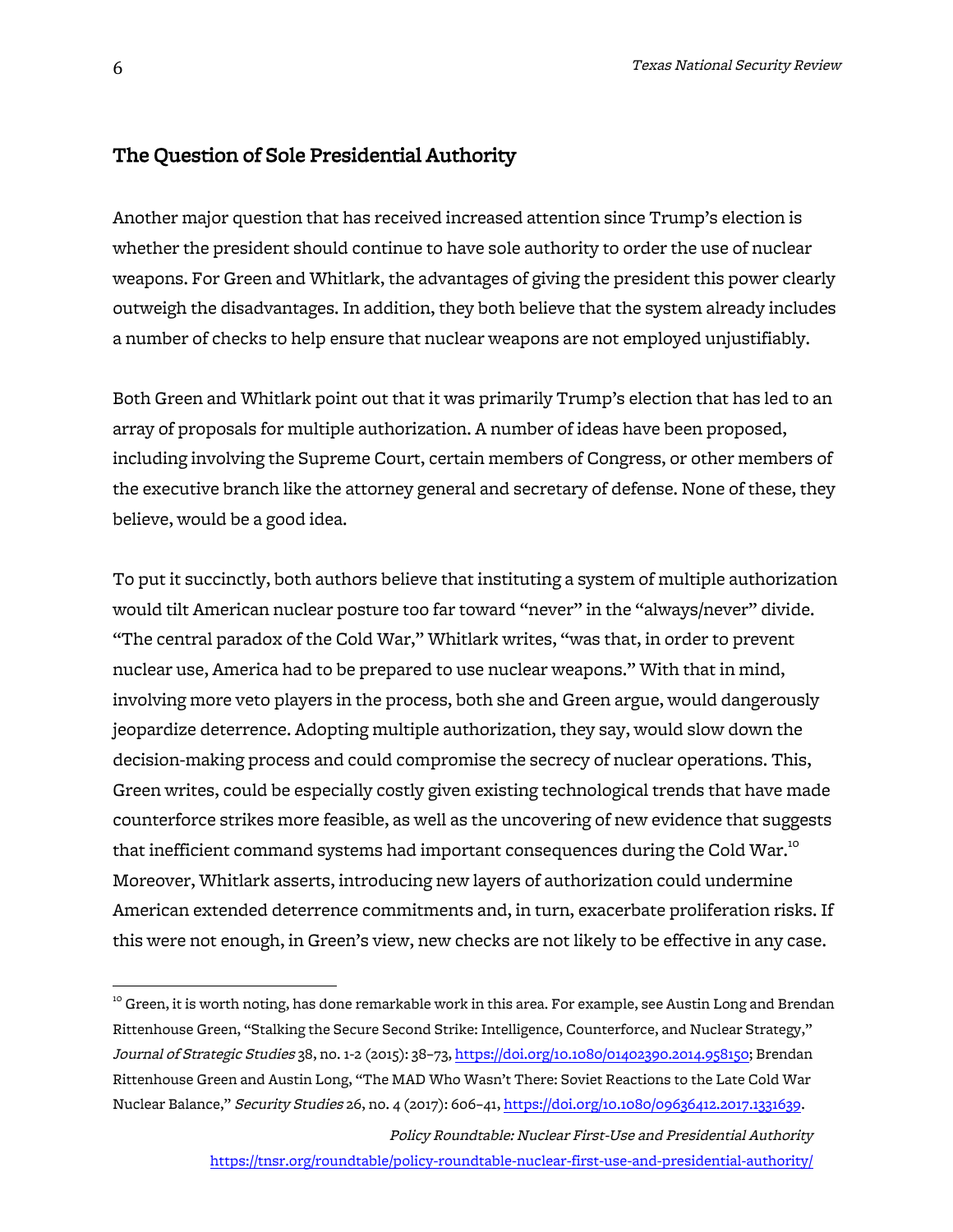## The Question of Sole Presidential Authority

Another major question that has received increased attention since Trump's election is whether the president should continue to have sole authority to order the use of nuclear weapons. For Green and Whitlark, the advantages of giving the president this power clearly outweigh the disadvantages. In addition, they both believe that the system already includes a number of checks to help ensure that nuclear weapons are not employed unjustifiably.

Both Green and Whitlark point out that it was primarily Trump's election that has led to an array of proposals for multiple authorization. A number of ideas have been proposed, including involving the Supreme Court, certain members of Congress, or other members of the executive branch like the attorney general and secretary of defense. None of these, they believe, would be a good idea.

To put it succinctly, both authors believe that instituting a system of multiple authorization would tilt American nuclear posture too far toward "never" in the "always/never" divide. "The central paradox of the Cold War," Whitlark writes, "was that, in order to prevent nuclear use, America had to be prepared to use nuclear weapons." With that in mind, involving more veto players in the process, both she and Green argue, would dangerously jeopardize deterrence. Adopting multiple authorization, they say, would slow down the decision-making process and could compromise the secrecy of nuclear operations. This, Green writes, could be especially costly given existing technological trends that have made counterforce strikes more feasible, as well as the uncovering of new evidence that suggests that inefficient command systems had important consequences during the Cold War.[10] Moreover, Whitlark asserts, introducing new layers of authorization could undermine American extended deterrence commitments and, in turn, exacerbate proliferation risks. If this were not enough, in Green's view, new checks are not likely to be effective in any case.

---

[10] Green, it is worth noting, has done remarkable work in this area. For example, see Austin Long and Brendan Rittenhouse Green, "Stalking the Secure Second Strike: Intelligence, Counterforce, and Nuclear Strategy," *Journal of Strategic Studies* 38, no. 1-2 (2015): 38–73, https://doi.org/10.1080/01402390.2014.958150; Brendan Rittenhouse Green and Austin Long, "The MAD Who Wasn't There: Soviet Reactions to the Late Cold War Nuclear Balance," *Security Studies* 26, no. 4 (2017): 606–41, https://doi.org/10.1080/09636412.2017.1331639.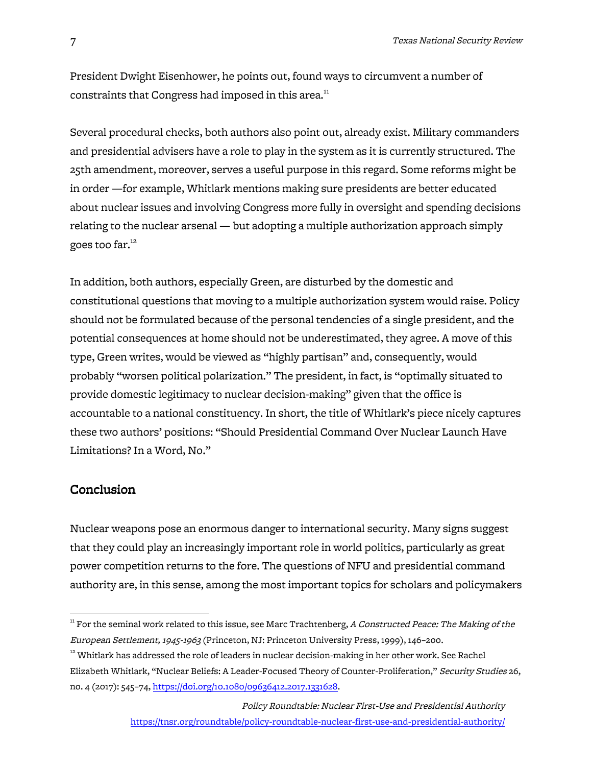President Dwight Eisenhower, he points out, found ways to circumvent a number of constraints that Congress had imposed in this area.[11]

Several procedural checks, both authors also point out, already exist. Military commanders and presidential advisers have a role to play in the system as it is currently structured. The 25th amendment, moreover, serves a useful purpose in this regard. Some reforms might be in order —for example, Whitlark mentions making sure presidents are better educated about nuclear issues and involving Congress more fully in oversight and spending decisions relating to the nuclear arsenal — but adopting a multiple authorization approach simply goes too far.[12]

In addition, both authors, especially Green, are disturbed by the domestic and constitutional questions that moving to a multiple authorization system would raise. Policy should not be formulated because of the personal tendencies of a single president, and the potential consequences at home should not be underestimated, they agree. A move of this type, Green writes, would be viewed as "highly partisan" and, consequently, would probably "worsen political polarization." The president, in fact, is "optimally situated to provide domestic legitimacy to nuclear decision-making" given that the office is accountable to a national constituency. In short, the title of Whitlark's piece nicely captures these two authors' positions: "Should Presidential Command Over Nuclear Launch Have Limitations? In a Word, No."

## Conclusion

Nuclear weapons pose an enormous danger to international security. Many signs suggest that they could play an increasingly important role in world politics, particularly as great power competition returns to the fore. The questions of NFU and presidential command authority are, in this sense, among the most important topics for scholars and policymakers

---

[11] For the seminal work related to this issue, see Marc Trachtenberg, *A Constructed Peace: The Making of the European Settlement, 1945-1963* (Princeton, NJ: Princeton University Press, 1999), 146–200.

[12] Whitlark has addressed the role of leaders in nuclear decision-making in her other work. See Rachel Elizabeth Whitlark, "Nuclear Beliefs: A Leader-Focused Theory of Counter-Proliferation," *Security Studies* 26, no. 4 (2017): 545–74, https://doi.org/10.1080/09636412.2017.1331628.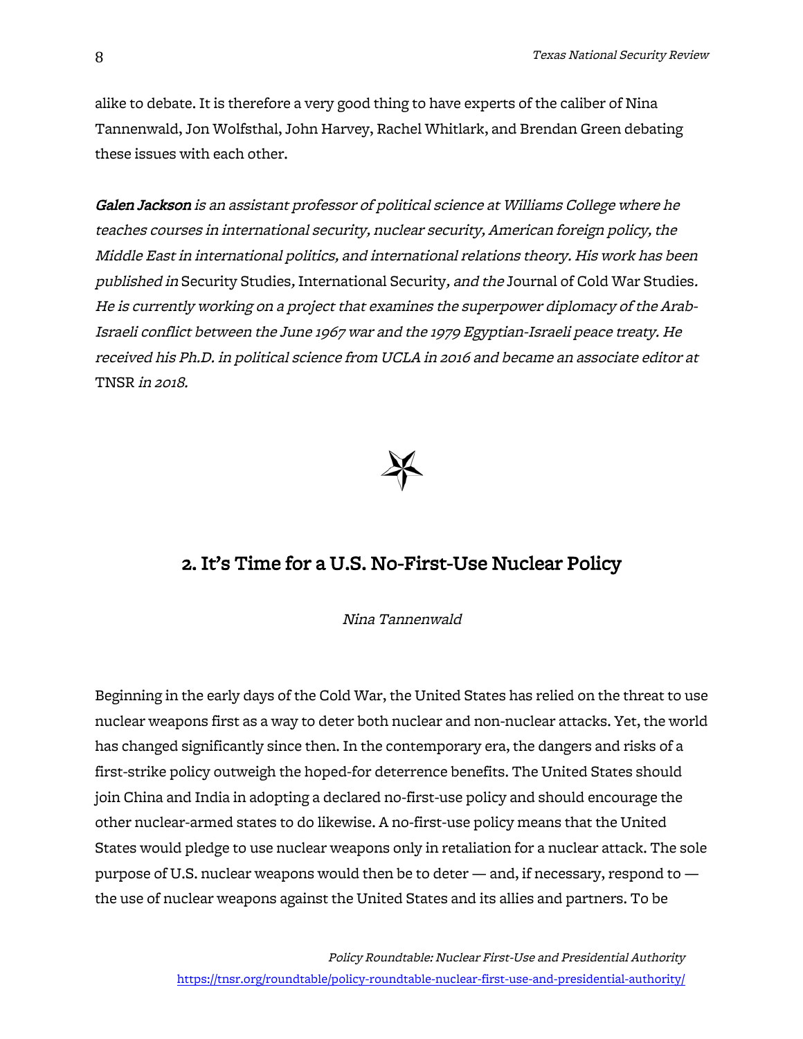alike to debate. It is therefore a very good thing to have experts of the caliber of Nina Tannenwald, Jon Wolfsthal, John Harvey, Rachel Whitlark, and Brendan Green debating these issues with each other.

***Galen Jackson*** *is an assistant professor of political science at Williams College where he teaches courses in international security, nuclear security, American foreign policy, the Middle East in international politics, and international relations theory. His work has been published in* Security Studies*,* International Security*, and the* Journal of Cold War Studies*. He is currently working on a project that examines the superpower diplomacy of the Arab-Israeli conflict between the June 1967 war and the 1979 Egyptian-Israeli peace treaty. He received his Ph.D. in political science from UCLA in 2016 and became an associate editor at* TNSR *in 2018.*

## 2. It's Time for a U.S. No-First-Use Nuclear Policy

*Nina Tannenwald*

Beginning in the early days of the Cold War, the United States has relied on the threat to use nuclear weapons first as a way to deter both nuclear and non-nuclear attacks. Yet, the world has changed significantly since then. In the contemporary era, the dangers and risks of a first-strike policy outweigh the hoped-for deterrence benefits. The United States should join China and India in adopting a declared no-first-use policy and should encourage the other nuclear-armed states to do likewise. A no-first-use policy means that the United States would pledge to use nuclear weapons only in retaliation for a nuclear attack. The sole purpose of U.S. nuclear weapons would then be to deter — and, if necessary, respond to — the use of nuclear weapons against the United States and its allies and partners. To be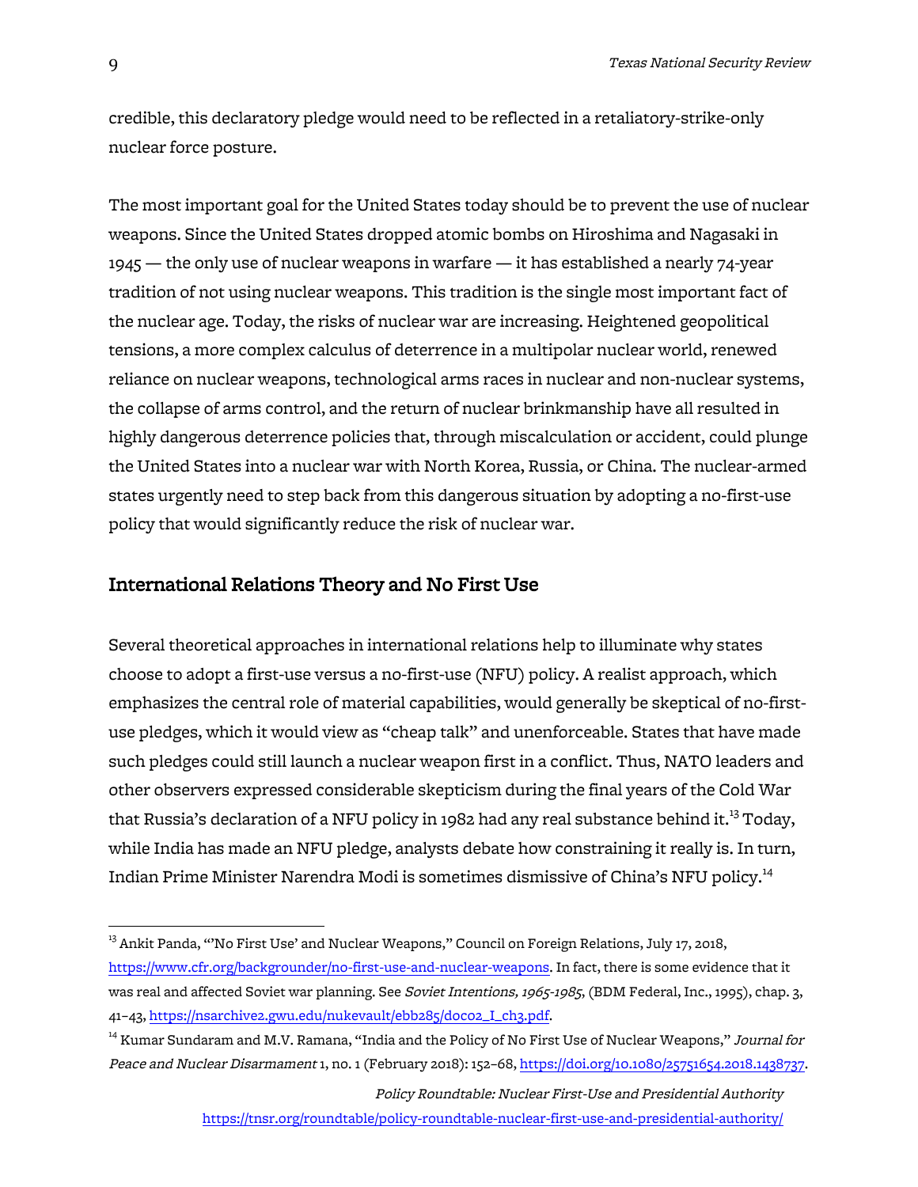credible, this declaratory pledge would need to be reflected in a retaliatory-strike-only nuclear force posture.

The most important goal for the United States today should be to prevent the use of nuclear weapons. Since the United States dropped atomic bombs on Hiroshima and Nagasaki in 1945 — the only use of nuclear weapons in warfare — it has established a nearly 74-year tradition of not using nuclear weapons. This tradition is the single most important fact of the nuclear age. Today, the risks of nuclear war are increasing. Heightened geopolitical tensions, a more complex calculus of deterrence in a multipolar nuclear world, renewed reliance on nuclear weapons, technological arms races in nuclear and non-nuclear systems, the collapse of arms control, and the return of nuclear brinkmanship have all resulted in highly dangerous deterrence policies that, through miscalculation or accident, could plunge the United States into a nuclear war with North Korea, Russia, or China. The nuclear-armed states urgently need to step back from this dangerous situation by adopting a no-first-use policy that would significantly reduce the risk of nuclear war.

## International Relations Theory and No First Use

Several theoretical approaches in international relations help to illuminate why states choose to adopt a first-use versus a no-first-use (NFU) policy. A realist approach, which emphasizes the central role of material capabilities, would generally be skeptical of no-first-use pledges, which it would view as "cheap talk" and unenforceable. States that have made such pledges could still launch a nuclear weapon first in a conflict. Thus, NATO leaders and other observers expressed considerable skepticism during the final years of the Cold War that Russia's declaration of a NFU policy in 1982 had any real substance behind it.[13] Today, while India has made an NFU pledge, analysts debate how constraining it really is. In turn, Indian Prime Minister Narendra Modi is sometimes dismissive of China's NFU policy.[14]

---

[13] Ankit Panda, "'No First Use' and Nuclear Weapons," Council on Foreign Relations, July 17, 2018, https://www.cfr.org/backgrounder/no-first-use-and-nuclear-weapons. In fact, there is some evidence that it was real and affected Soviet war planning. See *Soviet Intentions, 1965-1985*, (BDM Federal, Inc., 1995), chap. 3, 41–43, https://nsarchive2.gwu.edu/nukevault/ebb285/doc02_I_ch3.pdf.

[14] Kumar Sundaram and M.V. Ramana, "India and the Policy of No First Use of Nuclear Weapons," *Journal for Peace and Nuclear Disarmament* 1, no. 1 (February 2018): 152–68, https://doi.org/10.1080/25751654.2018.1438737.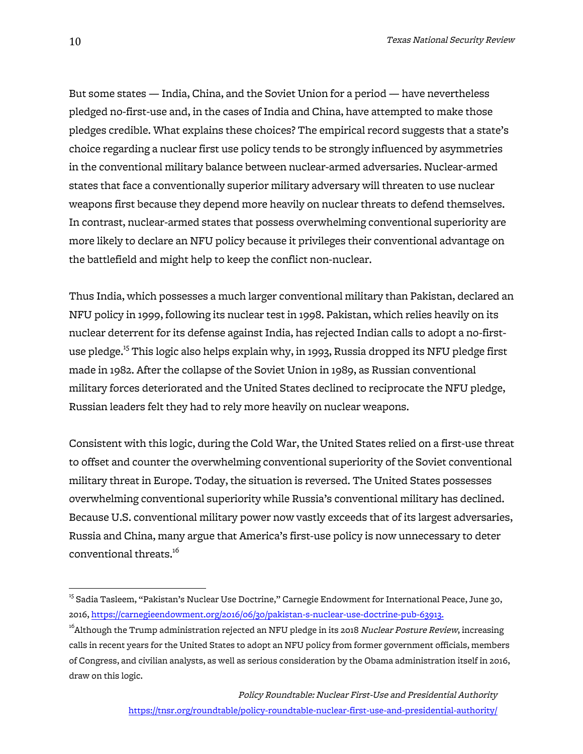But some states — India, China, and the Soviet Union for a period — have nevertheless pledged no-first-use and, in the cases of India and China, have attempted to make those pledges credible. What explains these choices? The empirical record suggests that a state's choice regarding a nuclear first use policy tends to be strongly influenced by asymmetries in the conventional military balance between nuclear-armed adversaries. Nuclear-armed states that face a conventionally superior military adversary will threaten to use nuclear weapons first because they depend more heavily on nuclear threats to defend themselves. In contrast, nuclear-armed states that possess overwhelming conventional superiority are more likely to declare an NFU policy because it privileges their conventional advantage on the battlefield and might help to keep the conflict non-nuclear.

Thus India, which possesses a much larger conventional military than Pakistan, declared an NFU policy in 1999, following its nuclear test in 1998. Pakistan, which relies heavily on its nuclear deterrent for its defense against India, has rejected Indian calls to adopt a no-first-use pledge.[15] This logic also helps explain why, in 1993, Russia dropped its NFU pledge first made in 1982. After the collapse of the Soviet Union in 1989, as Russian conventional military forces deteriorated and the United States declined to reciprocate the NFU pledge, Russian leaders felt they had to rely more heavily on nuclear weapons.

Consistent with this logic, during the Cold War, the United States relied on a first-use threat to offset and counter the overwhelming conventional superiority of the Soviet conventional military threat in Europe. Today, the situation is reversed. The United States possesses overwhelming conventional superiority while Russia's conventional military has declined. Because U.S. conventional military power now vastly exceeds that of its largest adversaries, Russia and China, many argue that America's first-use policy is now unnecessary to deter conventional threats.[16]

---

[15] Sadia Tasleem, "Pakistan's Nuclear Use Doctrine," Carnegie Endowment for International Peace, June 30, 2016, https://carnegieendowment.org/2016/06/30/pakistan-s-nuclear-use-doctrine-pub-63913.

[16] Although the Trump administration rejected an NFU pledge in its 2018 *Nuclear Posture Review*, increasing calls in recent years for the United States to adopt an NFU policy from former government officials, members of Congress, and civilian analysts, as well as serious consideration by the Obama administration itself in 2016, draw on this logic.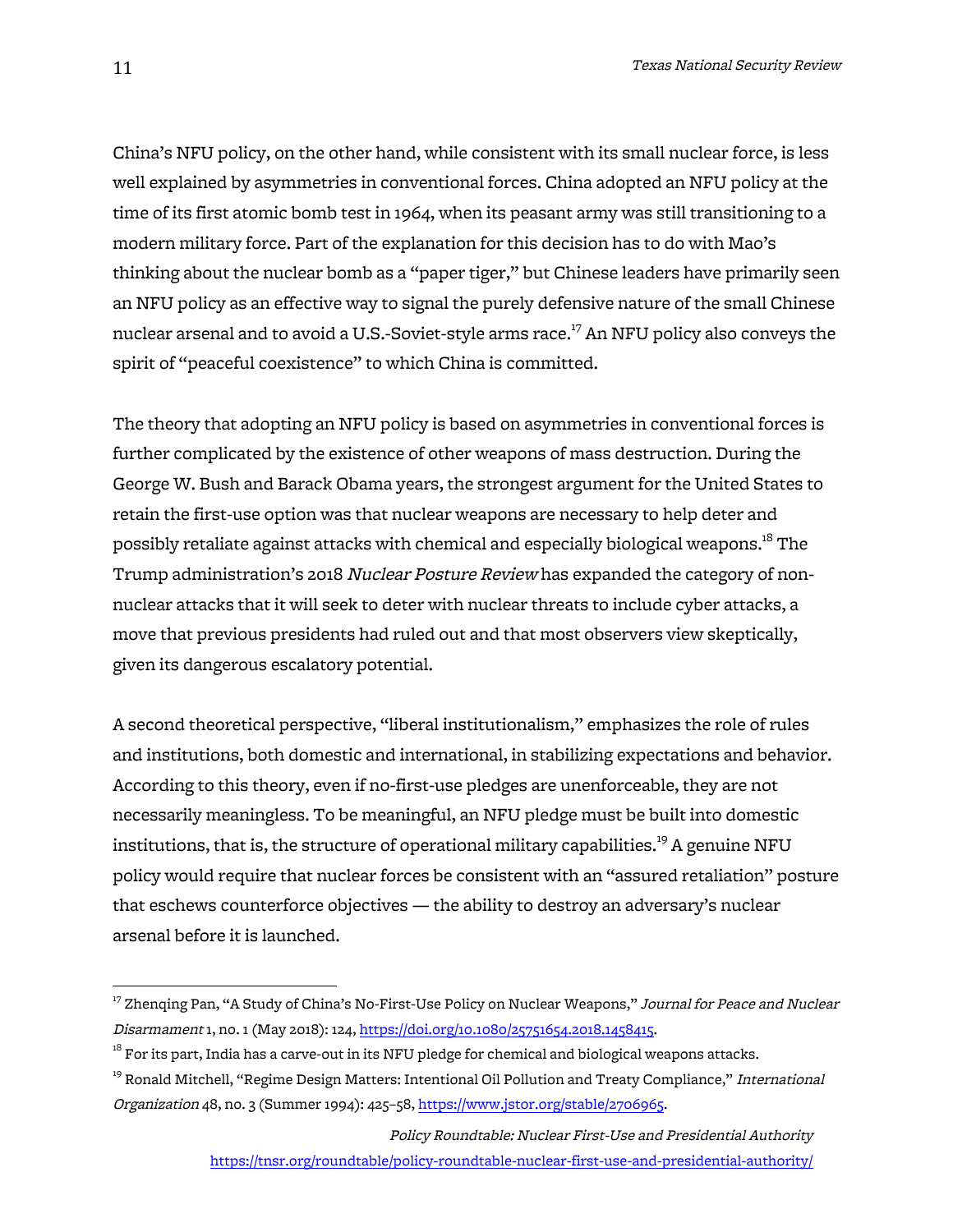China's NFU policy, on the other hand, while consistent with its small nuclear force, is less well explained by asymmetries in conventional forces. China adopted an NFU policy at the time of its first atomic bomb test in 1964, when its peasant army was still transitioning to a modern military force. Part of the explanation for this decision has to do with Mao's thinking about the nuclear bomb as a "paper tiger," but Chinese leaders have primarily seen an NFU policy as an effective way to signal the purely defensive nature of the small Chinese nuclear arsenal and to avoid a U.S.-Soviet-style arms race.[17] An NFU policy also conveys the spirit of "peaceful coexistence" to which China is committed.

The theory that adopting an NFU policy is based on asymmetries in conventional forces is further complicated by the existence of other weapons of mass destruction. During the George W. Bush and Barack Obama years, the strongest argument for the United States to retain the first-use option was that nuclear weapons are necessary to help deter and possibly retaliate against attacks with chemical and especially biological weapons.[18] The Trump administration's 2018 *Nuclear Posture Review* has expanded the category of non-nuclear attacks that it will seek to deter with nuclear threats to include cyber attacks, a move that previous presidents had ruled out and that most observers view skeptically, given its dangerous escalatory potential.

A second theoretical perspective, "liberal institutionalism," emphasizes the role of rules and institutions, both domestic and international, in stabilizing expectations and behavior. According to this theory, even if no-first-use pledges are unenforceable, they are not necessarily meaningless. To be meaningful, an NFU pledge must be built into domestic institutions, that is, the structure of operational military capabilities.[19] A genuine NFU policy would require that nuclear forces be consistent with an "assured retaliation" posture that eschews counterforce objectives — the ability to destroy an adversary's nuclear arsenal before it is launched.

---

[17] Zhenqing Pan, "A Study of China's No-First-Use Policy on Nuclear Weapons," *Journal for Peace and Nuclear Disarmament* 1, no. 1 (May 2018): 124, https://doi.org/10.1080/25751654.2018.1458415.

[18] For its part, India has a carve-out in its NFU pledge for chemical and biological weapons attacks.

[19] Ronald Mitchell, "Regime Design Matters: Intentional Oil Pollution and Treaty Compliance," *International Organization* 48, no. 3 (Summer 1994): 425–58, https://www.jstor.org/stable/2706965.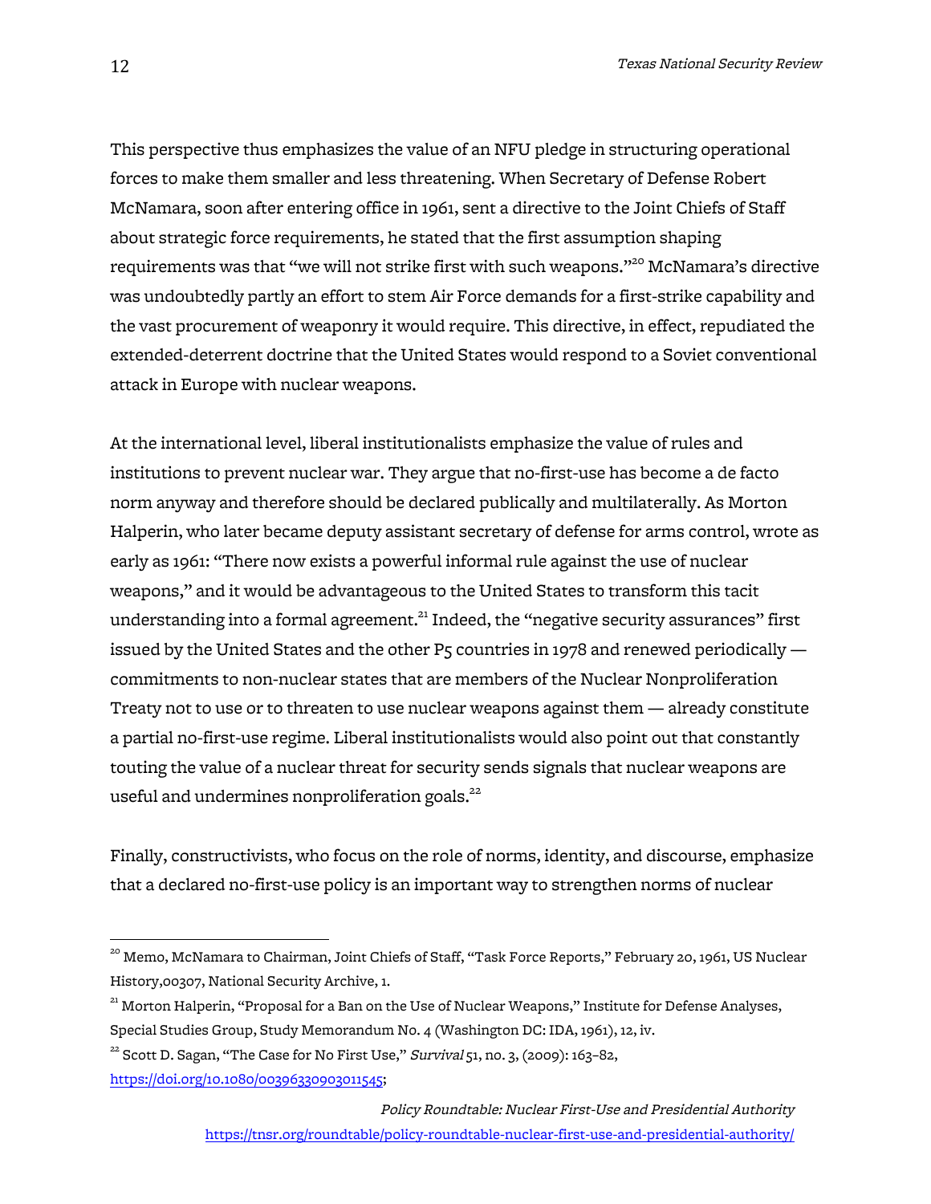This perspective thus emphasizes the value of an NFU pledge in structuring operational forces to make them smaller and less threatening. When Secretary of Defense Robert McNamara, soon after entering office in 1961, sent a directive to the Joint Chiefs of Staff about strategic force requirements, he stated that the first assumption shaping requirements was that "we will not strike first with such weapons."[20] McNamara's directive was undoubtedly partly an effort to stem Air Force demands for a first-strike capability and the vast procurement of weaponry it would require. This directive, in effect, repudiated the extended-deterrent doctrine that the United States would respond to a Soviet conventional attack in Europe with nuclear weapons.

At the international level, liberal institutionalists emphasize the value of rules and institutions to prevent nuclear war. They argue that no-first-use has become a de facto norm anyway and therefore should be declared publically and multilaterally. As Morton Halperin, who later became deputy assistant secretary of defense for arms control, wrote as early as 1961: "There now exists a powerful informal rule against the use of nuclear weapons," and it would be advantageous to the United States to transform this tacit understanding into a formal agreement.[21] Indeed, the "negative security assurances" first issued by the United States and the other P5 countries in 1978 and renewed periodically — commitments to non-nuclear states that are members of the Nuclear Nonproliferation Treaty not to use or to threaten to use nuclear weapons against them — already constitute a partial no-first-use regime. Liberal institutionalists would also point out that constantly touting the value of a nuclear threat for security sends signals that nuclear weapons are useful and undermines nonproliferation goals.[22]

Finally, constructivists, who focus on the role of norms, identity, and discourse, emphasize that a declared no-first-use policy is an important way to strengthen norms of nuclear

---

[20] Memo, McNamara to Chairman, Joint Chiefs of Staff, "Task Force Reports," February 20, 1961, US Nuclear History,00307, National Security Archive, 1.

[21] Morton Halperin, "Proposal for a Ban on the Use of Nuclear Weapons," Institute for Defense Analyses, Special Studies Group, Study Memorandum No. 4 (Washington DC: IDA, 1961), 12, iv.

[22] Scott D. Sagan, "The Case for No First Use," *Survival* 51, no. 3, (2009): 163–82, https://doi.org/10.1080/00396330903011545;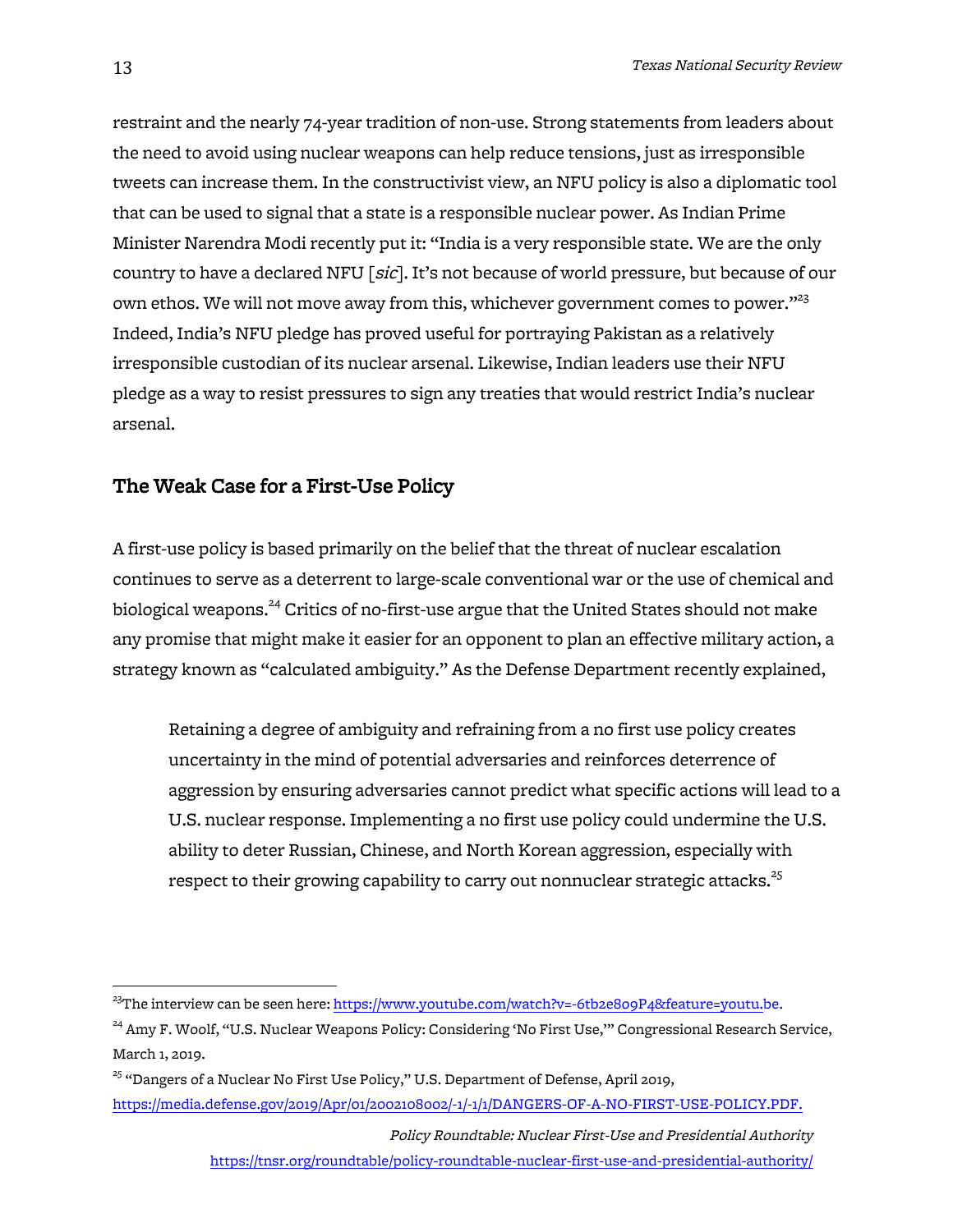restraint and the nearly 74-year tradition of non-use. Strong statements from leaders about the need to avoid using nuclear weapons can help reduce tensions, just as irresponsible tweets can increase them. In the constructivist view, an NFU policy is also a diplomatic tool that can be used to signal that a state is a responsible nuclear power. As Indian Prime Minister Narendra Modi recently put it: "India is a very responsible state. We are the only country to have a declared NFU [*sic*]. It's not because of world pressure, but because of our own ethos. We will not move away from this, whichever government comes to power."[23] Indeed, India's NFU pledge has proved useful for portraying Pakistan as a relatively irresponsible custodian of its nuclear arsenal. Likewise, Indian leaders use their NFU pledge as a way to resist pressures to sign any treaties that would restrict India's nuclear arsenal.

## The Weak Case for a First-Use Policy

A first-use policy is based primarily on the belief that the threat of nuclear escalation continues to serve as a deterrent to large-scale conventional war or the use of chemical and biological weapons.[24] Critics of no-first-use argue that the United States should not make any promise that might make it easier for an opponent to plan an effective military action, a strategy known as "calculated ambiguity." As the Defense Department recently explained,

> Retaining a degree of ambiguity and refraining from a no first use policy creates uncertainty in the mind of potential adversaries and reinforces deterrence of aggression by ensuring adversaries cannot predict what specific actions will lead to a U.S. nuclear response. Implementing a no first use policy could undermine the U.S. ability to deter Russian, Chinese, and North Korean aggression, especially with respect to their growing capability to carry out nonnuclear strategic attacks.[25]

---

[23] The interview can be seen here: https://www.youtube.com/watch?v=-6tb2e8o9P4&feature=youtu.be.

[24] Amy F. Woolf, "U.S. Nuclear Weapons Policy: Considering 'No First Use,'" Congressional Research Service, March 1, 2019.

[25] "Dangers of a Nuclear No First Use Policy," U.S. Department of Defense, April 2019, https://media.defense.gov/2019/Apr/01/2002108002/-1/-1/1/DANGERS-OF-A-NO-FIRST-USE-POLICY.PDF.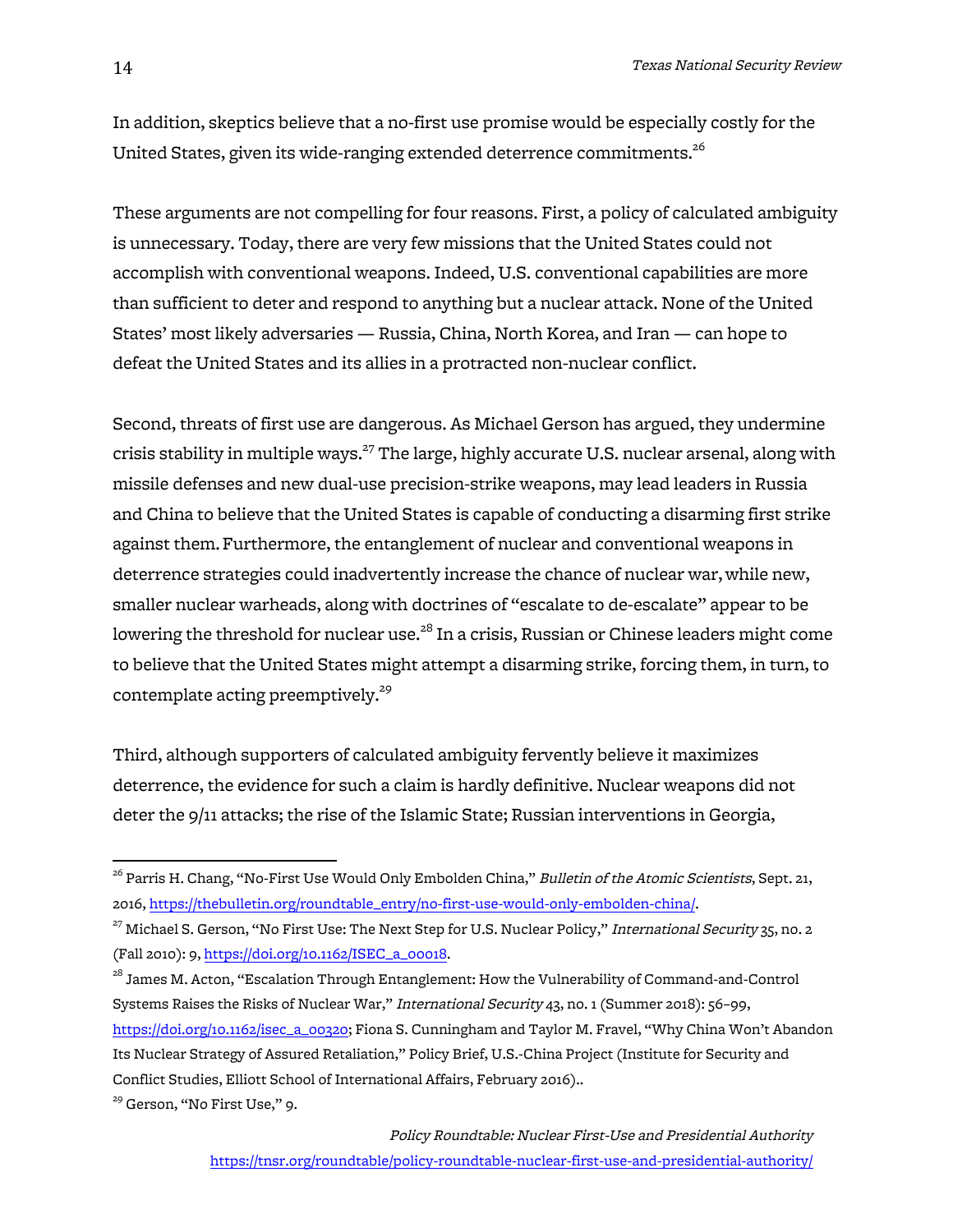In addition, skeptics believe that a no-first use promise would be especially costly for the United States, given its wide-ranging extended deterrence commitments.[26]

These arguments are not compelling for four reasons. First, a policy of calculated ambiguity is unnecessary. Today, there are very few missions that the United States could not accomplish with conventional weapons. Indeed, U.S. conventional capabilities are more than sufficient to deter and respond to anything but a nuclear attack. None of the United States' most likely adversaries — Russia, China, North Korea, and Iran — can hope to defeat the United States and its allies in a protracted non-nuclear conflict.

Second, threats of first use are dangerous. As Michael Gerson has argued, they undermine crisis stability in multiple ways.[27] The large, highly accurate U.S. nuclear arsenal, along with missile defenses and new dual-use precision-strike weapons, may lead leaders in Russia and China to believe that the United States is capable of conducting a disarming first strike against them. Furthermore, the entanglement of nuclear and conventional weapons in deterrence strategies could inadvertently increase the chance of nuclear war, while new, smaller nuclear warheads, along with doctrines of "escalate to de-escalate" appear to be lowering the threshold for nuclear use.[28] In a crisis, Russian or Chinese leaders might come to believe that the United States might attempt a disarming strike, forcing them, in turn, to contemplate acting preemptively.[29]

Third, although supporters of calculated ambiguity fervently believe it maximizes deterrence, the evidence for such a claim is hardly definitive. Nuclear weapons did not deter the 9/11 attacks; the rise of the Islamic State; Russian interventions in Georgia,

---

[26] Parris H. Chang, "No-First Use Would Only Embolden China," *Bulletin of the Atomic Scientists*, Sept. 21, 2016, https://thebulletin.org/roundtable_entry/no-first-use-would-only-embolden-china/.

[27] Michael S. Gerson, "No First Use: The Next Step for U.S. Nuclear Policy," *International Security* 35, no. 2 (Fall 2010): 9, https://doi.org/10.1162/ISEC_a_00018.

[28] James M. Acton, "Escalation Through Entanglement: How the Vulnerability of Command-and-Control Systems Raises the Risks of Nuclear War," *International Security* 43, no. 1 (Summer 2018): 56–99, https://doi.org/10.1162/isec_a_00320; Fiona S. Cunningham and Taylor M. Fravel, "Why China Won't Abandon Its Nuclear Strategy of Assured Retaliation," Policy Brief, U.S.-China Project (Institute for Security and Conflict Studies, Elliott School of International Affairs, February 2016)..

[29] Gerson, "No First Use," 9.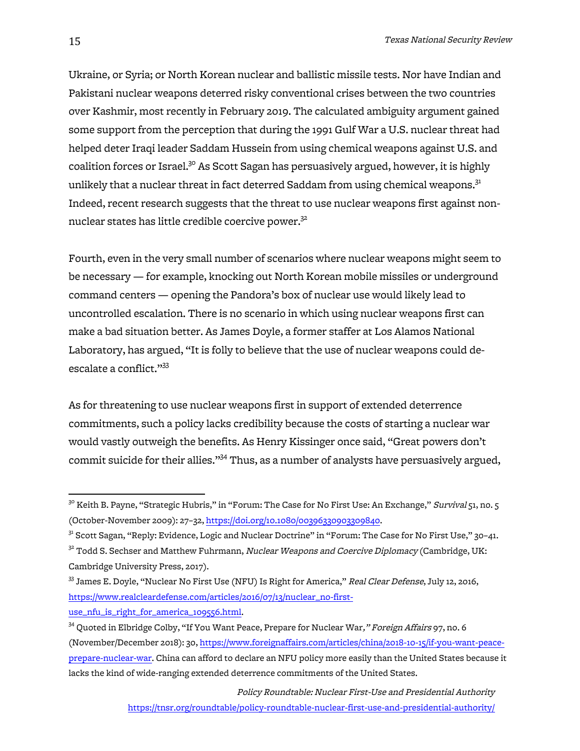Ukraine, or Syria; or North Korean nuclear and ballistic missile tests. Nor have Indian and Pakistani nuclear weapons deterred risky conventional crises between the two countries over Kashmir, most recently in February 2019. The calculated ambiguity argument gained some support from the perception that during the 1991 Gulf War a U.S. nuclear threat had helped deter Iraqi leader Saddam Hussein from using chemical weapons against U.S. and coalition forces or Israel.[30] As Scott Sagan has persuasively argued, however, it is highly unlikely that a nuclear threat in fact deterred Saddam from using chemical weapons.[31] Indeed, recent research suggests that the threat to use nuclear weapons first against non-nuclear states has little credible coercive power.[32]

Fourth, even in the very small number of scenarios where nuclear weapons might seem to be necessary — for example, knocking out North Korean mobile missiles or underground command centers — opening the Pandora's box of nuclear use would likely lead to uncontrolled escalation. There is no scenario in which using nuclear weapons first can make a bad situation better. As James Doyle, a former staffer at Los Alamos National Laboratory, has argued, "It is folly to believe that the use of nuclear weapons could de-escalate a conflict."[33]

As for threatening to use nuclear weapons first in support of extended deterrence commitments, such a policy lacks credibility because the costs of starting a nuclear war would vastly outweigh the benefits. As Henry Kissinger once said, "Great powers don't commit suicide for their allies."[34] Thus, as a number of analysts have persuasively argued,

---

[30] Keith B. Payne, "Strategic Hubris," in "Forum: The Case for No First Use: An Exchange," *Survival* 51, no. 5 (October-November 2009): 27–32, https://doi.org/10.1080/00396330903309840.

[31] Scott Sagan, "Reply: Evidence, Logic and Nuclear Doctrine" in "Forum: The Case for No First Use," 30–41.

[32] Todd S. Sechser and Matthew Fuhrmann, *Nuclear Weapons and Coercive Diplomacy* (Cambridge, UK: Cambridge University Press, 2017).

[33] James E. Doyle, "Nuclear No First Use (NFU) Is Right for America," *Real Clear Defense*, July 12, 2016, https://www.realcleardefense.com/articles/2016/07/13/nuclear_no-first-use_nfu_is_right_for_america_109556.html.

[34] Quoted in Elbridge Colby, "If You Want Peace, Prepare for Nuclear War," *Foreign Affairs* 97, no. 6 (November/December 2018): 30, https://www.foreignaffairs.com/articles/china/2018-10-15/if-you-want-peace-prepare-nuclear-war. China can afford to declare an NFU policy more easily than the United States because it lacks the kind of wide-ranging extended deterrence commitments of the United States.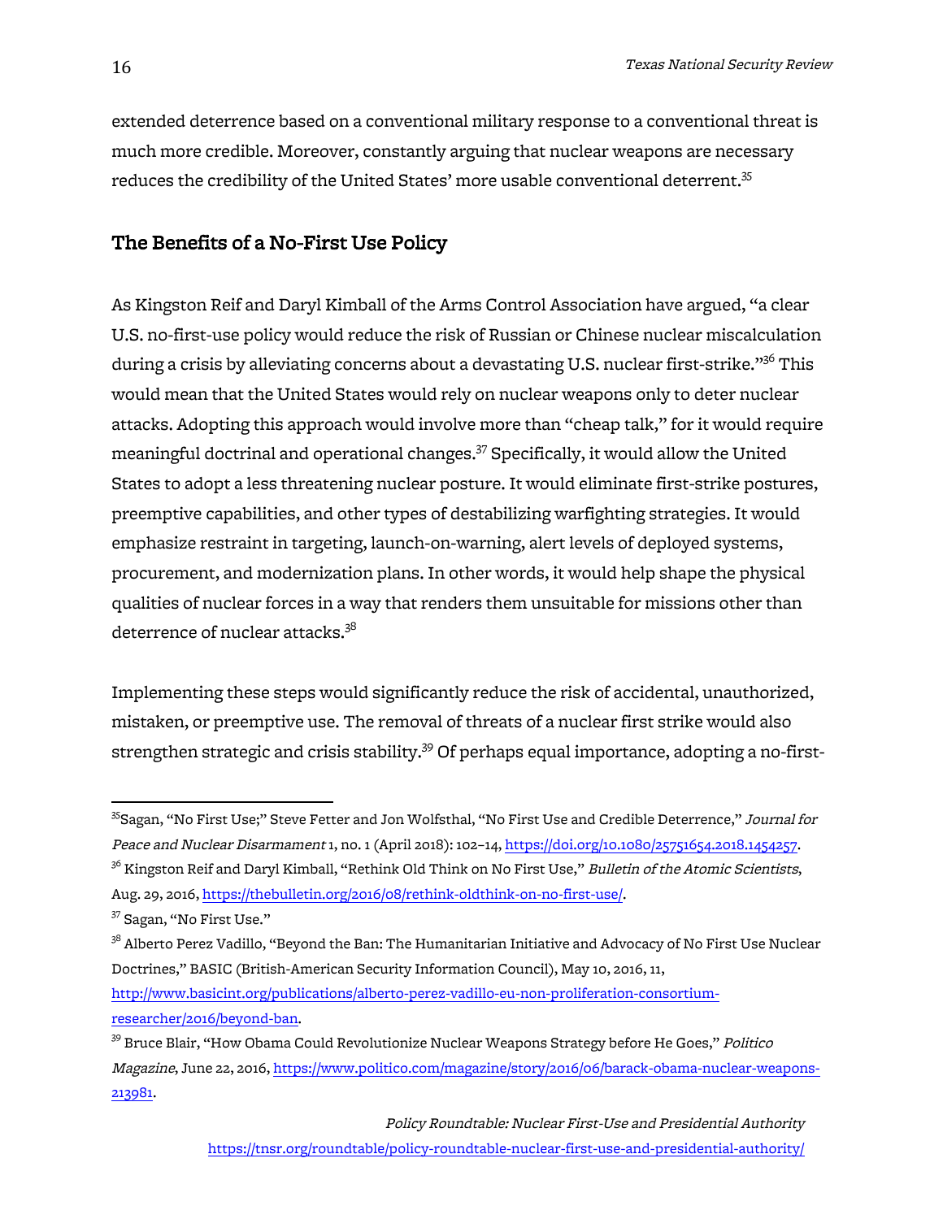extended deterrence based on a conventional military response to a conventional threat is much more credible. Moreover, constantly arguing that nuclear weapons are necessary reduces the credibility of the United States' more usable conventional deterrent.[35]

## The Benefits of a No-First Use Policy

As Kingston Reif and Daryl Kimball of the Arms Control Association have argued, "a clear U.S. no-first-use policy would reduce the risk of Russian or Chinese nuclear miscalculation during a crisis by alleviating concerns about a devastating U.S. nuclear first-strike."[36] This would mean that the United States would rely on nuclear weapons only to deter nuclear attacks. Adopting this approach would involve more than "cheap talk," for it would require meaningful doctrinal and operational changes.[37] Specifically, it would allow the United States to adopt a less threatening nuclear posture. It would eliminate first-strike postures, preemptive capabilities, and other types of destabilizing warfighting strategies. It would emphasize restraint in targeting, launch-on-warning, alert levels of deployed systems, procurement, and modernization plans. In other words, it would help shape the physical qualities of nuclear forces in a way that renders them unsuitable for missions other than deterrence of nuclear attacks.[38]

Implementing these steps would significantly reduce the risk of accidental, unauthorized, mistaken, or preemptive use. The removal of threats of a nuclear first strike would also strengthen strategic and crisis stability.[39] Of perhaps equal importance, adopting a no-first-

---

[35] Sagan, "No First Use;" Steve Fetter and Jon Wolfsthal, "No First Use and Credible Deterrence," *Journal for Peace and Nuclear Disarmament* 1, no. 1 (April 2018): 102–14, https://doi.org/10.1080/25751654.2018.1454257.

[36] Kingston Reif and Daryl Kimball, "Rethink Old Think on No First Use," *Bulletin of the Atomic Scientists*, Aug. 29, 2016, https://thebulletin.org/2016/08/rethink-oldthink-on-no-first-use/.

[37] Sagan, "No First Use."

[38] Alberto Perez Vadillo, "Beyond the Ban: The Humanitarian Initiative and Advocacy of No First Use Nuclear Doctrines," BASIC (British-American Security Information Council), May 10, 2016, 11, http://www.basicint.org/publications/alberto-perez-vadillo-eu-non-proliferation-consortium-researcher/2016/beyond-ban.

[39] Bruce Blair, "How Obama Could Revolutionize Nuclear Weapons Strategy before He Goes," *Politico Magazine*, June 22, 2016, https://www.politico.com/magazine/story/2016/06/barack-obama-nuclear-weapons-213981.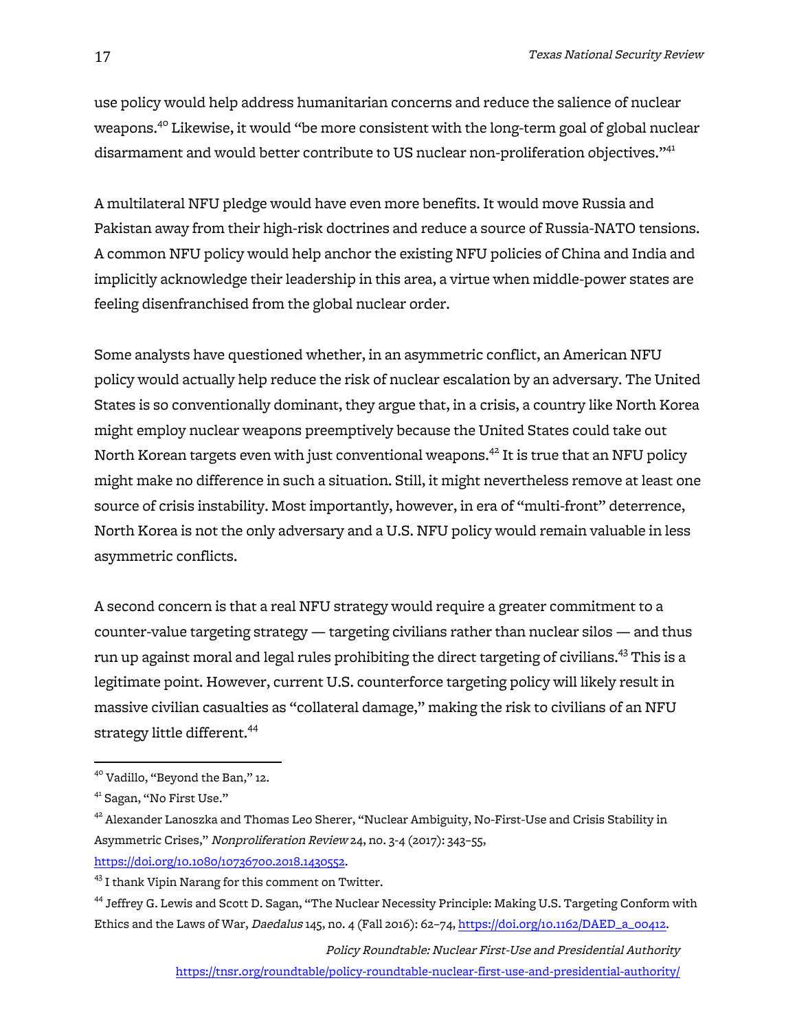use policy would help address humanitarian concerns and reduce the salience of nuclear weapons.[40] Likewise, it would "be more consistent with the long-term goal of global nuclear disarmament and would better contribute to US nuclear non-proliferation objectives."[41]

A multilateral NFU pledge would have even more benefits. It would move Russia and Pakistan away from their high-risk doctrines and reduce a source of Russia-NATO tensions. A common NFU policy would help anchor the existing NFU policies of China and India and implicitly acknowledge their leadership in this area, a virtue when middle-power states are feeling disenfranchised from the global nuclear order.

Some analysts have questioned whether, in an asymmetric conflict, an American NFU policy would actually help reduce the risk of nuclear escalation by an adversary. The United States is so conventionally dominant, they argue that, in a crisis, a country like North Korea might employ nuclear weapons preemptively because the United States could take out North Korean targets even with just conventional weapons.[42] It is true that an NFU policy might make no difference in such a situation. Still, it might nevertheless remove at least one source of crisis instability. Most importantly, however, in era of "multi-front" deterrence, North Korea is not the only adversary and a U.S. NFU policy would remain valuable in less asymmetric conflicts.

A second concern is that a real NFU strategy would require a greater commitment to a counter-value targeting strategy — targeting civilians rather than nuclear silos — and thus run up against moral and legal rules prohibiting the direct targeting of civilians.[43] This is a legitimate point. However, current U.S. counterforce targeting policy will likely result in massive civilian casualties as "collateral damage," making the risk to civilians of an NFU strategy little different.[44]

---

[40] Vadillo, "Beyond the Ban," 12.

[41] Sagan, "No First Use."

[42] Alexander Lanoszka and Thomas Leo Sherer, "Nuclear Ambiguity, No-First-Use and Crisis Stability in Asymmetric Crises," *Nonproliferation Review* 24, no. 3-4 (2017): 343–55, https://doi.org/10.1080/10736700.2018.1430552.

[43] I thank Vipin Narang for this comment on Twitter.

[44] Jeffrey G. Lewis and Scott D. Sagan, "The Nuclear Necessity Principle: Making U.S. Targeting Conform with Ethics and the Laws of War, *Daedalus* 145, no. 4 (Fall 2016): 62–74, https://doi.org/10.1162/DAED_a_00412.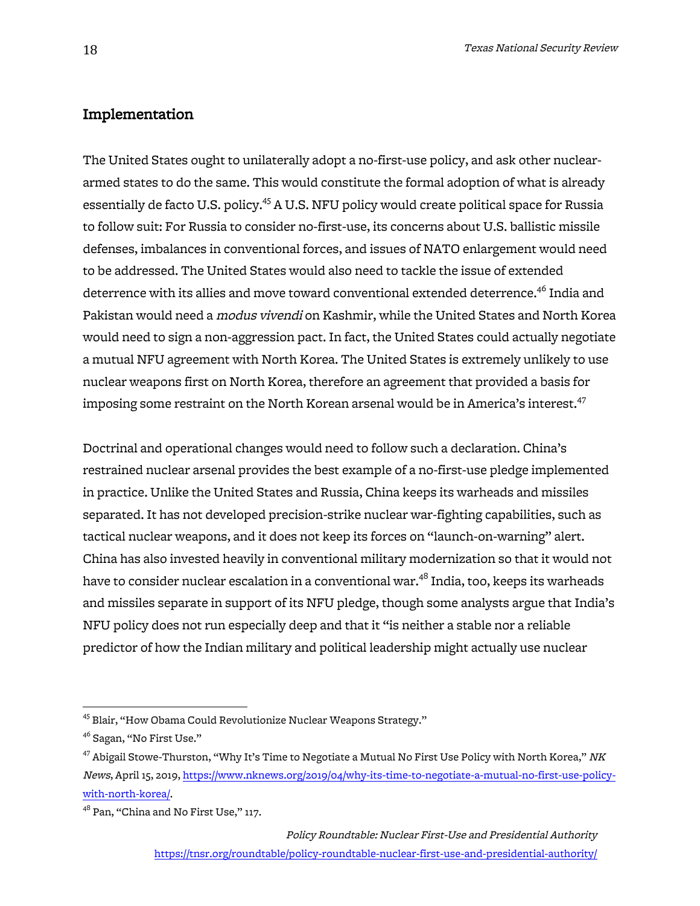## Implementation

The United States ought to unilaterally adopt a no-first-use policy, and ask other nuclear-armed states to do the same. This would constitute the formal adoption of what is already essentially de facto U.S. policy.[45] A U.S. NFU policy would create political space for Russia to follow suit: For Russia to consider no-first-use, its concerns about U.S. ballistic missile defenses, imbalances in conventional forces, and issues of NATO enlargement would need to be addressed. The United States would also need to tackle the issue of extended deterrence with its allies and move toward conventional extended deterrence.[46] India and Pakistan would need a *modus vivendi* on Kashmir, while the United States and North Korea would need to sign a non-aggression pact. In fact, the United States could actually negotiate a mutual NFU agreement with North Korea. The United States is extremely unlikely to use nuclear weapons first on North Korea, therefore an agreement that provided a basis for imposing some restraint on the North Korean arsenal would be in America's interest.[47]

Doctrinal and operational changes would need to follow such a declaration. China's restrained nuclear arsenal provides the best example of a no-first-use pledge implemented in practice. Unlike the United States and Russia, China keeps its warheads and missiles separated. It has not developed precision-strike nuclear war-fighting capabilities, such as tactical nuclear weapons, and it does not keep its forces on "launch-on-warning" alert. China has also invested heavily in conventional military modernization so that it would not have to consider nuclear escalation in a conventional war.[48] India, too, keeps its warheads and missiles separate in support of its NFU pledge, though some analysts argue that India's NFU policy does not run especially deep and that it "is neither a stable nor a reliable predictor of how the Indian military and political leadership might actually use nuclear

---

[45] Blair, "How Obama Could Revolutionize Nuclear Weapons Strategy."

[46] Sagan, "No First Use."

[47] Abigail Stowe-Thurston, "Why It's Time to Negotiate a Mutual No First Use Policy with North Korea," *NK News*, April 15, 2019, https://www.nknews.org/2019/04/why-its-time-to-negotiate-a-mutual-no-first-use-policy-with-north-korea/.

[48] Pan, "China and No First Use," 117.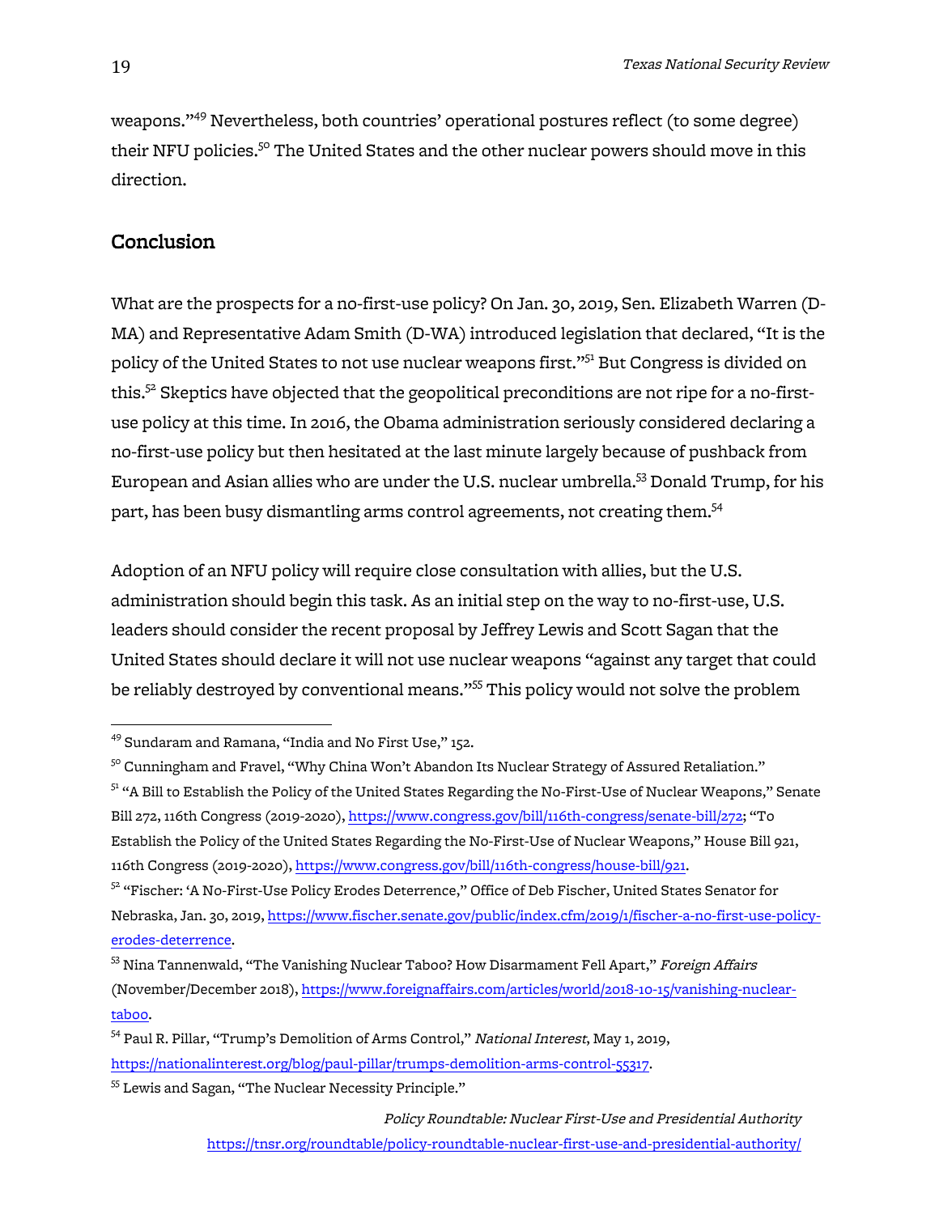weapons."[49] Nevertheless, both countries' operational postures reflect (to some degree) their NFU policies.[50] The United States and the other nuclear powers should move in this direction.

## Conclusion

What are the prospects for a no-first-use policy? On Jan. 30, 2019, Sen. Elizabeth Warren (D-MA) and Representative Adam Smith (D-WA) introduced legislation that declared, "It is the policy of the United States to not use nuclear weapons first."[51] But Congress is divided on this.[52] Skeptics have objected that the geopolitical preconditions are not ripe for a no-first-use policy at this time. In 2016, the Obama administration seriously considered declaring a no-first-use policy but then hesitated at the last minute largely because of pushback from European and Asian allies who are under the U.S. nuclear umbrella.[53] Donald Trump, for his part, has been busy dismantling arms control agreements, not creating them.[54]

Adoption of an NFU policy will require close consultation with allies, but the U.S. administration should begin this task. As an initial step on the way to no-first-use, U.S. leaders should consider the recent proposal by Jeffrey Lewis and Scott Sagan that the United States should declare it will not use nuclear weapons "against any target that could be reliably destroyed by conventional means."[55] This policy would not solve the problem

---

[49] Sundaram and Ramana, "India and No First Use," 152.

[50] Cunningham and Fravel, "Why China Won't Abandon Its Nuclear Strategy of Assured Retaliation."

[51] "A Bill to Establish the Policy of the United States Regarding the No-First-Use of Nuclear Weapons," Senate Bill 272, 116th Congress (2019-2020), https://www.congress.gov/bill/116th-congress/senate-bill/272; "To Establish the Policy of the United States Regarding the No-First-Use of Nuclear Weapons," House Bill 921, 116th Congress (2019-2020), https://www.congress.gov/bill/116th-congress/house-bill/921.

[52] "Fischer: 'A No-First-Use Policy Erodes Deterrence," Office of Deb Fischer, United States Senator for Nebraska, Jan. 30, 2019, https://www.fischer.senate.gov/public/index.cfm/2019/1/fischer-a-no-first-use-policy-erodes-deterrence.

[53] Nina Tannenwald, "The Vanishing Nuclear Taboo? How Disarmament Fell Apart," *Foreign Affairs* (November/December 2018), https://www.foreignaffairs.com/articles/world/2018-10-15/vanishing-nuclear-taboo.

[54] Paul R. Pillar, "Trump's Demolition of Arms Control," *National Interest*, May 1, 2019, https://nationalinterest.org/blog/paul-pillar/trumps-demolition-arms-control-55317.

[55] Lewis and Sagan, "The Nuclear Necessity Principle."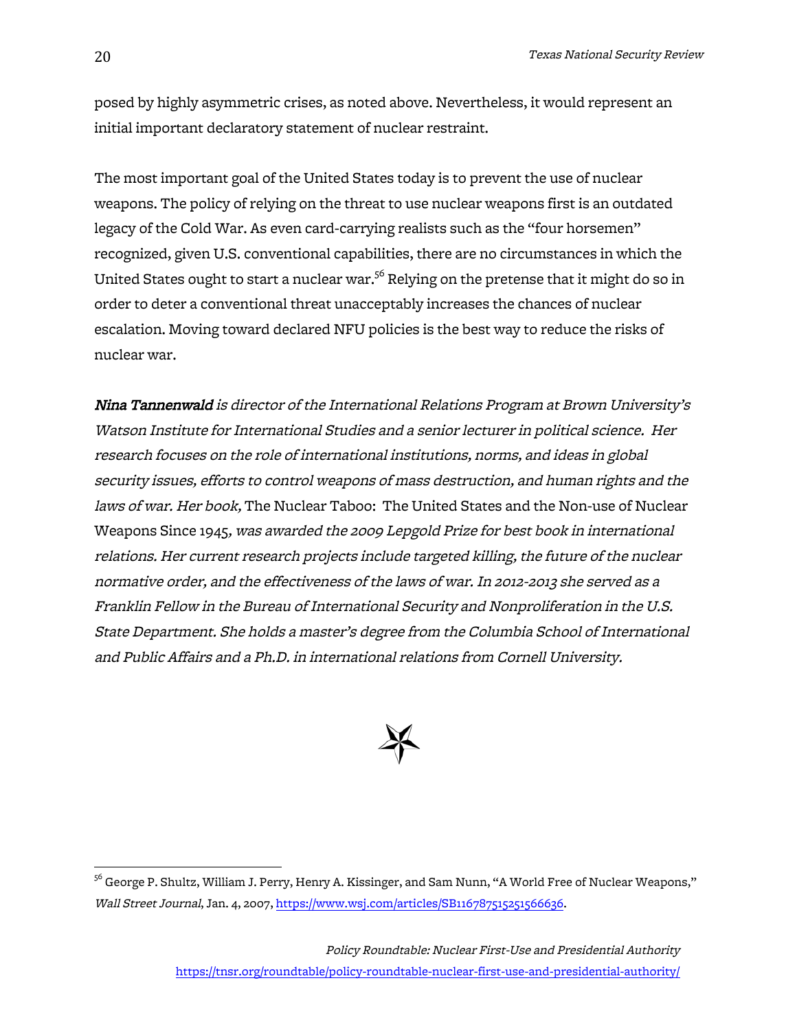posed by highly asymmetric crises, as noted above. Nevertheless, it would represent an initial important declaratory statement of nuclear restraint.

The most important goal of the United States today is to prevent the use of nuclear weapons. The policy of relying on the threat to use nuclear weapons first is an outdated legacy of the Cold War. As even card-carrying realists such as the "four horsemen" recognized, given U.S. conventional capabilities, there are no circumstances in which the United States ought to start a nuclear war.[56] Relying on the pretense that it might do so in order to deter a conventional threat unacceptably increases the chances of nuclear escalation. Moving toward declared NFU policies is the best way to reduce the risks of nuclear war.

***Nina Tannenwald** is director of the International Relations Program at Brown University's Watson Institute for International Studies and a senior lecturer in political science. Her research focuses on the role of international institutions, norms, and ideas in global security issues, efforts to control weapons of mass destruction, and human rights and the laws of war. Her book,* The Nuclear Taboo: The United States and the Non-use of Nuclear Weapons Since 1945*, was awarded the 2009 Lepgold Prize for best book in international relations. Her current research projects include targeted killing, the future of the nuclear normative order, and the effectiveness of the laws of war. In 2012-2013 she served as a Franklin Fellow in the Bureau of International Security and Nonproliferation in the U.S. State Department. She holds a master's degree from the Columbia School of International and Public Affairs and a Ph.D. in international relations from Cornell University.*

---

[56] George P. Shultz, William J. Perry, Henry A. Kissinger, and Sam Nunn, "A World Free of Nuclear Weapons," *Wall Street Journal*, Jan. 4, 2007, https://www.wsj.com/articles/SB116787515251566636.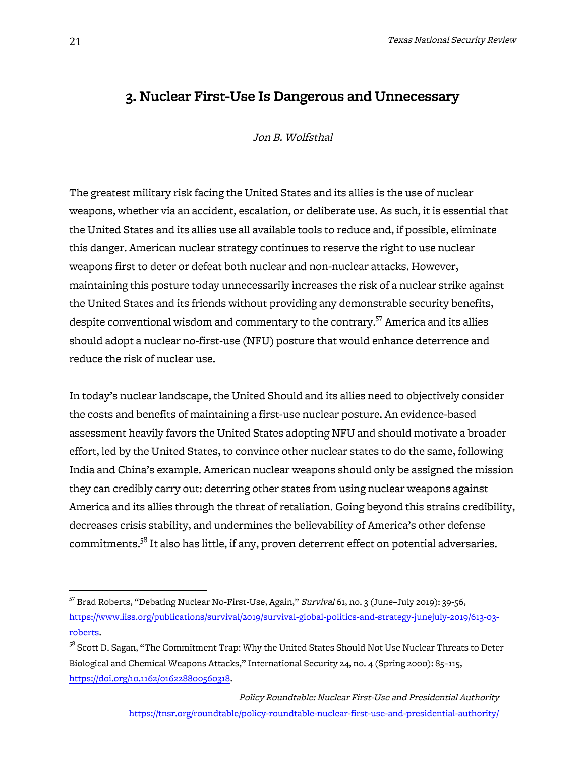## 3. Nuclear First-Use Is Dangerous and Unnecessary

*Jon B. Wolfsthal*

The greatest military risk facing the United States and its allies is the use of nuclear weapons, whether via an accident, escalation, or deliberate use. As such, it is essential that the United States and its allies use all available tools to reduce and, if possible, eliminate this danger. American nuclear strategy continues to reserve the right to use nuclear weapons first to deter or defeat both nuclear and non-nuclear attacks. However, maintaining this posture today unnecessarily increases the risk of a nuclear strike against the United States and its friends without providing any demonstrable security benefits, despite conventional wisdom and commentary to the contrary.[57] America and its allies should adopt a nuclear no-first-use (NFU) posture that would enhance deterrence and reduce the risk of nuclear use.

In today's nuclear landscape, the United Should and its allies need to objectively consider the costs and benefits of maintaining a first-use nuclear posture. An evidence-based assessment heavily favors the United States adopting NFU and should motivate a broader effort, led by the United States, to convince other nuclear states to do the same, following India and China's example. American nuclear weapons should only be assigned the mission they can credibly carry out: deterring other states from using nuclear weapons against America and its allies through the threat of retaliation. Going beyond this strains credibility, decreases crisis stability, and undermines the believability of America's other defense commitments.[58] It also has little, if any, proven deterrent effect on potential adversaries.

---

[57] Brad Roberts, "Debating Nuclear No-First-Use, Again," *Survival* 61, no. 3 (June–July 2019): 39-56, https://www.iiss.org/publications/survival/2019/survival-global-politics-and-strategy-junejuly-2019/613-03-roberts.

[58] Scott D. Sagan, "The Commitment Trap: Why the United States Should Not Use Nuclear Threats to Deter Biological and Chemical Weapons Attacks," International Security 24, no. 4 (Spring 2000): 85–115, https://doi.org/10.1162/016228800560318.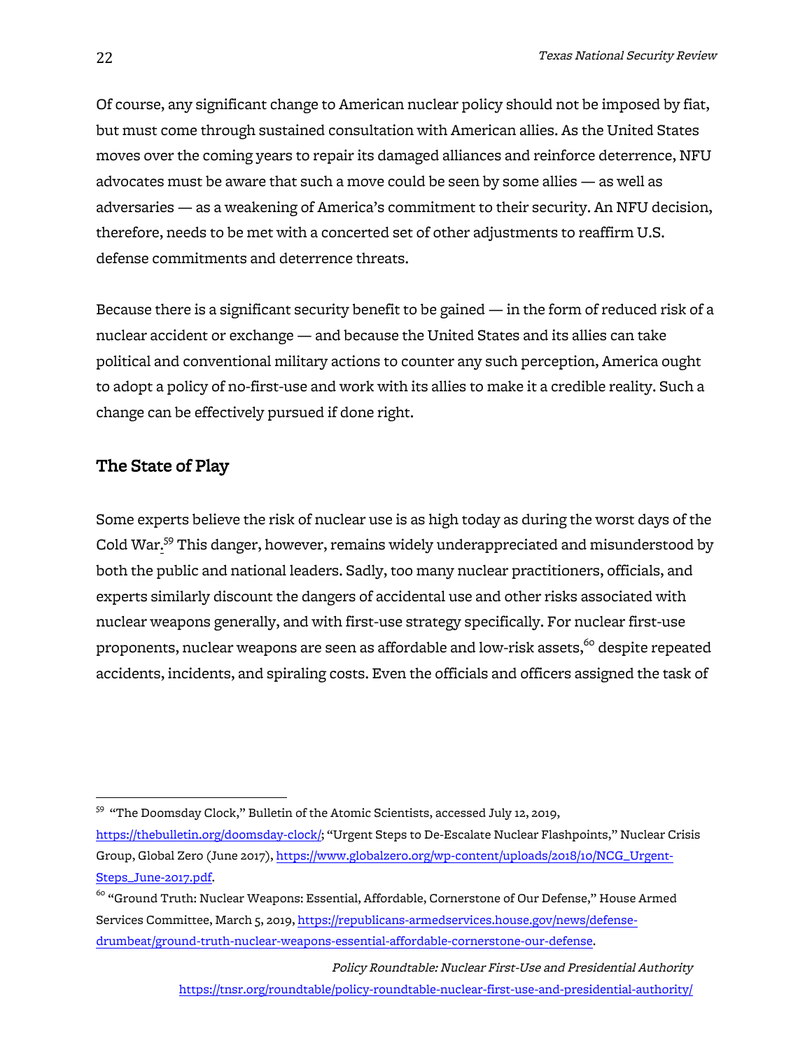Of course, any significant change to American nuclear policy should not be imposed by fiat, but must come through sustained consultation with American allies. As the United States moves over the coming years to repair its damaged alliances and reinforce deterrence, NFU advocates must be aware that such a move could be seen by some allies — as well as adversaries — as a weakening of America's commitment to their security. An NFU decision, therefore, needs to be met with a concerted set of other adjustments to reaffirm U.S. defense commitments and deterrence threats.

Because there is a significant security benefit to be gained — in the form of reduced risk of a nuclear accident or exchange — and because the United States and its allies can take political and conventional military actions to counter any such perception, America ought to adopt a policy of no-first-use and work with its allies to make it a credible reality. Such a change can be effectively pursued if done right.

## The State of Play

Some experts believe the risk of nuclear use is as high today as during the worst days of the Cold War.[59] This danger, however, remains widely underappreciated and misunderstood by both the public and national leaders. Sadly, too many nuclear practitioners, officials, and experts similarly discount the dangers of accidental use and other risks associated with nuclear weapons generally, and with first-use strategy specifically. For nuclear first-use proponents, nuclear weapons are seen as affordable and low-risk assets,[60] despite repeated accidents, incidents, and spiraling costs. Even the officials and officers assigned the task of

---

[59] "The Doomsday Clock," Bulletin of the Atomic Scientists, accessed July 12, 2019, https://thebulletin.org/doomsday-clock/; "Urgent Steps to De-Escalate Nuclear Flashpoints," Nuclear Crisis Group, Global Zero (June 2017), https://www.globalzero.org/wp-content/uploads/2018/10/NCG_Urgent-Steps_June-2017.pdf.

[60] "Ground Truth: Nuclear Weapons: Essential, Affordable, Cornerstone of Our Defense," House Armed Services Committee, March 5, 2019, https://republicans-armedservices.house.gov/news/defense-drumbeat/ground-truth-nuclear-weapons-essential-affordable-cornerstone-our-defense.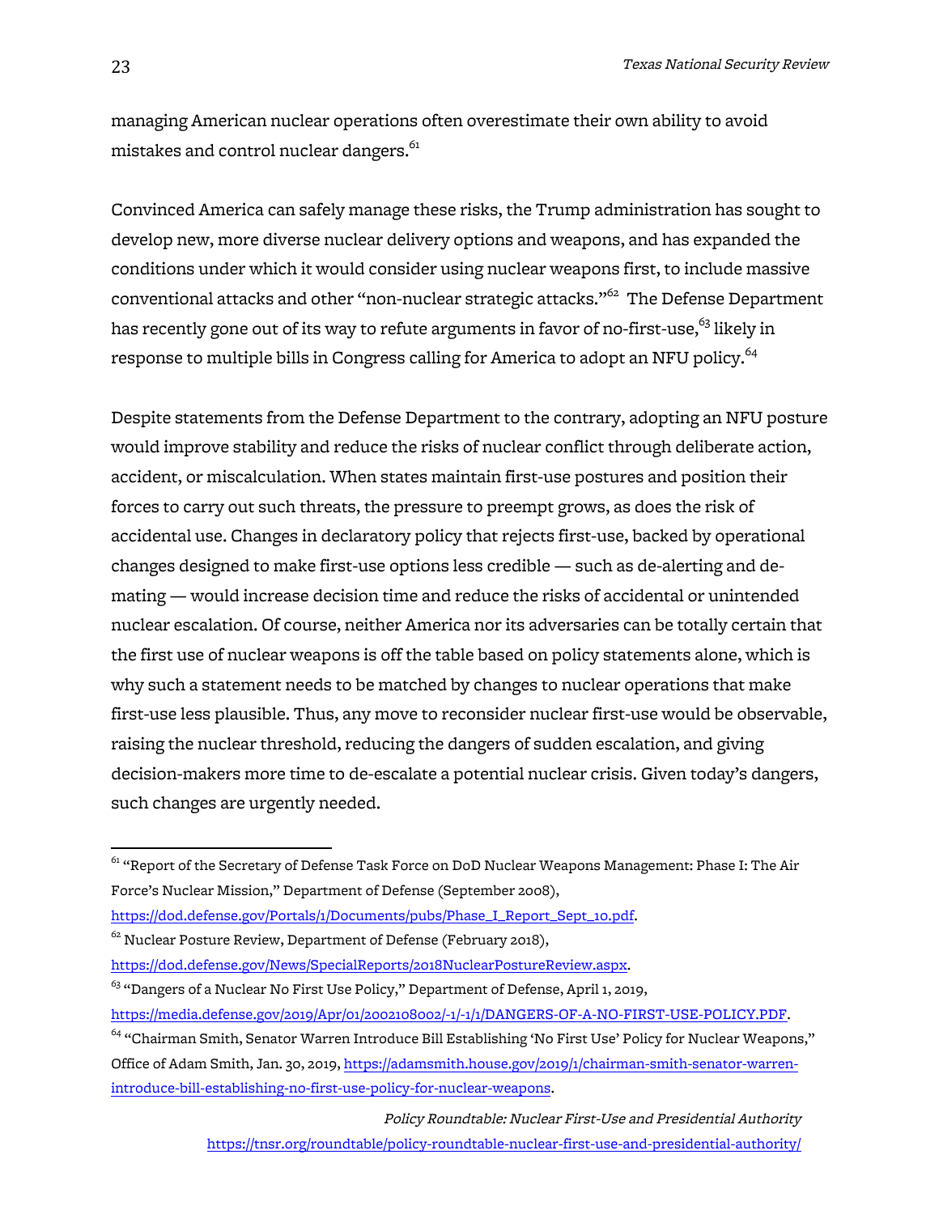managing American nuclear operations often overestimate their own ability to avoid mistakes and control nuclear dangers.[61]

Convinced America can safely manage these risks, the Trump administration has sought to develop new, more diverse nuclear delivery options and weapons, and has expanded the conditions under which it would consider using nuclear weapons first, to include massive conventional attacks and other "non-nuclear strategic attacks."[62] The Defense Department has recently gone out of its way to refute arguments in favor of no-first-use,[63] likely in response to multiple bills in Congress calling for America to adopt an NFU policy.[64]

Despite statements from the Defense Department to the contrary, adopting an NFU posture would improve stability and reduce the risks of nuclear conflict through deliberate action, accident, or miscalculation. When states maintain first-use postures and position their forces to carry out such threats, the pressure to preempt grows, as does the risk of accidental use. Changes in declaratory policy that rejects first-use, backed by operational changes designed to make first-use options less credible — such as de-alerting and de-mating — would increase decision time and reduce the risks of accidental or unintended nuclear escalation. Of course, neither America nor its adversaries can be totally certain that the first use of nuclear weapons is off the table based on policy statements alone, which is why such a statement needs to be matched by changes to nuclear operations that make first-use less plausible. Thus, any move to reconsider nuclear first-use would be observable, raising the nuclear threshold, reducing the dangers of sudden escalation, and giving decision-makers more time to de-escalate a potential nuclear crisis. Given today's dangers, such changes are urgently needed.

---

[61] "Report of the Secretary of Defense Task Force on DoD Nuclear Weapons Management: Phase I: The Air Force's Nuclear Mission," Department of Defense (September 2008), https://dod.defense.gov/Portals/1/Documents/pubs/Phase_I_Report_Sept_10.pdf.

[62] Nuclear Posture Review, Department of Defense (February 2018), https://dod.defense.gov/News/SpecialReports/2018NuclearPostureReview.aspx.

[63] "Dangers of a Nuclear No First Use Policy," Department of Defense, April 1, 2019, https://media.defense.gov/2019/Apr/01/2002108002/-1/-1/1/DANGERS-OF-A-NO-FIRST-USE-POLICY.PDF.

[64] "Chairman Smith, Senator Warren Introduce Bill Establishing 'No First Use' Policy for Nuclear Weapons," Office of Adam Smith, Jan. 30, 2019, https://adamsmith.house.gov/2019/1/chairman-smith-senator-warren-introduce-bill-establishing-no-first-use-policy-for-nuclear-weapons.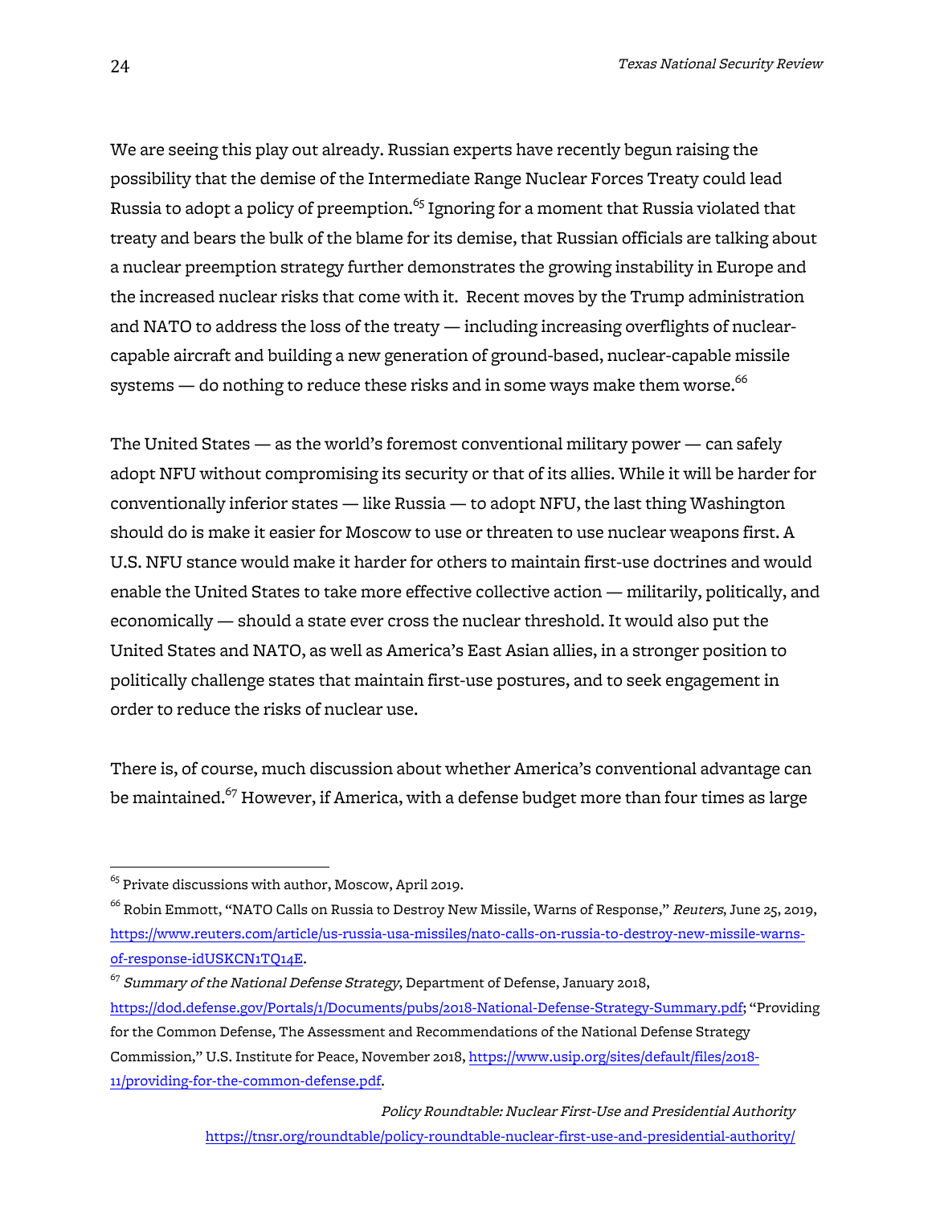We are seeing this play out already. Russian experts have recently begun raising the possibility that the demise of the Intermediate Range Nuclear Forces Treaty could lead Russia to adopt a policy of preemption.[65] Ignoring for a moment that Russia violated that treaty and bears the bulk of the blame for its demise, that Russian officials are talking about a nuclear preemption strategy further demonstrates the growing instability in Europe and the increased nuclear risks that come with it. Recent moves by the Trump administration and NATO to address the loss of the treaty — including increasing overflights of nuclear-capable aircraft and building a new generation of ground-based, nuclear-capable missile systems — do nothing to reduce these risks and in some ways make them worse.[66]

The United States — as the world's foremost conventional military power — can safely adopt NFU without compromising its security or that of its allies. While it will be harder for conventionally inferior states — like Russia — to adopt NFU, the last thing Washington should do is make it easier for Moscow to use or threaten to use nuclear weapons first. A U.S. NFU stance would make it harder for others to maintain first-use doctrines and would enable the United States to take more effective collective action — militarily, politically, and economically — should a state ever cross the nuclear threshold. It would also put the United States and NATO, as well as America's East Asian allies, in a stronger position to politically challenge states that maintain first-use postures, and to seek engagement in order to reduce the risks of nuclear use.

There is, of course, much discussion about whether America's conventional advantage can be maintained.[67] However, if America, with a defense budget more than four times as large

---

[65] Private discussions with author, Moscow, April 2019.

[66] Robin Emmott, "NATO Calls on Russia to Destroy New Missile, Warns of Response," *Reuters*, June 25, 2019, https://www.reuters.com/article/us-russia-usa-missiles/nato-calls-on-russia-to-destroy-new-missile-warns-of-response-idUSKCN1TQ14E.

[67] *Summary of the National Defense Strategy*, Department of Defense, January 2018, https://dod.defense.gov/Portals/1/Documents/pubs/2018-National-Defense-Strategy-Summary.pdf; "Providing for the Common Defense, The Assessment and Recommendations of the National Defense Strategy Commission," U.S. Institute for Peace, November 2018, https://www.usip.org/sites/default/files/2018-11/providing-for-the-common-defense.pdf.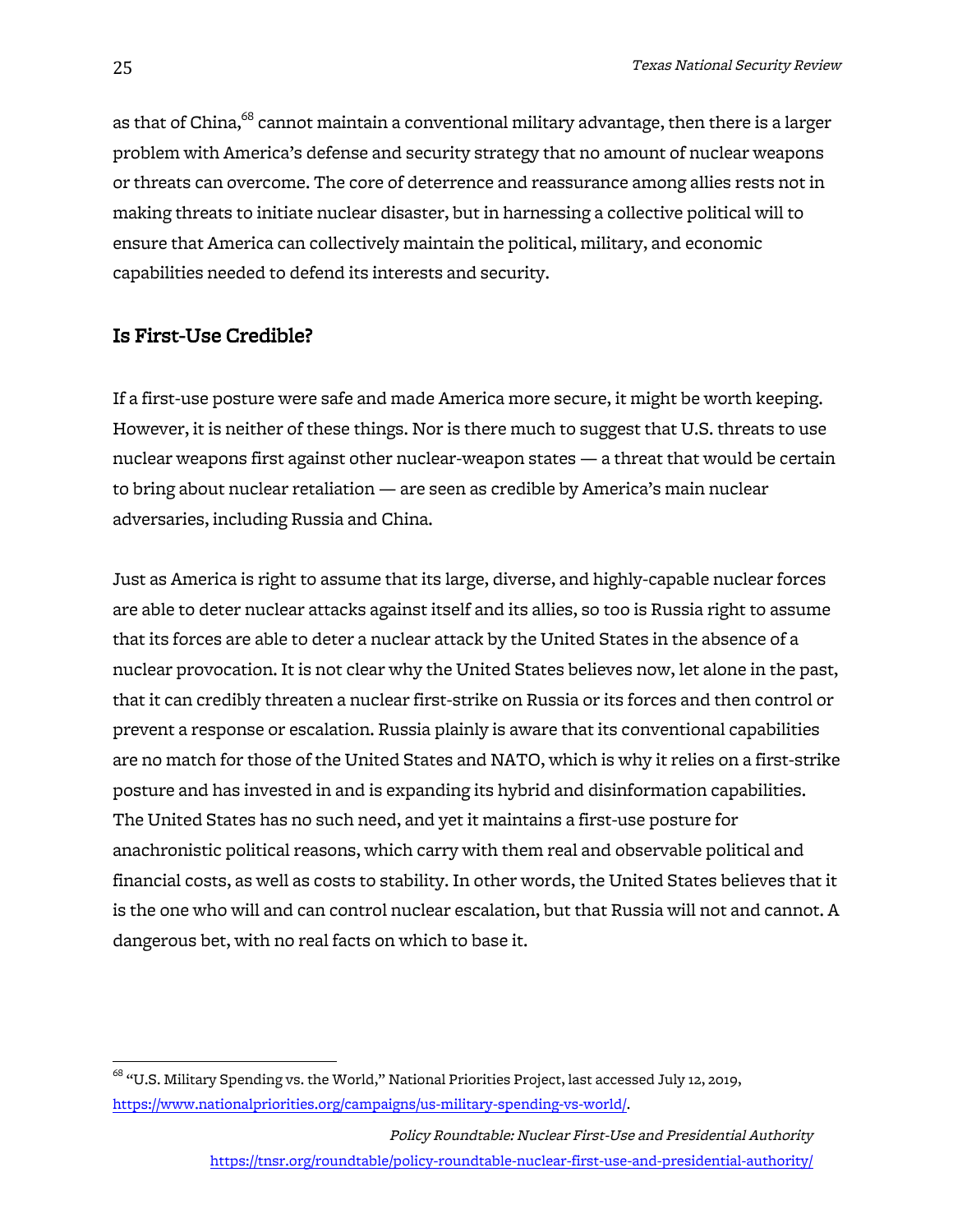as that of China,[68] cannot maintain a conventional military advantage, then there is a larger problem with America's defense and security strategy that no amount of nuclear weapons or threats can overcome. The core of deterrence and reassurance among allies rests not in making threats to initiate nuclear disaster, but in harnessing a collective political will to ensure that America can collectively maintain the political, military, and economic capabilities needed to defend its interests and security.

## Is First-Use Credible?

If a first-use posture were safe and made America more secure, it might be worth keeping. However, it is neither of these things. Nor is there much to suggest that U.S. threats to use nuclear weapons first against other nuclear-weapon states — a threat that would be certain to bring about nuclear retaliation — are seen as credible by America's main nuclear adversaries, including Russia and China.

Just as America is right to assume that its large, diverse, and highly-capable nuclear forces are able to deter nuclear attacks against itself and its allies, so too is Russia right to assume that its forces are able to deter a nuclear attack by the United States in the absence of a nuclear provocation. It is not clear why the United States believes now, let alone in the past, that it can credibly threaten a nuclear first-strike on Russia or its forces and then control or prevent a response or escalation. Russia plainly is aware that its conventional capabilities are no match for those of the United States and NATO, which is why it relies on a first-strike posture and has invested in and is expanding its hybrid and disinformation capabilities. The United States has no such need, and yet it maintains a first-use posture for anachronistic political reasons, which carry with them real and observable political and financial costs, as well as costs to stability. In other words, the United States believes that it is the one who will and can control nuclear escalation, but that Russia will not and cannot. A dangerous bet, with no real facts on which to base it.

---

[68] "U.S. Military Spending vs. the World," National Priorities Project, last accessed July 12, 2019, https://www.nationalpriorities.org/campaigns/us-military-spending-vs-world/.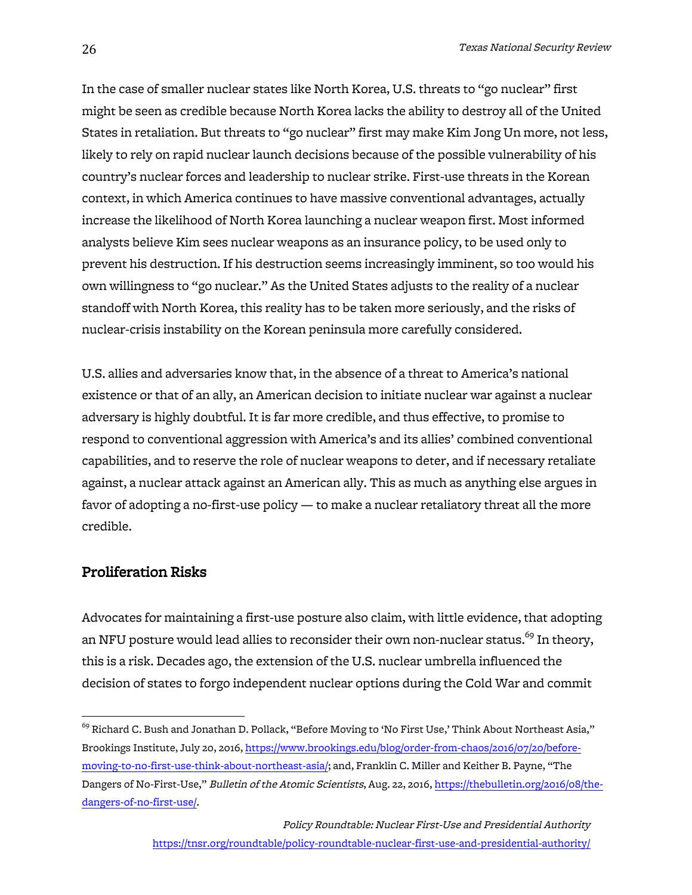In the case of smaller nuclear states like North Korea, U.S. threats to "go nuclear" first might be seen as credible because North Korea lacks the ability to destroy all of the United States in retaliation. But threats to "go nuclear" first may make Kim Jong Un more, not less, likely to rely on rapid nuclear launch decisions because of the possible vulnerability of his country's nuclear forces and leadership to nuclear strike. First-use threats in the Korean context, in which America continues to have massive conventional advantages, actually increase the likelihood of North Korea launching a nuclear weapon first. Most informed analysts believe Kim sees nuclear weapons as an insurance policy, to be used only to prevent his destruction. If his destruction seems increasingly imminent, so too would his own willingness to "go nuclear." As the United States adjusts to the reality of a nuclear standoff with North Korea, this reality has to be taken more seriously, and the risks of nuclear-crisis instability on the Korean peninsula more carefully considered.

U.S. allies and adversaries know that, in the absence of a threat to America's national existence or that of an ally, an American decision to initiate nuclear war against a nuclear adversary is highly doubtful. It is far more credible, and thus effective, to promise to respond to conventional aggression with America's and its allies' combined conventional capabilities, and to reserve the role of nuclear weapons to deter, and if necessary retaliate against, a nuclear attack against an American ally. This as much as anything else argues in favor of adopting a no-first-use policy — to make a nuclear retaliatory threat all the more credible.

## Proliferation Risks

Advocates for maintaining a first-use posture also claim, with little evidence, that adopting an NFU posture would lead allies to reconsider their own non-nuclear status.[69] In theory, this is a risk. Decades ago, the extension of the U.S. nuclear umbrella influenced the decision of states to forgo independent nuclear options during the Cold War and commit

[69] Richard C. Bush and Jonathan D. Pollack, "Before Moving to 'No First Use,' Think About Northeast Asia," Brookings Institute, July 20, 2016, https://www.brookings.edu/blog/order-from-chaos/2016/07/20/before-moving-to-no-first-use-think-about-northeast-asia/; and, Franklin C. Miller and Keither B. Payne, "The Dangers of No-First-Use," *Bulletin of the Atomic Scientists*, Aug. 22, 2016, https://thebulletin.org/2016/08/the-dangers-of-no-first-use/.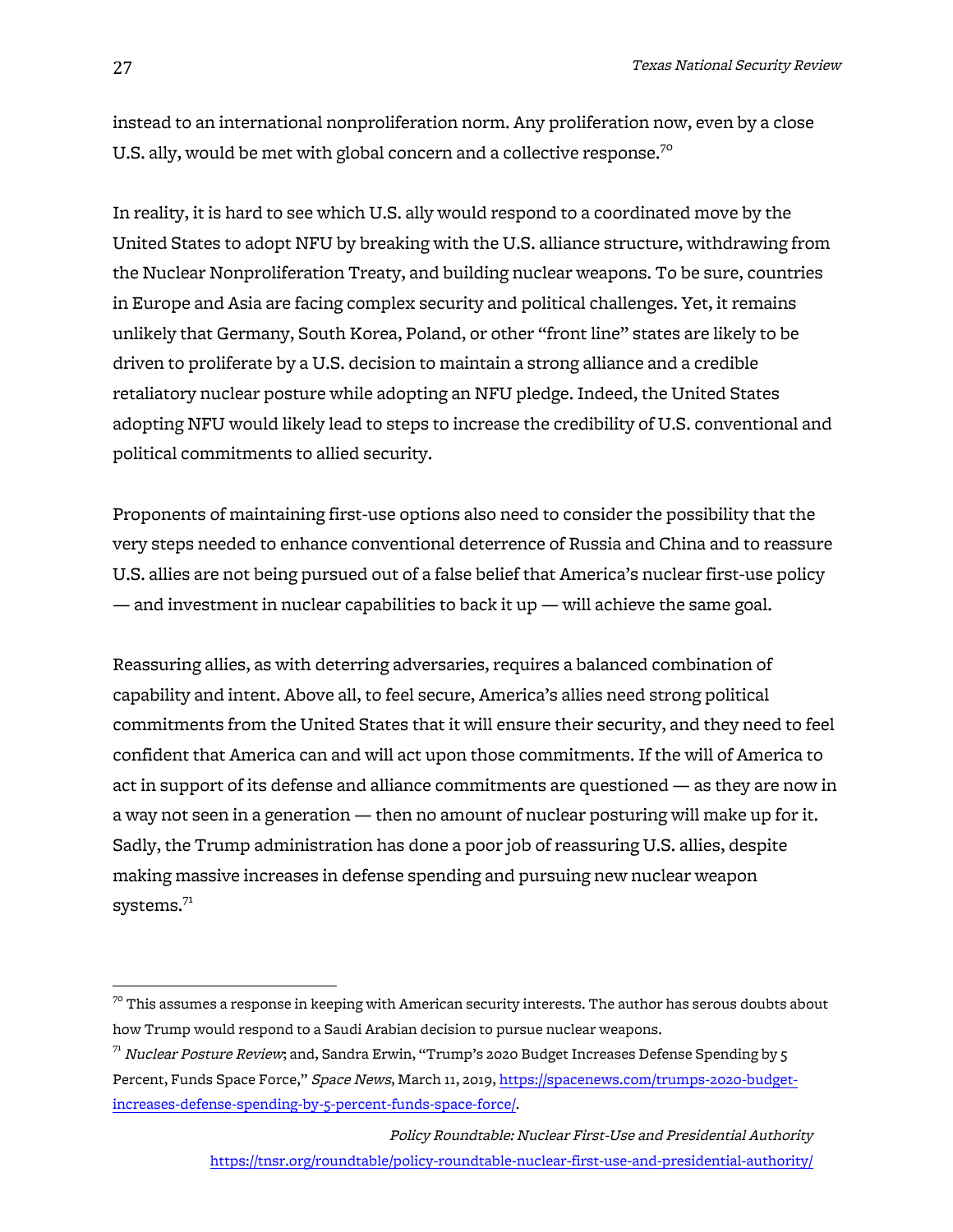instead to an international nonproliferation norm. Any proliferation now, even by a close U.S. ally, would be met with global concern and a collective response.[70]

In reality, it is hard to see which U.S. ally would respond to a coordinated move by the United States to adopt NFU by breaking with the U.S. alliance structure, withdrawing from the Nuclear Nonproliferation Treaty, and building nuclear weapons. To be sure, countries in Europe and Asia are facing complex security and political challenges. Yet, it remains unlikely that Germany, South Korea, Poland, or other "front line" states are likely to be driven to proliferate by a U.S. decision to maintain a strong alliance and a credible retaliatory nuclear posture while adopting an NFU pledge. Indeed, the United States adopting NFU would likely lead to steps to increase the credibility of U.S. conventional and political commitments to allied security.

Proponents of maintaining first-use options also need to consider the possibility that the very steps needed to enhance conventional deterrence of Russia and China and to reassure U.S. allies are not being pursued out of a false belief that America's nuclear first-use policy — and investment in nuclear capabilities to back it up — will achieve the same goal.

Reassuring allies, as with deterring adversaries, requires a balanced combination of capability and intent. Above all, to feel secure, America's allies need strong political commitments from the United States that it will ensure their security, and they need to feel confident that America can and will act upon those commitments. If the will of America to act in support of its defense and alliance commitments are questioned — as they are now in a way not seen in a generation — then no amount of nuclear posturing will make up for it. Sadly, the Trump administration has done a poor job of reassuring U.S. allies, despite making massive increases in defense spending and pursuing new nuclear weapon systems.[71]

---

[70] This assumes a response in keeping with American security interests. The author has serous doubts about how Trump would respond to a Saudi Arabian decision to pursue nuclear weapons.

[71] *Nuclear Posture Review*; and, Sandra Erwin, "Trump's 2020 Budget Increases Defense Spending by 5 Percent, Funds Space Force," *Space News*, March 11, 2019, https://spacenews.com/trumps-2020-budget-increases-defense-spending-by-5-percent-funds-space-force/.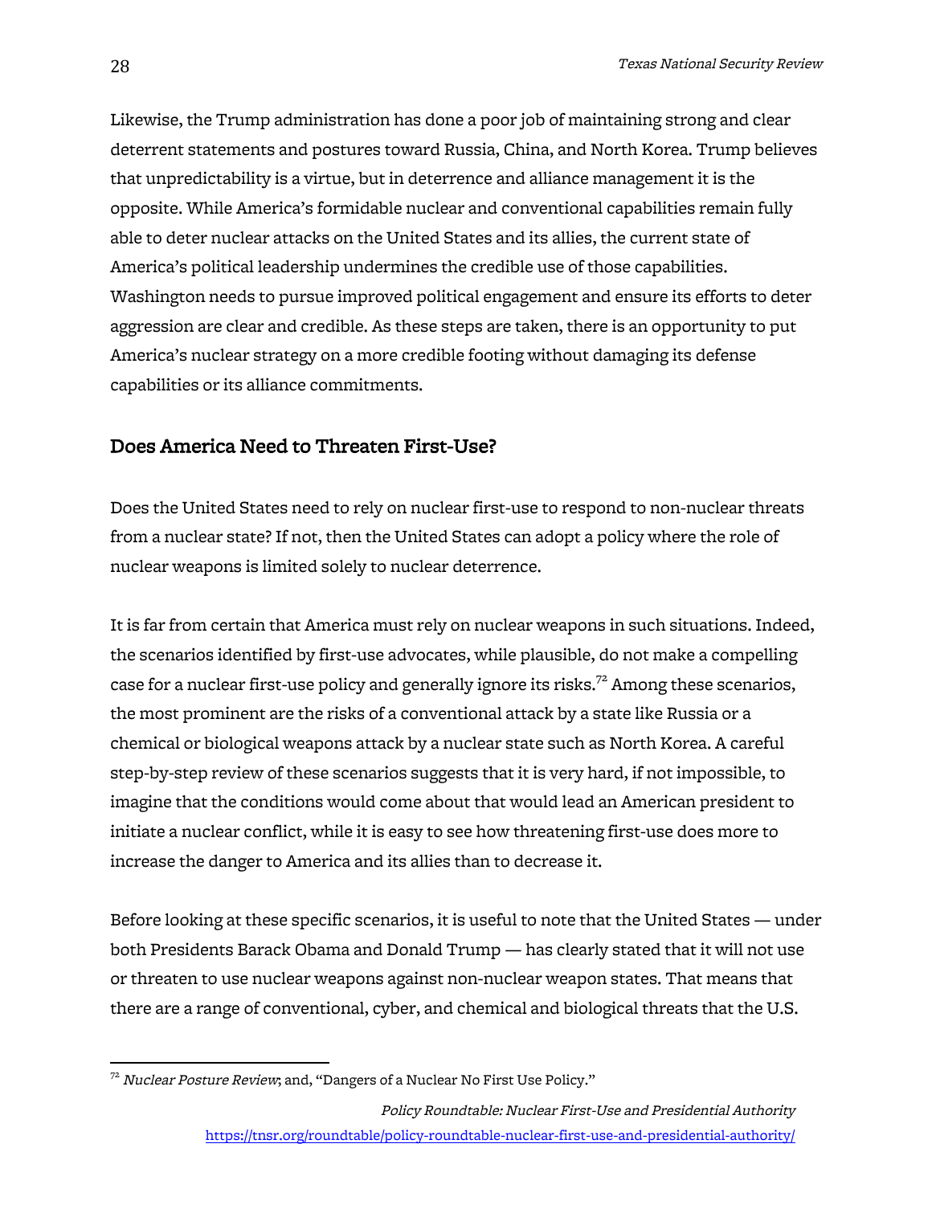Likewise, the Trump administration has done a poor job of maintaining strong and clear deterrent statements and postures toward Russia, China, and North Korea. Trump believes that unpredictability is a virtue, but in deterrence and alliance management it is the opposite. While America's formidable nuclear and conventional capabilities remain fully able to deter nuclear attacks on the United States and its allies, the current state of America's political leadership undermines the credible use of those capabilities. Washington needs to pursue improved political engagement and ensure its efforts to deter aggression are clear and credible. As these steps are taken, there is an opportunity to put America's nuclear strategy on a more credible footing without damaging its defense capabilities or its alliance commitments.

## Does America Need to Threaten First-Use?

Does the United States need to rely on nuclear first-use to respond to non-nuclear threats from a nuclear state? If not, then the United States can adopt a policy where the role of nuclear weapons is limited solely to nuclear deterrence.

It is far from certain that America must rely on nuclear weapons in such situations. Indeed, the scenarios identified by first-use advocates, while plausible, do not make a compelling case for a nuclear first-use policy and generally ignore its risks.[72] Among these scenarios, the most prominent are the risks of a conventional attack by a state like Russia or a chemical or biological weapons attack by a nuclear state such as North Korea. A careful step-by-step review of these scenarios suggests that it is very hard, if not impossible, to imagine that the conditions would come about that would lead an American president to initiate a nuclear conflict, while it is easy to see how threatening first-use does more to increase the danger to America and its allies than to decrease it.

Before looking at these specific scenarios, it is useful to note that the United States — under both Presidents Barack Obama and Donald Trump — has clearly stated that it will not use or threaten to use nuclear weapons against non-nuclear weapon states. That means that there are a range of conventional, cyber, and chemical and biological threats that the U.S.

---

[72] *Nuclear Posture Review*; and, "Dangers of a Nuclear No First Use Policy."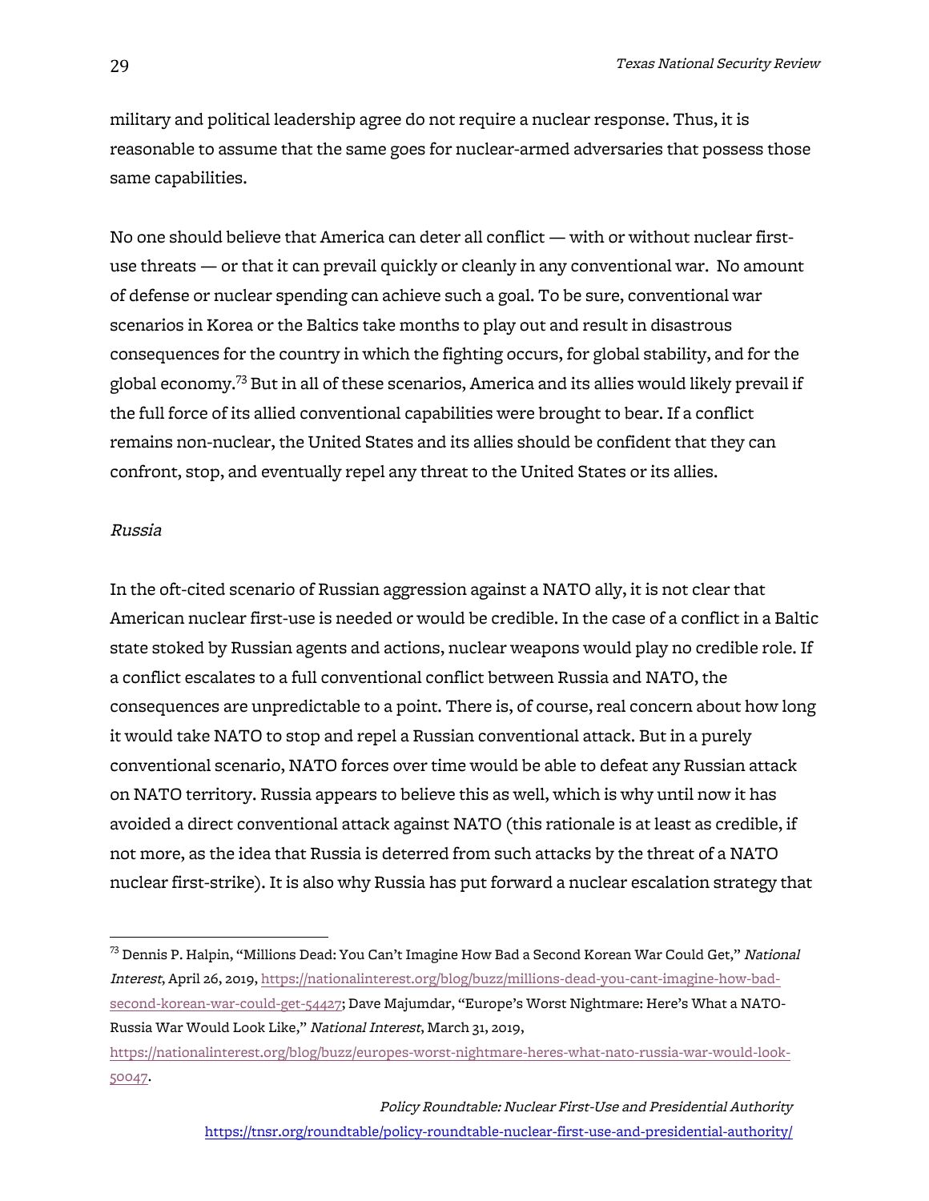military and political leadership agree do not require a nuclear response. Thus, it is reasonable to assume that the same goes for nuclear-armed adversaries that possess those same capabilities.

No one should believe that America can deter all conflict — with or without nuclear first-use threats — or that it can prevail quickly or cleanly in any conventional war. No amount of defense or nuclear spending can achieve such a goal. To be sure, conventional war scenarios in Korea or the Baltics take months to play out and result in disastrous consequences for the country in which the fighting occurs, for global stability, and for the global economy.[73] But in all of these scenarios, America and its allies would likely prevail if the full force of its allied conventional capabilities were brought to bear. If a conflict remains non-nuclear, the United States and its allies should be confident that they can confront, stop, and eventually repel any threat to the United States or its allies.

*Russia*

In the oft-cited scenario of Russian aggression against a NATO ally, it is not clear that American nuclear first-use is needed or would be credible. In the case of a conflict in a Baltic state stoked by Russian agents and actions, nuclear weapons would play no credible role. If a conflict escalates to a full conventional conflict between Russia and NATO, the consequences are unpredictable to a point. There is, of course, real concern about how long it would take NATO to stop and repel a Russian conventional attack. But in a purely conventional scenario, NATO forces over time would be able to defeat any Russian attack on NATO territory. Russia appears to believe this as well, which is why until now it has avoided a direct conventional attack against NATO (this rationale is at least as credible, if not more, as the idea that Russia is deterred from such attacks by the threat of a NATO nuclear first-strike). It is also why Russia has put forward a nuclear escalation strategy that

---

[73] Dennis P. Halpin, "Millions Dead: You Can't Imagine How Bad a Second Korean War Could Get," *National Interest*, April 26, 2019, https://nationalinterest.org/blog/buzz/millions-dead-you-cant-imagine-how-bad-second-korean-war-could-get-54427; Dave Majumdar, "Europe's Worst Nightmare: Here's What a NATO-Russia War Would Look Like," *National Interest*, March 31, 2019, https://nationalinterest.org/blog/buzz/europes-worst-nightmare-heres-what-nato-russia-war-would-look-50047.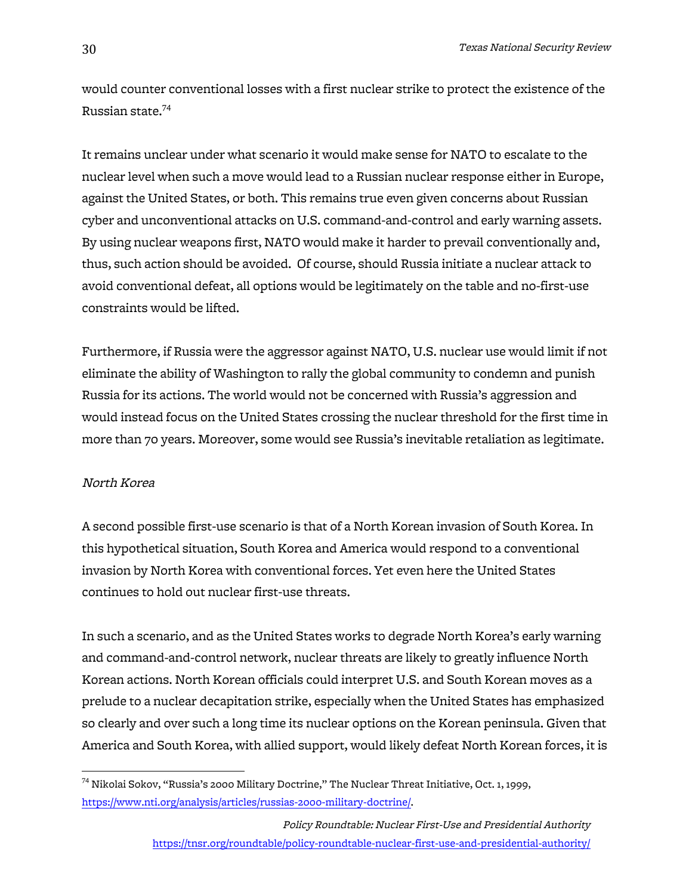would counter conventional losses with a first nuclear strike to protect the existence of the Russian state.[74]

It remains unclear under what scenario it would make sense for NATO to escalate to the nuclear level when such a move would lead to a Russian nuclear response either in Europe, against the United States, or both. This remains true even given concerns about Russian cyber and unconventional attacks on U.S. command-and-control and early warning assets. By using nuclear weapons first, NATO would make it harder to prevail conventionally and, thus, such action should be avoided. Of course, should Russia initiate a nuclear attack to avoid conventional defeat, all options would be legitimately on the table and no-first-use constraints would be lifted.

Furthermore, if Russia were the aggressor against NATO, U.S. nuclear use would limit if not eliminate the ability of Washington to rally the global community to condemn and punish Russia for its actions. The world would not be concerned with Russia's aggression and would instead focus on the United States crossing the nuclear threshold for the first time in more than 70 years. Moreover, some would see Russia's inevitable retaliation as legitimate.

*North Korea*

A second possible first-use scenario is that of a North Korean invasion of South Korea. In this hypothetical situation, South Korea and America would respond to a conventional invasion by North Korea with conventional forces. Yet even here the United States continues to hold out nuclear first-use threats.

In such a scenario, and as the United States works to degrade North Korea's early warning and command-and-control network, nuclear threats are likely to greatly influence North Korean actions. North Korean officials could interpret U.S. and South Korean moves as a prelude to a nuclear decapitation strike, especially when the United States has emphasized so clearly and over such a long time its nuclear options on the Korean peninsula. Given that America and South Korea, with allied support, would likely defeat North Korean forces, it is

---

[74] Nikolai Sokov, "Russia's 2000 Military Doctrine," The Nuclear Threat Initiative, Oct. 1, 1999, https://www.nti.org/analysis/articles/russias-2000-military-doctrine/.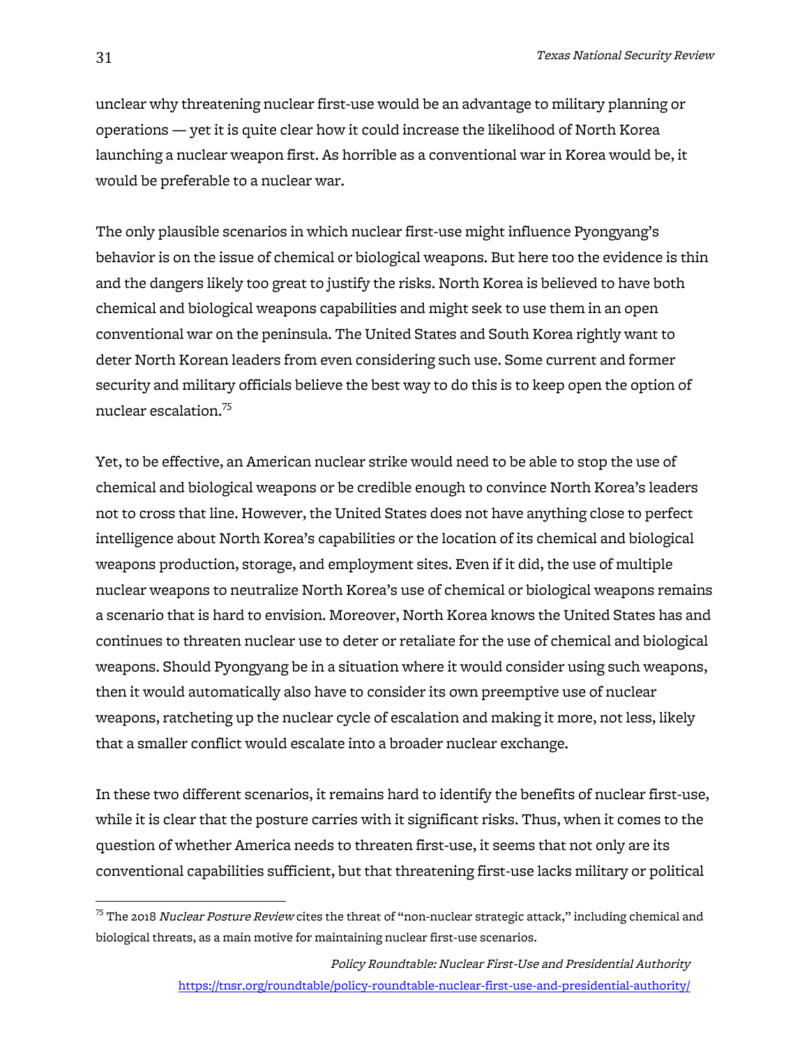unclear why threatening nuclear first-use would be an advantage to military planning or operations — yet it is quite clear how it could increase the likelihood of North Korea launching a nuclear weapon first. As horrible as a conventional war in Korea would be, it would be preferable to a nuclear war.

The only plausible scenarios in which nuclear first-use might influence Pyongyang's behavior is on the issue of chemical or biological weapons. But here too the evidence is thin and the dangers likely too great to justify the risks. North Korea is believed to have both chemical and biological weapons capabilities and might seek to use them in an open conventional war on the peninsula. The United States and South Korea rightly want to deter North Korean leaders from even considering such use. Some current and former security and military officials believe the best way to do this is to keep open the option of nuclear escalation.[75]

Yet, to be effective, an American nuclear strike would need to be able to stop the use of chemical and biological weapons or be credible enough to convince North Korea's leaders not to cross that line. However, the United States does not have anything close to perfect intelligence about North Korea's capabilities or the location of its chemical and biological weapons production, storage, and employment sites. Even if it did, the use of multiple nuclear weapons to neutralize North Korea's use of chemical or biological weapons remains a scenario that is hard to envision. Moreover, North Korea knows the United States has and continues to threaten nuclear use to deter or retaliate for the use of chemical and biological weapons. Should Pyongyang be in a situation where it would consider using such weapons, then it would automatically also have to consider its own preemptive use of nuclear weapons, ratcheting up the nuclear cycle of escalation and making it more, not less, likely that a smaller conflict would escalate into a broader nuclear exchange.

In these two different scenarios, it remains hard to identify the benefits of nuclear first-use, while it is clear that the posture carries with it significant risks. Thus, when it comes to the question of whether America needs to threaten first-use, it seems that not only are its conventional capabilities sufficient, but that threatening first-use lacks military or political

---

[75] The 2018 *Nuclear Posture Review* cites the threat of "non-nuclear strategic attack," including chemical and biological threats, as a main motive for maintaining nuclear first-use scenarios.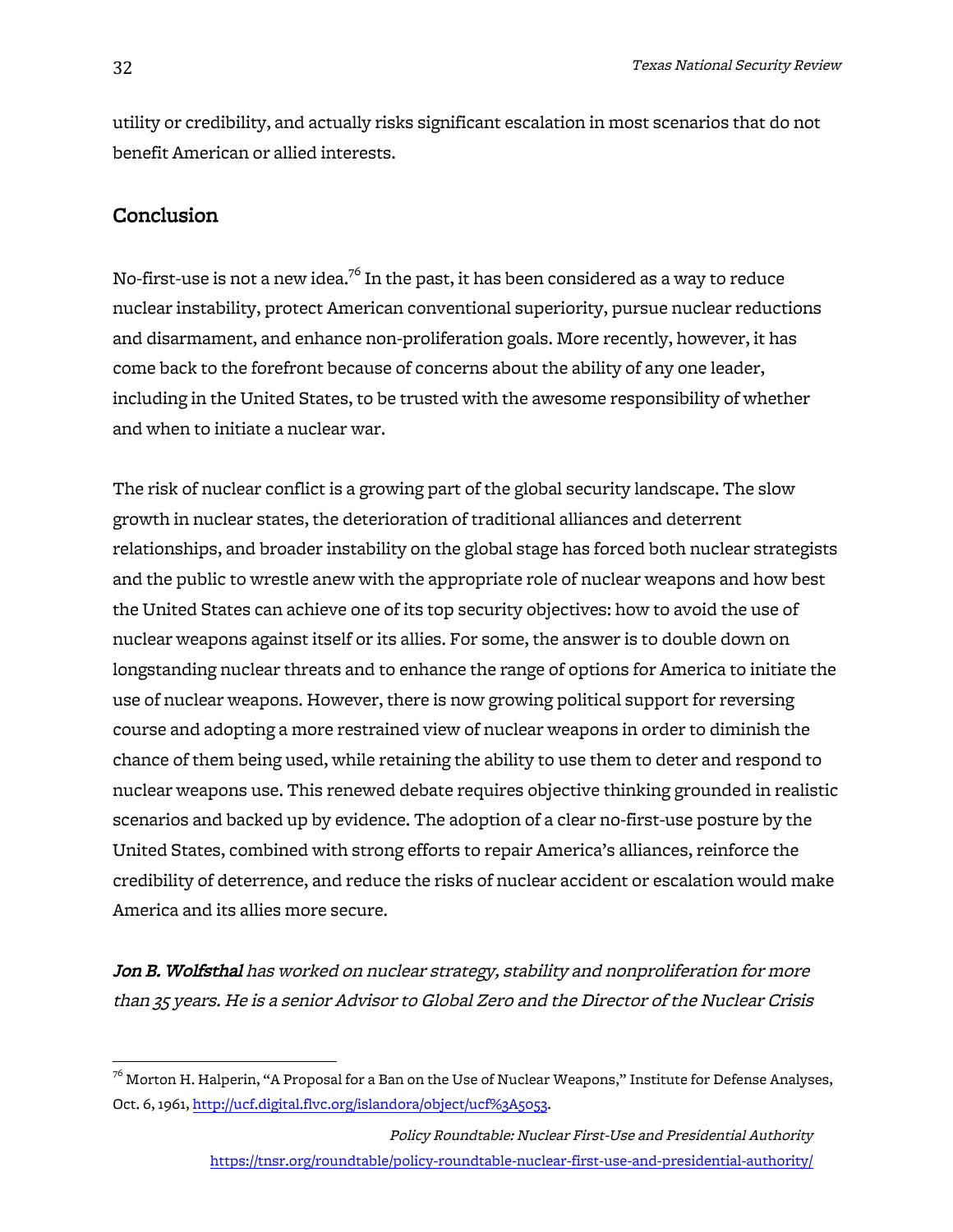utility or credibility, and actually risks significant escalation in most scenarios that do not benefit American or allied interests.

## Conclusion

No-first-use is not a new idea.[76] In the past, it has been considered as a way to reduce nuclear instability, protect American conventional superiority, pursue nuclear reductions and disarmament, and enhance non-proliferation goals. More recently, however, it has come back to the forefront because of concerns about the ability of any one leader, including in the United States, to be trusted with the awesome responsibility of whether and when to initiate a nuclear war.

The risk of nuclear conflict is a growing part of the global security landscape. The slow growth in nuclear states, the deterioration of traditional alliances and deterrent relationships, and broader instability on the global stage has forced both nuclear strategists and the public to wrestle anew with the appropriate role of nuclear weapons and how best the United States can achieve one of its top security objectives: how to avoid the use of nuclear weapons against itself or its allies. For some, the answer is to double down on longstanding nuclear threats and to enhance the range of options for America to initiate the use of nuclear weapons. However, there is now growing political support for reversing course and adopting a more restrained view of nuclear weapons in order to diminish the chance of them being used, while retaining the ability to use them to deter and respond to nuclear weapons use. This renewed debate requires objective thinking grounded in realistic scenarios and backed up by evidence. The adoption of a clear no-first-use posture by the United States, combined with strong efforts to repair America's alliances, reinforce the credibility of deterrence, and reduce the risks of nuclear accident or escalation would make America and its allies more secure.

***Jon B. Wolfsthal*** *has worked on nuclear strategy, stability and nonproliferation for more than 35 years. He is a senior Advisor to Global Zero and the Director of the Nuclear Crisis*

---

[76] Morton H. Halperin, "A Proposal for a Ban on the Use of Nuclear Weapons," Institute for Defense Analyses, Oct. 6, 1961, http://ucf.digital.flvc.org/islandora/object/ucf%3A5053.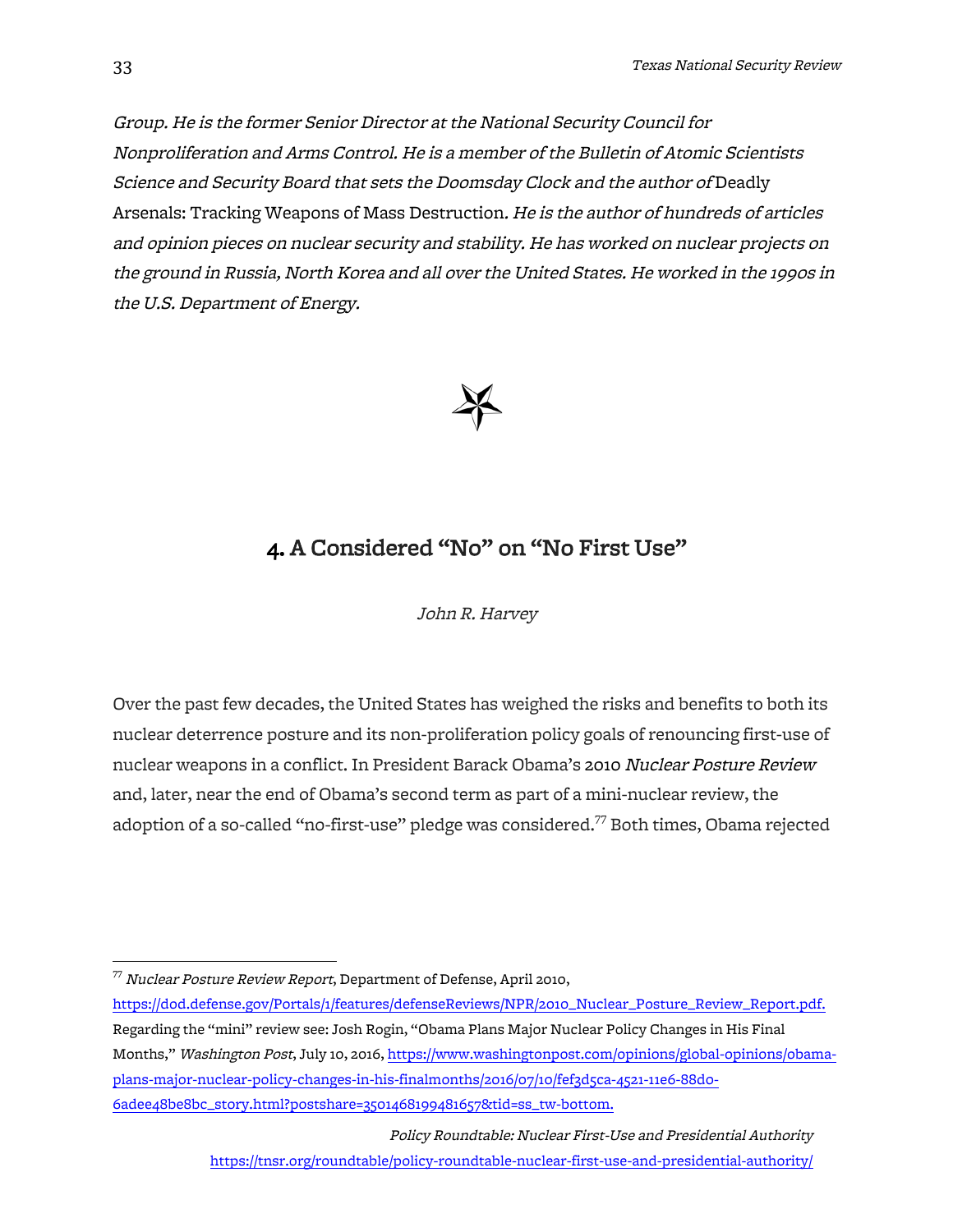*Group. He is the former Senior Director at the National Security Council for Nonproliferation and Arms Control. He is a member of the Bulletin of Atomic Scientists Science and Security Board that sets the Doomsday Clock and the author of* Deadly Arsenals: Tracking Weapons of Mass Destruction. *He is the author of hundreds of articles and opinion pieces on nuclear security and stability. He has worked on nuclear projects on the ground in Russia, North Korea and all over the United States. He worked in the 1990s in the U.S. Department of Energy.*

## 4. A Considered "No" on "No First Use"

*John R. Harvey*

Over the past few decades, the United States has weighed the risks and benefits to both its nuclear deterrence posture and its non-proliferation policy goals of renouncing first-use of nuclear weapons in a conflict. In President Barack Obama's 2010 *Nuclear Posture Review* and, later, near the end of Obama's second term as part of a mini-nuclear review, the adoption of a so-called "no-first-use" pledge was considered.[77] Both times, Obama rejected

---

[77] *Nuclear Posture Review Report*, Department of Defense, April 2010, https://dod.defense.gov/Portals/1/features/defenseReviews/NPR/2010_Nuclear_Posture_Review_Report.pdf. Regarding the "mini" review see: Josh Rogin, "Obama Plans Major Nuclear Policy Changes in His Final Months," *Washington Post*, July 10, 2016, https://www.washingtonpost.com/opinions/global-opinions/obama-plans-major-nuclear-policy-changes-in-his-finalmonths/2016/07/10/fef3d5ca-4521-11e6-88d0-6adee48be8bc_story.html?postshare=3501468199481657&tid=ss_tw-bottom.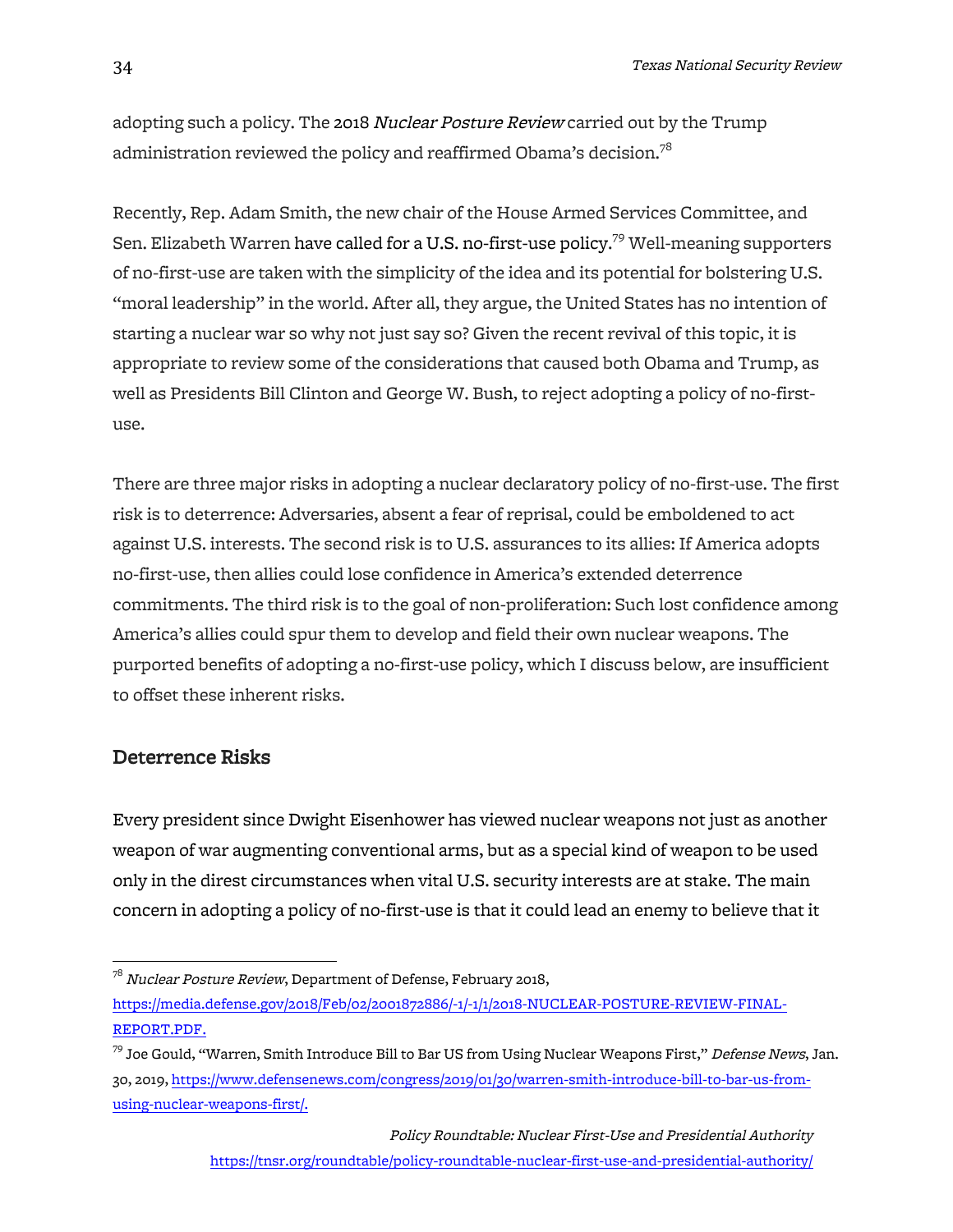adopting such a policy. The 2018 *Nuclear Posture Review* carried out by the Trump administration reviewed the policy and reaffirmed Obama's decision.[78]

Recently, Rep. Adam Smith, the new chair of the House Armed Services Committee, and Sen. Elizabeth Warren have called for a U.S. no-first-use policy.[79] Well-meaning supporters of no-first-use are taken with the simplicity of the idea and its potential for bolstering U.S. "moral leadership" in the world. After all, they argue, the United States has no intention of starting a nuclear war so why not just say so? Given the recent revival of this topic, it is appropriate to review some of the considerations that caused both Obama and Trump, as well as Presidents Bill Clinton and George W. Bush, to reject adopting a policy of no-first-use.

There are three major risks in adopting a nuclear declaratory policy of no-first-use. The first risk is to deterrence: Adversaries, absent a fear of reprisal, could be emboldened to act against U.S. interests. The second risk is to U.S. assurances to its allies: If America adopts no-first-use, then allies could lose confidence in America's extended deterrence commitments. The third risk is to the goal of non-proliferation: Such lost confidence among America's allies could spur them to develop and field their own nuclear weapons. The purported benefits of adopting a no-first-use policy, which I discuss below, are insufficient to offset these inherent risks.

## Deterrence Risks

Every president since Dwight Eisenhower has viewed nuclear weapons not just as another weapon of war augmenting conventional arms, but as a special kind of weapon to be used only in the direst circumstances when vital U.S. security interests are at stake. The main concern in adopting a policy of no-first-use is that it could lead an enemy to believe that it

---

[78] *Nuclear Posture Review*, Department of Defense, February 2018, https://media.defense.gov/2018/Feb/02/2001872886/-1/-1/1/2018-NUCLEAR-POSTURE-REVIEW-FINAL-REPORT.PDF.

[79] Joe Gould, "Warren, Smith Introduce Bill to Bar US from Using Nuclear Weapons First," *Defense News*, Jan. 30, 2019, https://www.defensenews.com/congress/2019/01/30/warren-smith-introduce-bill-to-bar-us-from-using-nuclear-weapons-first/.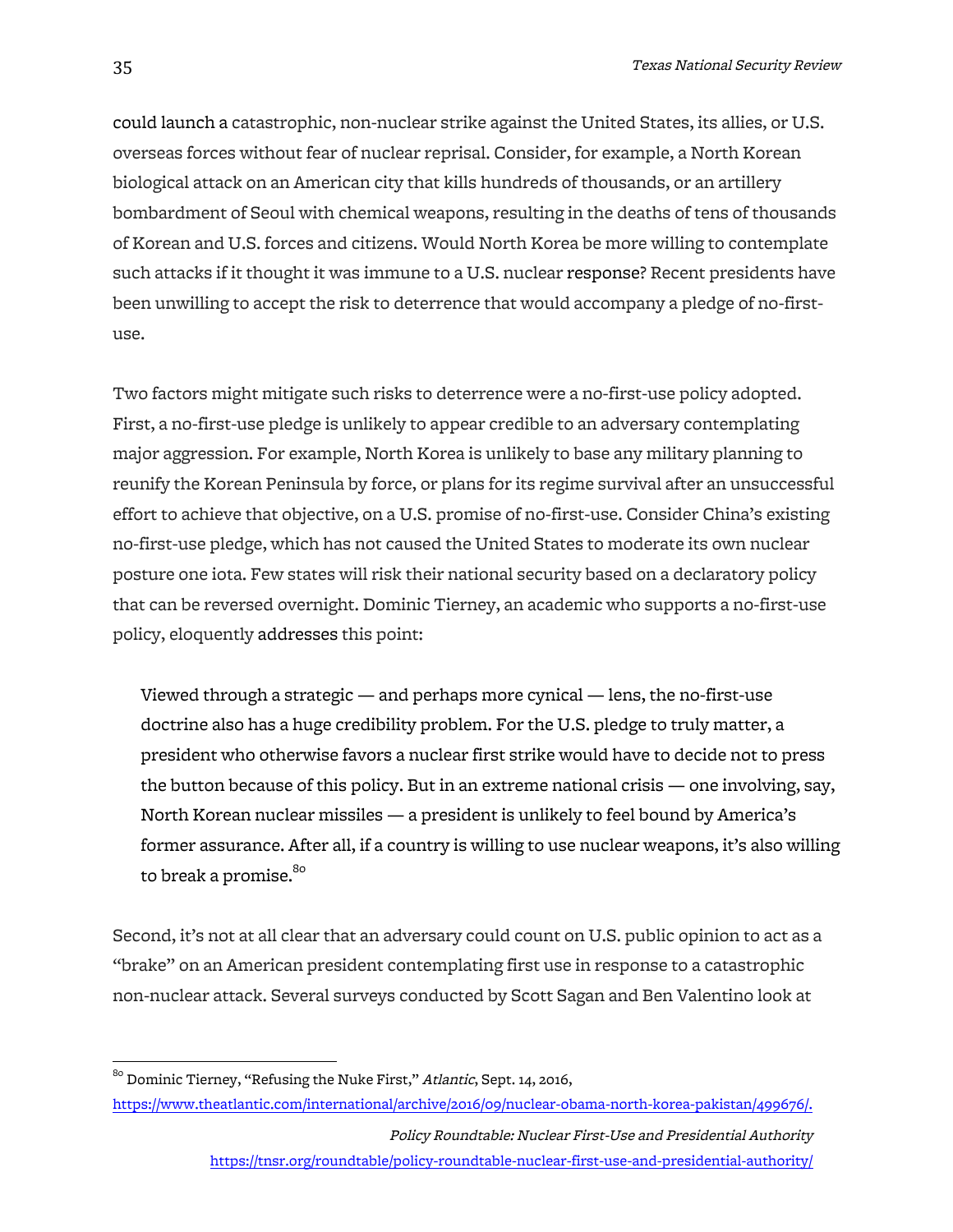could launch a catastrophic, non-nuclear strike against the United States, its allies, or U.S. overseas forces without fear of nuclear reprisal. Consider, for example, a North Korean biological attack on an American city that kills hundreds of thousands, or an artillery bombardment of Seoul with chemical weapons, resulting in the deaths of tens of thousands of Korean and U.S. forces and citizens. Would North Korea be more willing to contemplate such attacks if it thought it was immune to a U.S. nuclear response? Recent presidents have been unwilling to accept the risk to deterrence that would accompany a pledge of no-first-use.

Two factors might mitigate such risks to deterrence were a no-first-use policy adopted. First, a no-first-use pledge is unlikely to appear credible to an adversary contemplating major aggression. For example, North Korea is unlikely to base any military planning to reunify the Korean Peninsula by force, or plans for its regime survival after an unsuccessful effort to achieve that objective, on a U.S. promise of no-first-use. Consider China's existing no-first-use pledge, which has not caused the United States to moderate its own nuclear posture one iota. Few states will risk their national security based on a declaratory policy that can be reversed overnight. Dominic Tierney, an academic who supports a no-first-use policy, eloquently addresses this point:

> Viewed through a strategic — and perhaps more cynical — lens, the no-first-use doctrine also has a huge credibility problem. For the U.S. pledge to truly matter, a president who otherwise favors a nuclear first strike would have to decide not to press the button because of this policy. But in an extreme national crisis — one involving, say, North Korean nuclear missiles — a president is unlikely to feel bound by America's former assurance. After all, if a country is willing to use nuclear weapons, it's also willing to break a promise.[80]

Second, it's not at all clear that an adversary could count on U.S. public opinion to act as a "brake" on an American president contemplating first use in response to a catastrophic non-nuclear attack. Several surveys conducted by Scott Sagan and Ben Valentino look at

---

[80] Dominic Tierney, "Refusing the Nuke First," *Atlantic*, Sept. 14, 2016, https://www.theatlantic.com/international/archive/2016/09/nuclear-obama-north-korea-pakistan/499676/.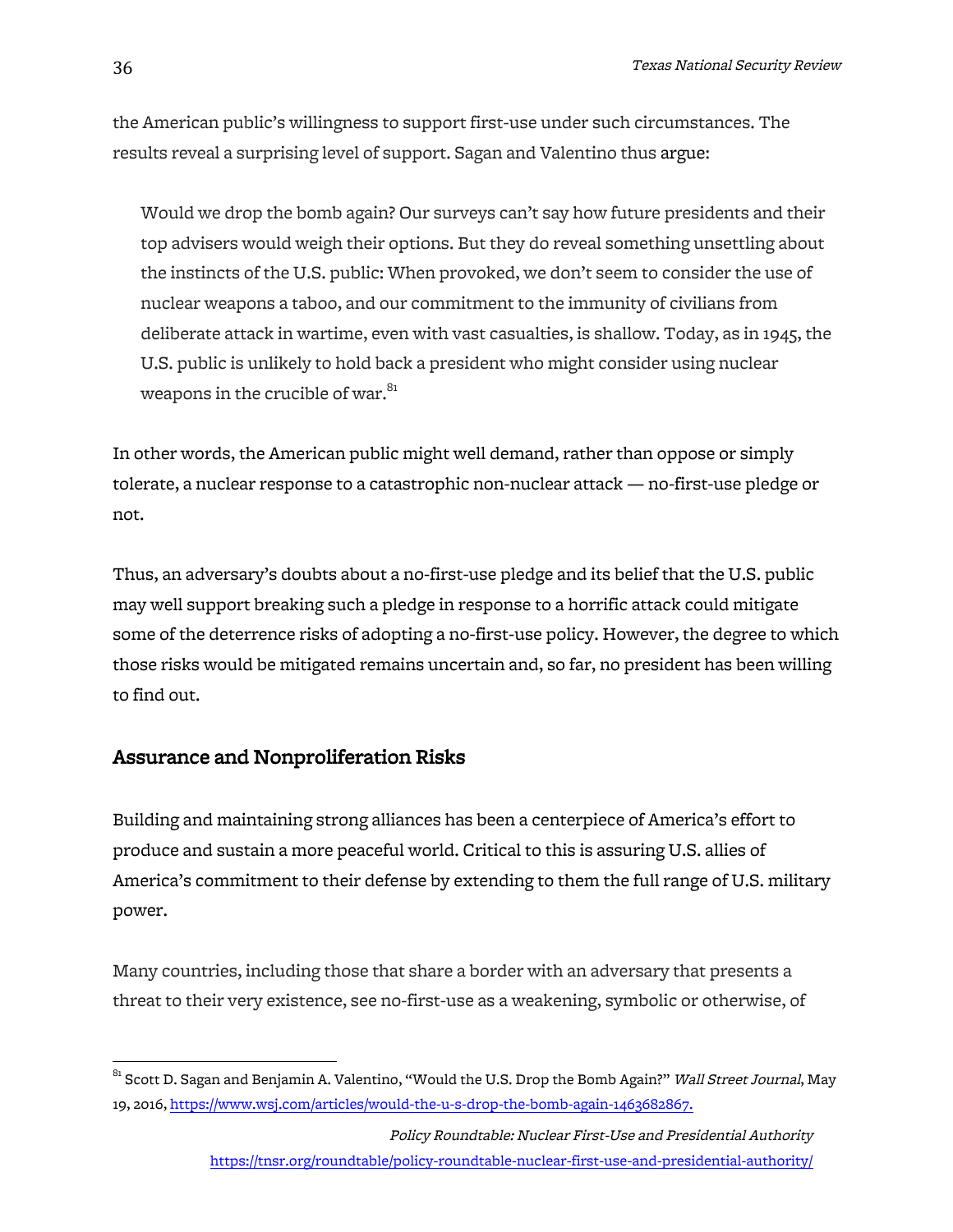the American public's willingness to support first-use under such circumstances. The results reveal a surprising level of support. Sagan and Valentino thus argue:

> Would we drop the bomb again? Our surveys can't say how future presidents and their top advisers would weigh their options. But they do reveal something unsettling about the instincts of the U.S. public: When provoked, we don't seem to consider the use of nuclear weapons a taboo, and our commitment to the immunity of civilians from deliberate attack in wartime, even with vast casualties, is shallow. Today, as in 1945, the U.S. public is unlikely to hold back a president who might consider using nuclear weapons in the crucible of war.[81]

In other words, the American public might well demand, rather than oppose or simply tolerate, a nuclear response to a catastrophic non-nuclear attack — no-first-use pledge or not.

Thus, an adversary's doubts about a no-first-use pledge and its belief that the U.S. public may well support breaking such a pledge in response to a horrific attack could mitigate some of the deterrence risks of adopting a no-first-use policy. However, the degree to which those risks would be mitigated remains uncertain and, so far, no president has been willing to find out.

## Assurance and Nonproliferation Risks

Building and maintaining strong alliances has been a centerpiece of America's effort to produce and sustain a more peaceful world. Critical to this is assuring U.S. allies of America's commitment to their defense by extending to them the full range of U.S. military power.

Many countries, including those that share a border with an adversary that presents a threat to their very existence, see no-first-use as a weakening, symbolic or otherwise, of

---

[81] Scott D. Sagan and Benjamin A. Valentino, "Would the U.S. Drop the Bomb Again?" *Wall Street Journal*, May 19, 2016, https://www.wsj.com/articles/would-the-u-s-drop-the-bomb-again-1463682867.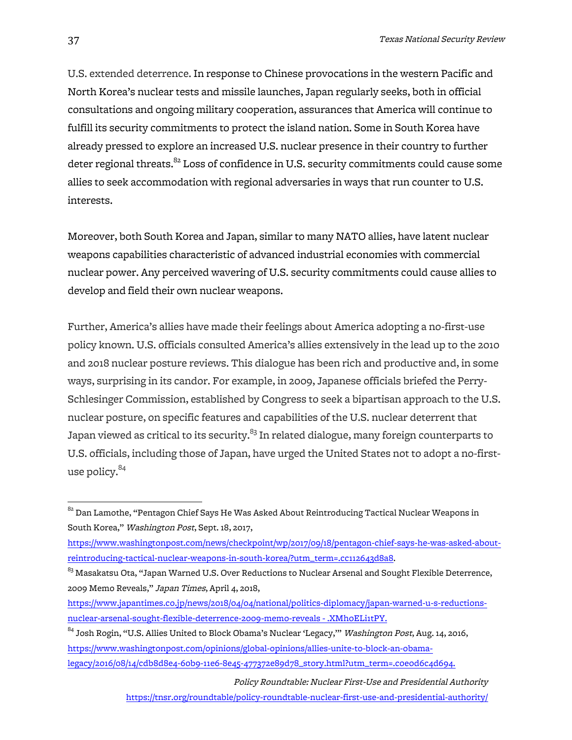U.S. extended deterrence. In response to Chinese provocations in the western Pacific and North Korea's nuclear tests and missile launches, Japan regularly seeks, both in official consultations and ongoing military cooperation, assurances that America will continue to fulfill its security commitments to protect the island nation. Some in South Korea have already pressed to explore an increased U.S. nuclear presence in their country to further deter regional threats.[82] Loss of confidence in U.S. security commitments could cause some allies to seek accommodation with regional adversaries in ways that run counter to U.S. interests.

Moreover, both South Korea and Japan, similar to many NATO allies, have latent nuclear weapons capabilities characteristic of advanced industrial economies with commercial nuclear power. Any perceived wavering of U.S. security commitments could cause allies to develop and field their own nuclear weapons.

Further, America's allies have made their feelings about America adopting a no-first-use policy known. U.S. officials consulted America's allies extensively in the lead up to the 2010 and 2018 nuclear posture reviews. This dialogue has been rich and productive and, in some ways, surprising in its candor. For example, in 2009, Japanese officials briefed the Perry-Schlesinger Commission, established by Congress to seek a bipartisan approach to the U.S. nuclear posture, on specific features and capabilities of the U.S. nuclear deterrent that Japan viewed as critical to its security.[83] In related dialogue, many foreign counterparts to U.S. officials, including those of Japan, have urged the United States not to adopt a no-first-use policy.[84]

---

[82] Dan Lamothe, "Pentagon Chief Says He Was Asked About Reintroducing Tactical Nuclear Weapons in South Korea," *Washington Post*, Sept. 18, 2017, https://www.washingtonpost.com/news/checkpoint/wp/2017/09/18/pentagon-chief-says-he-was-asked-about-reintroducing-tactical-nuclear-weapons-in-south-korea/?utm_term=.cc112643d8a8.

[83] Masakatsu Ota, "Japan Warned U.S. Over Reductions to Nuclear Arsenal and Sought Flexible Deterrence, 2009 Memo Reveals," *Japan Times*, April 4, 2018, https://www.japantimes.co.jp/news/2018/04/04/national/politics-diplomacy/japan-warned-u-s-reductions-nuclear-arsenal-sought-flexible-deterrence-2009-memo-reveals - .XMhoELi1tPY.

[84] Josh Rogin, "U.S. Allies United to Block Obama's Nuclear 'Legacy,'" *Washington Post*, Aug. 14, 2016, https://www.washingtonpost.com/opinions/global-opinions/allies-unite-to-block-an-obama-legacy/2016/08/14/cdb8d8e4-60b9-11e6-8e45-477372e89d78_story.html?utm_term=.c0e0d6c4d694.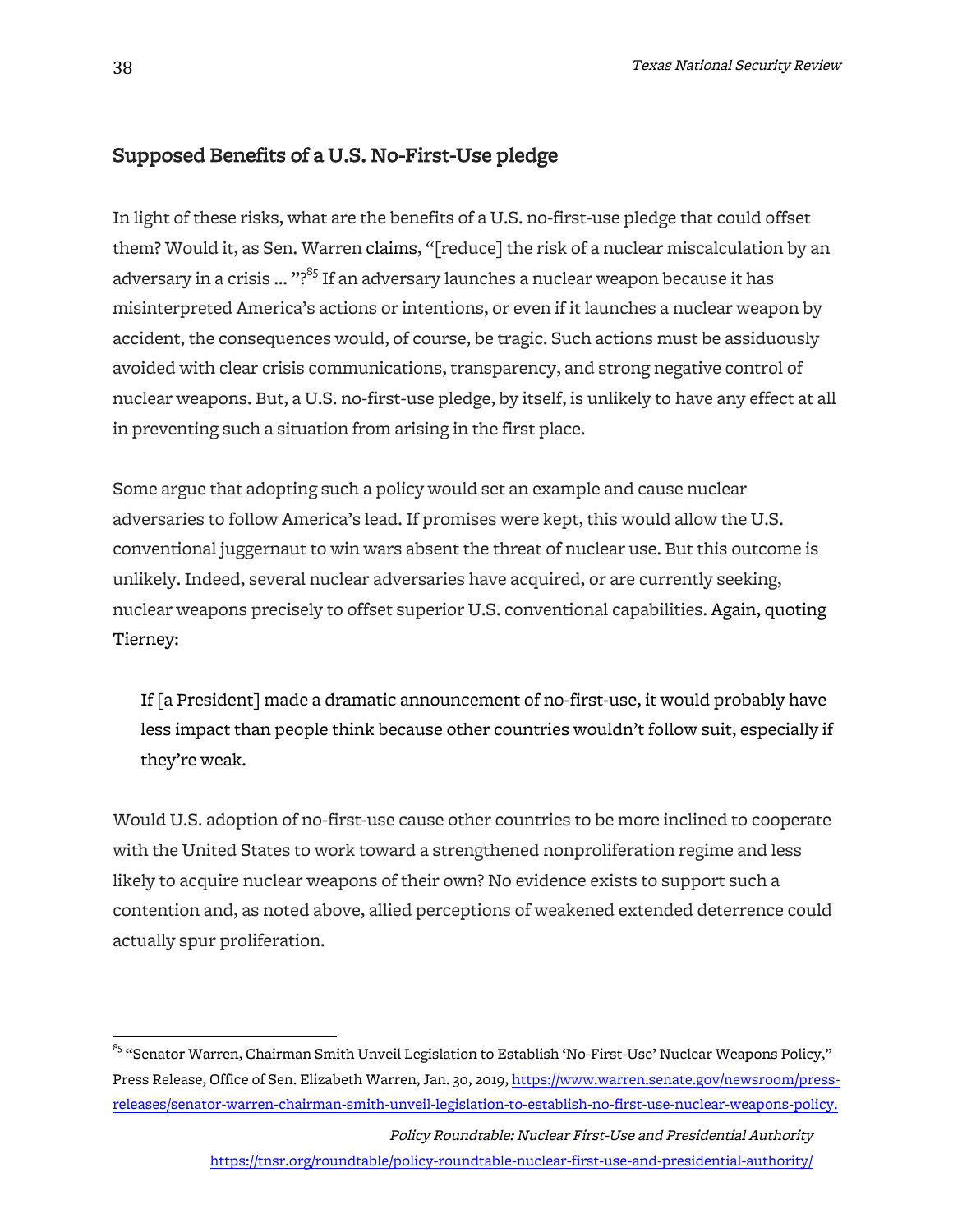## Supposed Benefits of a U.S. No-First-Use pledge

In light of these risks, what are the benefits of a U.S. no-first-use pledge that could offset them? Would it, as Sen. Warren claims, "[reduce] the risk of a nuclear miscalculation by an adversary in a crisis ... "?[85] If an adversary launches a nuclear weapon because it has misinterpreted America's actions or intentions, or even if it launches a nuclear weapon by accident, the consequences would, of course, be tragic. Such actions must be assiduously avoided with clear crisis communications, transparency, and strong negative control of nuclear weapons. But, a U.S. no-first-use pledge, by itself, is unlikely to have any effect at all in preventing such a situation from arising in the first place.

Some argue that adopting such a policy would set an example and cause nuclear adversaries to follow America's lead. If promises were kept, this would allow the U.S. conventional juggernaut to win wars absent the threat of nuclear use. But this outcome is unlikely. Indeed, several nuclear adversaries have acquired, or are currently seeking, nuclear weapons precisely to offset superior U.S. conventional capabilities. Again, quoting Tierney:

> If [a President] made a dramatic announcement of no-first-use, it would probably have less impact than people think because other countries wouldn't follow suit, especially if they're weak.

Would U.S. adoption of no-first-use cause other countries to be more inclined to cooperate with the United States to work toward a strengthened nonproliferation regime and less likely to acquire nuclear weapons of their own? No evidence exists to support such a contention and, as noted above, allied perceptions of weakened extended deterrence could actually spur proliferation.

---

[85] "Senator Warren, Chairman Smith Unveil Legislation to Establish 'No-First-Use' Nuclear Weapons Policy," Press Release, Office of Sen. Elizabeth Warren, Jan. 30, 2019, https://www.warren.senate.gov/newsroom/press-releases/senator-warren-chairman-smith-unveil-legislation-to-establish-no-first-use-nuclear-weapons-policy.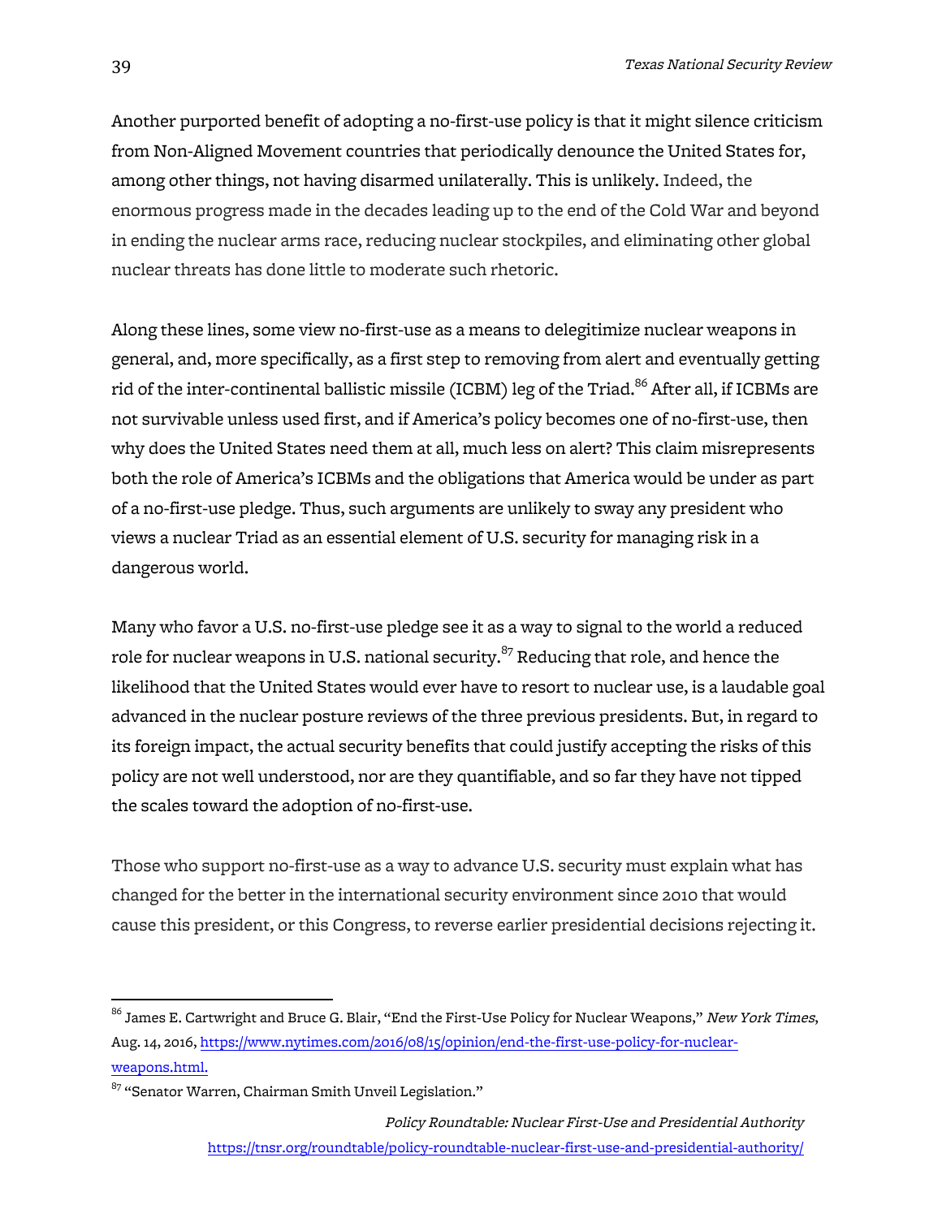Another purported benefit of adopting a no-first-use policy is that it might silence criticism from Non-Aligned Movement countries that periodically denounce the United States for, among other things, not having disarmed unilaterally. This is unlikely. Indeed, the enormous progress made in the decades leading up to the end of the Cold War and beyond in ending the nuclear arms race, reducing nuclear stockpiles, and eliminating other global nuclear threats has done little to moderate such rhetoric.

Along these lines, some view no-first-use as a means to delegitimize nuclear weapons in general, and, more specifically, as a first step to removing from alert and eventually getting rid of the inter-continental ballistic missile (ICBM) leg of the Triad.[86] After all, if ICBMs are not survivable unless used first, and if America's policy becomes one of no-first-use, then why does the United States need them at all, much less on alert? This claim misrepresents both the role of America's ICBMs and the obligations that America would be under as part of a no-first-use pledge. Thus, such arguments are unlikely to sway any president who views a nuclear Triad as an essential element of U.S. security for managing risk in a dangerous world.

Many who favor a U.S. no-first-use pledge see it as a way to signal to the world a reduced role for nuclear weapons in U.S. national security.[87] Reducing that role, and hence the likelihood that the United States would ever have to resort to nuclear use, is a laudable goal advanced in the nuclear posture reviews of the three previous presidents. But, in regard to its foreign impact, the actual security benefits that could justify accepting the risks of this policy are not well understood, nor are they quantifiable, and so far they have not tipped the scales toward the adoption of no-first-use.

Those who support no-first-use as a way to advance U.S. security must explain what has changed for the better in the international security environment since 2010 that would cause this president, or this Congress, to reverse earlier presidential decisions rejecting it.

---

[86] James E. Cartwright and Bruce G. Blair, "End the First-Use Policy for Nuclear Weapons," *New York Times*, Aug. 14, 2016, https://www.nytimes.com/2016/08/15/opinion/end-the-first-use-policy-for-nuclear-weapons.html.

[87] "Senator Warren, Chairman Smith Unveil Legislation."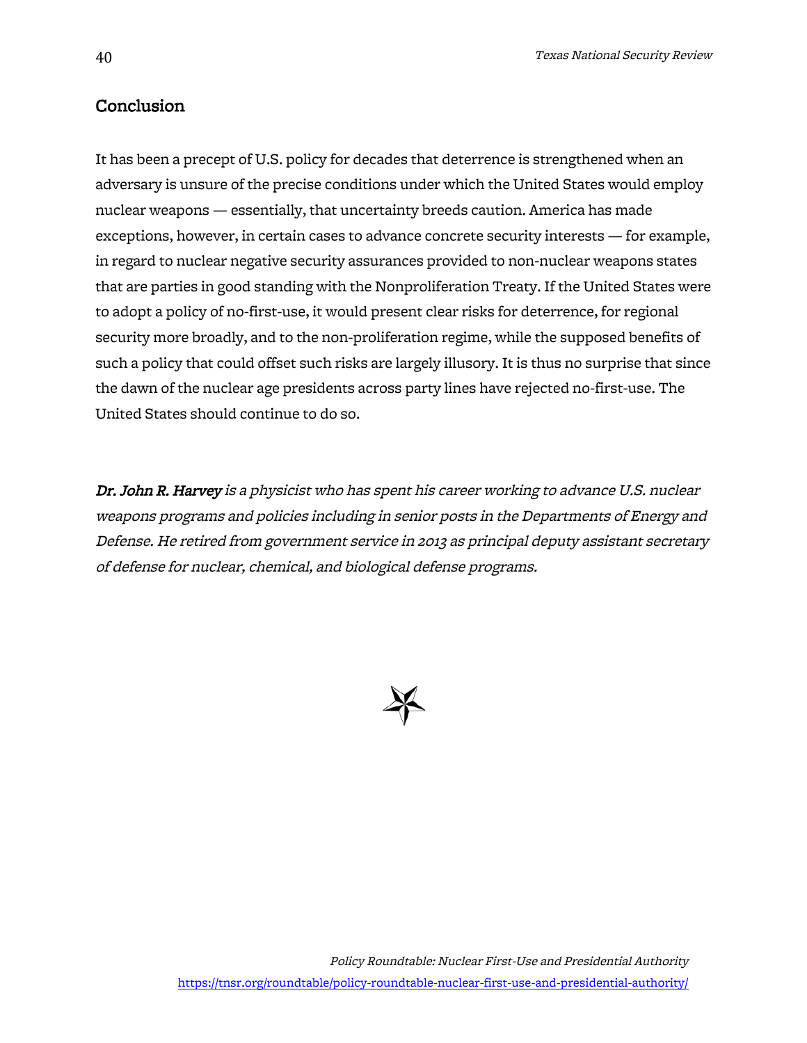## Conclusion

It has been a precept of U.S. policy for decades that deterrence is strengthened when an adversary is unsure of the precise conditions under which the United States would employ nuclear weapons — essentially, that uncertainty breeds caution. America has made exceptions, however, in certain cases to advance concrete security interests — for example, in regard to nuclear negative security assurances provided to non-nuclear weapons states that are parties in good standing with the Nonproliferation Treaty. If the United States were to adopt a policy of no-first-use, it would present clear risks for deterrence, for regional security more broadly, and to the non-proliferation regime, while the supposed benefits of such a policy that could offset such risks are largely illusory. It is thus no surprise that since the dawn of the nuclear age presidents across party lines have rejected no-first-use. The United States should continue to do so.

***Dr. John R. Harvey*** *is a physicist who has spent his career working to advance U.S. nuclear weapons programs and policies including in senior posts in the Departments of Energy and Defense. He retired from government service in 2013 as principal deputy assistant secretary of defense for nuclear, chemical, and biological defense programs.*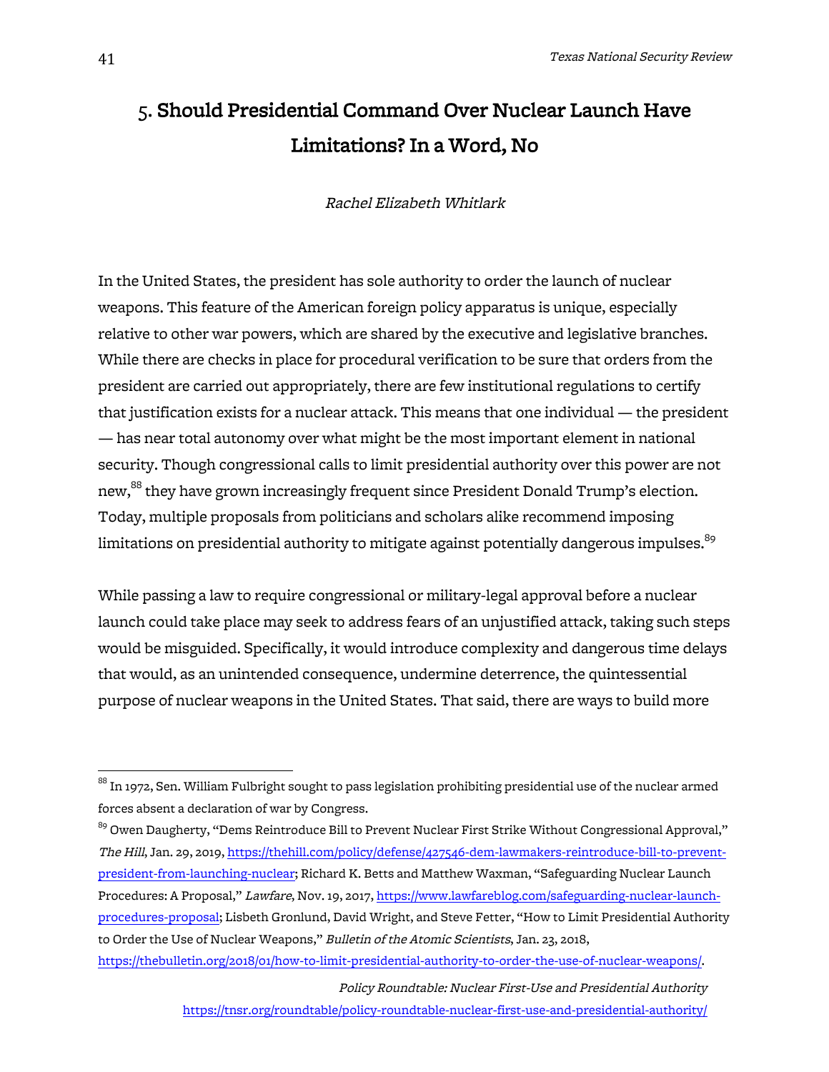# 5. **Should Presidential Command Over Nuclear Launch Have Limitations? In a Word, No**

*Rachel Elizabeth Whitlark*

In the United States, the president has sole authority to order the launch of nuclear weapons. This feature of the American foreign policy apparatus is unique, especially relative to other war powers, which are shared by the executive and legislative branches. While there are checks in place for procedural verification to be sure that orders from the president are carried out appropriately, there are few institutional regulations to certify that justification exists for a nuclear attack. This means that one individual — the president — has near total autonomy over what might be the most important element in national security. Though congressional calls to limit presidential authority over this power are not new,[88] they have grown increasingly frequent since President Donald Trump's election. Today, multiple proposals from politicians and scholars alike recommend imposing limitations on presidential authority to mitigate against potentially dangerous impulses.[89]

While passing a law to require congressional or military-legal approval before a nuclear launch could take place may seek to address fears of an unjustified attack, taking such steps would be misguided. Specifically, it would introduce complexity and dangerous time delays that would, as an unintended consequence, undermine deterrence, the quintessential purpose of nuclear weapons in the United States. That said, there are ways to build more

---

[88] In 1972, Sen. William Fulbright sought to pass legislation prohibiting presidential use of the nuclear armed forces absent a declaration of war by Congress.

[89] Owen Daugherty, "Dems Reintroduce Bill to Prevent Nuclear First Strike Without Congressional Approval," *The Hill*, Jan. 29, 2019, https://thehill.com/policy/defense/427546-dem-lawmakers-reintroduce-bill-to-prevent-president-from-launching-nuclear; Richard K. Betts and Matthew Waxman, "Safeguarding Nuclear Launch Procedures: A Proposal," *Lawfare*, Nov. 19, 2017, https://www.lawfareblog.com/safeguarding-nuclear-launch-procedures-proposal; Lisbeth Gronlund, David Wright, and Steve Fetter, "How to Limit Presidential Authority to Order the Use of Nuclear Weapons," *Bulletin of the Atomic Scientists*, Jan. 23, 2018, https://thebulletin.org/2018/01/how-to-limit-presidential-authority-to-order-the-use-of-nuclear-weapons/.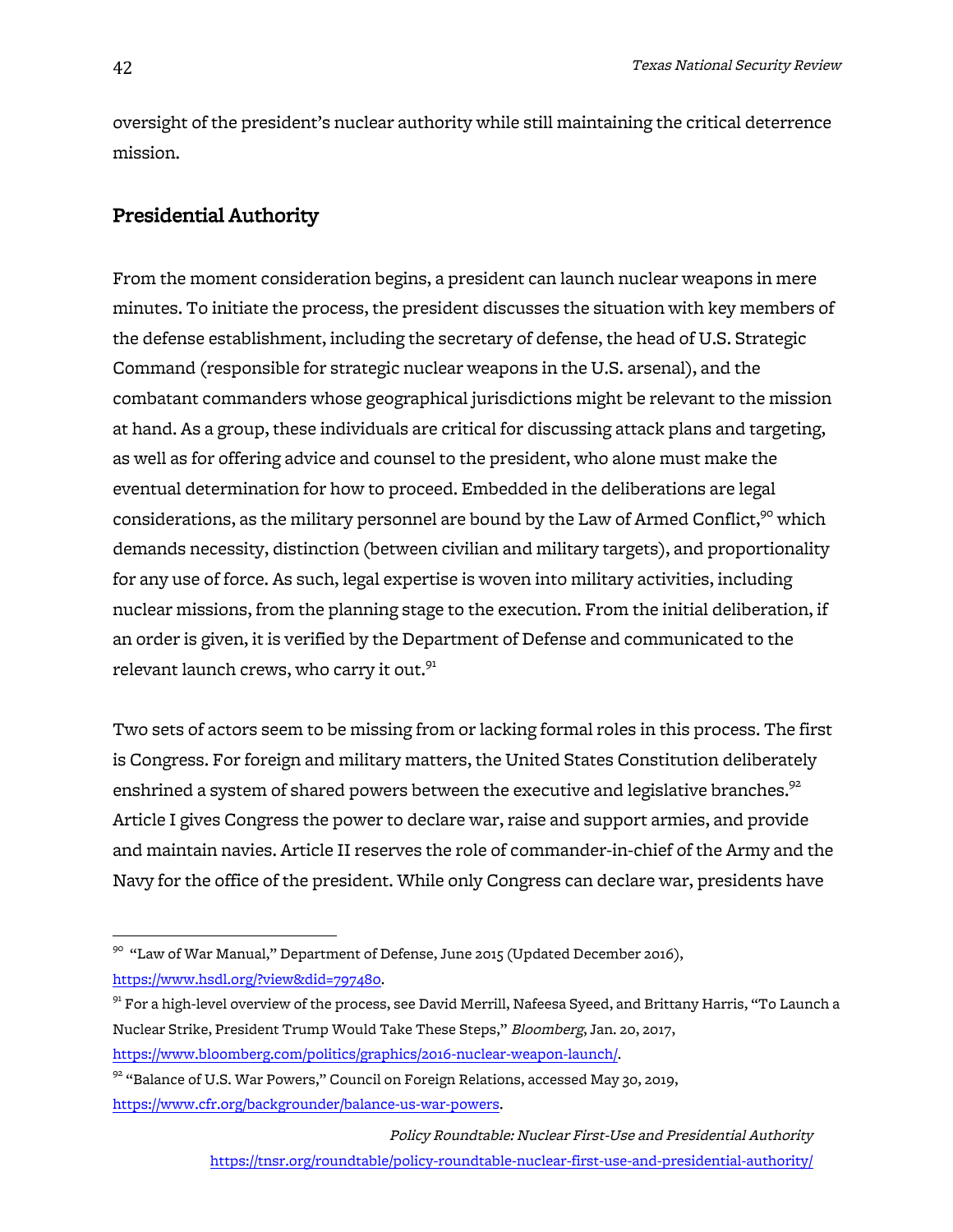oversight of the president's nuclear authority while still maintaining the critical deterrence mission.

## Presidential Authority

From the moment consideration begins, a president can launch nuclear weapons in mere minutes. To initiate the process, the president discusses the situation with key members of the defense establishment, including the secretary of defense, the head of U.S. Strategic Command (responsible for strategic nuclear weapons in the U.S. arsenal), and the combatant commanders whose geographical jurisdictions might be relevant to the mission at hand. As a group, these individuals are critical for discussing attack plans and targeting, as well as for offering advice and counsel to the president, who alone must make the eventual determination for how to proceed. Embedded in the deliberations are legal considerations, as the military personnel are bound by the Law of Armed Conflict,[90] which demands necessity, distinction (between civilian and military targets), and proportionality for any use of force. As such, legal expertise is woven into military activities, including nuclear missions, from the planning stage to the execution. From the initial deliberation, if an order is given, it is verified by the Department of Defense and communicated to the relevant launch crews, who carry it out.[91]

Two sets of actors seem to be missing from or lacking formal roles in this process. The first is Congress. For foreign and military matters, the United States Constitution deliberately enshrined a system of shared powers between the executive and legislative branches.[92] Article I gives Congress the power to declare war, raise and support armies, and provide and maintain navies. Article II reserves the role of commander-in-chief of the Army and the Navy for the office of the president. While only Congress can declare war, presidents have

---

[90] "Law of War Manual," Department of Defense, June 2015 (Updated December 2016), https://www.hsdl.org/?view&did=797480.

[91] For a high-level overview of the process, see David Merrill, Nafeesa Syeed, and Brittany Harris, "To Launch a Nuclear Strike, President Trump Would Take These Steps," *Bloomberg*, Jan. 20, 2017, https://www.bloomberg.com/politics/graphics/2016-nuclear-weapon-launch/.

[92] "Balance of U.S. War Powers," Council on Foreign Relations, accessed May 30, 2019, https://www.cfr.org/backgrounder/balance-us-war-powers.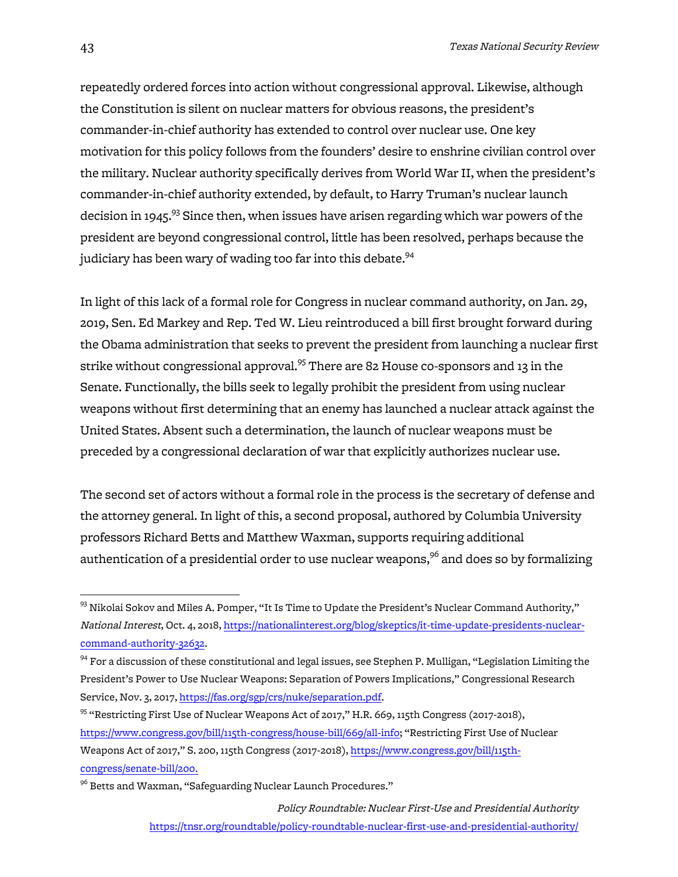repeatedly ordered forces into action without congressional approval. Likewise, although the Constitution is silent on nuclear matters for obvious reasons, the president's commander-in-chief authority has extended to control over nuclear use. One key motivation for this policy follows from the founders' desire to enshrine civilian control over the military. Nuclear authority specifically derives from World War II, when the president's commander-in-chief authority extended, by default, to Harry Truman's nuclear launch decision in 1945.[93] Since then, when issues have arisen regarding which war powers of the president are beyond congressional control, little has been resolved, perhaps because the judiciary has been wary of wading too far into this debate.[94]

In light of this lack of a formal role for Congress in nuclear command authority, on Jan. 29, 2019, Sen. Ed Markey and Rep. Ted W. Lieu reintroduced a bill first brought forward during the Obama administration that seeks to prevent the president from launching a nuclear first strike without congressional approval.[95] There are 82 House co-sponsors and 13 in the Senate. Functionally, the bills seek to legally prohibit the president from using nuclear weapons without first determining that an enemy has launched a nuclear attack against the United States. Absent such a determination, the launch of nuclear weapons must be preceded by a congressional declaration of war that explicitly authorizes nuclear use.

The second set of actors without a formal role in the process is the secretary of defense and the attorney general. In light of this, a second proposal, authored by Columbia University professors Richard Betts and Matthew Waxman, supports requiring additional authentication of a presidential order to use nuclear weapons,[96] and does so by formalizing

---

[93] Nikolai Sokov and Miles A. Pomper, "It Is Time to Update the President's Nuclear Command Authority," *National Interest*, Oct. 4, 2018, https://nationalinterest.org/blog/skeptics/it-time-update-presidents-nuclear-command-authority-32632.

[94] For a discussion of these constitutional and legal issues, see Stephen P. Mulligan, "Legislation Limiting the President's Power to Use Nuclear Weapons: Separation of Powers Implications," Congressional Research Service, Nov. 3, 2017, https://fas.org/sgp/crs/nuke/separation.pdf.

[95] "Restricting First Use of Nuclear Weapons Act of 2017," H.R. 669, 115th Congress (2017-2018), https://www.congress.gov/bill/115th-congress/house-bill/669/all-info; "Restricting First Use of Nuclear Weapons Act of 2017," S. 200, 115th Congress (2017-2018), https://www.congress.gov/bill/115th-congress/senate-bill/200.

[96] Betts and Waxman, "Safeguarding Nuclear Launch Procedures."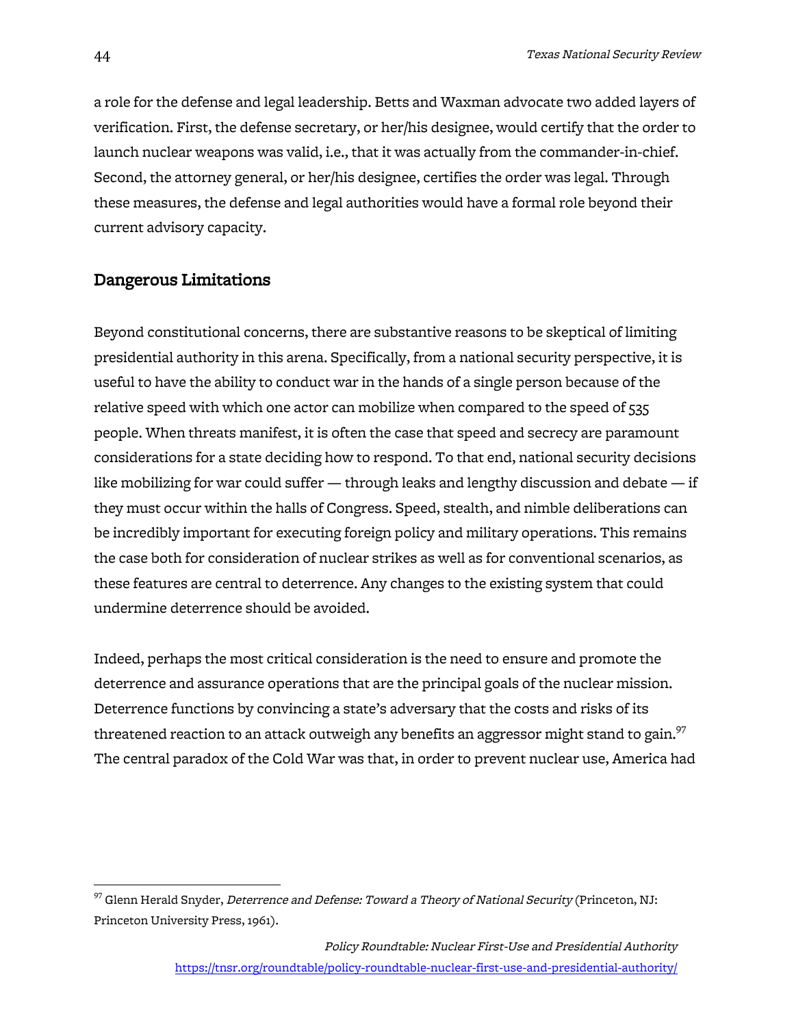a role for the defense and legal leadership. Betts and Waxman advocate two added layers of verification. First, the defense secretary, or her/his designee, would certify that the order to launch nuclear weapons was valid, i.e., that it was actually from the commander-in-chief. Second, the attorney general, or her/his designee, certifies the order was legal. Through these measures, the defense and legal authorities would have a formal role beyond their current advisory capacity.

## Dangerous Limitations

Beyond constitutional concerns, there are substantive reasons to be skeptical of limiting presidential authority in this arena. Specifically, from a national security perspective, it is useful to have the ability to conduct war in the hands of a single person because of the relative speed with which one actor can mobilize when compared to the speed of 535 people. When threats manifest, it is often the case that speed and secrecy are paramount considerations for a state deciding how to respond. To that end, national security decisions like mobilizing for war could suffer — through leaks and lengthy discussion and debate — if they must occur within the halls of Congress. Speed, stealth, and nimble deliberations can be incredibly important for executing foreign policy and military operations. This remains the case both for consideration of nuclear strikes as well as for conventional scenarios, as these features are central to deterrence. Any changes to the existing system that could undermine deterrence should be avoided.

Indeed, perhaps the most critical consideration is the need to ensure and promote the deterrence and assurance operations that are the principal goals of the nuclear mission. Deterrence functions by convincing a state's adversary that the costs and risks of its threatened reaction to an attack outweigh any benefits an aggressor might stand to gain.[97] The central paradox of the Cold War was that, in order to prevent nuclear use, America had

---

[97] Glenn Herald Snyder, *Deterrence and Defense: Toward a Theory of National Security* (Princeton, NJ: Princeton University Press, 1961).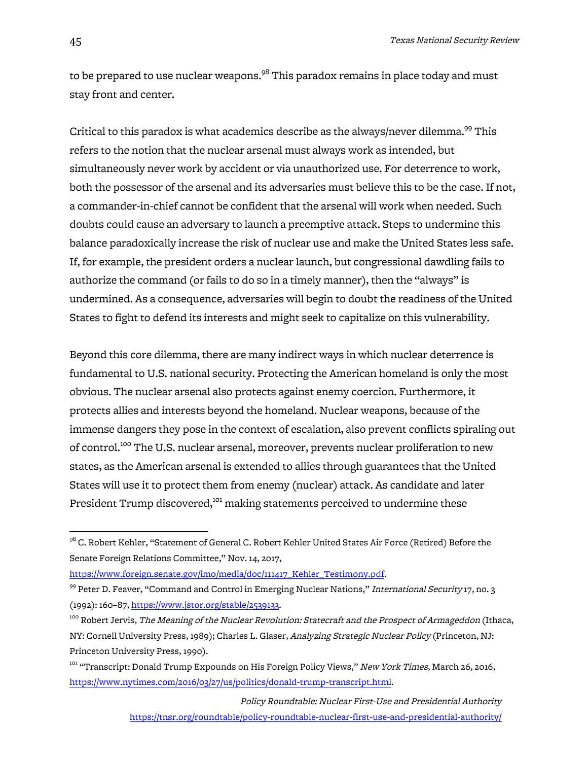to be prepared to use nuclear weapons.[98] This paradox remains in place today and must stay front and center.

Critical to this paradox is what academics describe as the always/never dilemma.[99] This refers to the notion that the nuclear arsenal must always work as intended, but simultaneously never work by accident or via unauthorized use. For deterrence to work, both the possessor of the arsenal and its adversaries must believe this to be the case. If not, a commander-in-chief cannot be confident that the arsenal will work when needed. Such doubts could cause an adversary to launch a preemptive attack. Steps to undermine this balance paradoxically increase the risk of nuclear use and make the United States less safe. If, for example, the president orders a nuclear launch, but congressional dawdling fails to authorize the command (or fails to do so in a timely manner), then the "always" is undermined. As a consequence, adversaries will begin to doubt the readiness of the United States to fight to defend its interests and might seek to capitalize on this vulnerability.

Beyond this core dilemma, there are many indirect ways in which nuclear deterrence is fundamental to U.S. national security. Protecting the American homeland is only the most obvious. The nuclear arsenal also protects against enemy coercion. Furthermore, it protects allies and interests beyond the homeland. Nuclear weapons, because of the immense dangers they pose in the context of escalation, also prevent conflicts spiraling out of control.[100] The U.S. nuclear arsenal, moreover, prevents nuclear proliferation to new states, as the American arsenal is extended to allies through guarantees that the United States will use it to protect them from enemy (nuclear) attack. As candidate and later President Trump discovered,[101] making statements perceived to undermine these

---

[98] C. Robert Kehler, "Statement of General C. Robert Kehler United States Air Force (Retired) Before the Senate Foreign Relations Committee," Nov. 14, 2017, https://www.foreign.senate.gov/imo/media/doc/111417_Kehler_Testimony.pdf.

[99] Peter D. Feaver, "Command and Control in Emerging Nuclear Nations," *International Security* 17, no. 3 (1992): 160–87, https://www.jstor.org/stable/2539133.

[100] Robert Jervis, *The Meaning of the Nuclear Revolution: Statecraft and the Prospect of Armageddon* (Ithaca, NY: Cornell University Press, 1989); Charles L. Glaser, *Analyzing Strategic Nuclear Policy* (Princeton, NJ: Princeton University Press, 1990).

[101] "Transcript: Donald Trump Expounds on His Foreign Policy Views," *New York Times*, March 26, 2016, https://www.nytimes.com/2016/03/27/us/politics/donald-trump-transcript.html.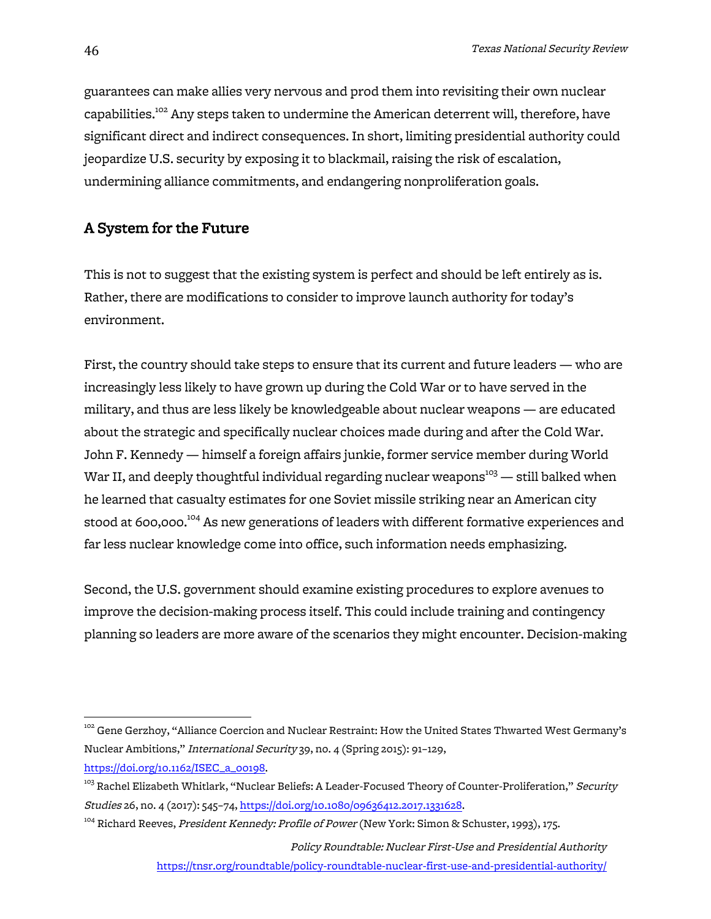guarantees can make allies very nervous and prod them into revisiting their own nuclear capabilities.[102] Any steps taken to undermine the American deterrent will, therefore, have significant direct and indirect consequences. In short, limiting presidential authority could jeopardize U.S. security by exposing it to blackmail, raising the risk of escalation, undermining alliance commitments, and endangering nonproliferation goals.

## A System for the Future

This is not to suggest that the existing system is perfect and should be left entirely as is. Rather, there are modifications to consider to improve launch authority for today's environment.

First, the country should take steps to ensure that its current and future leaders — who are increasingly less likely to have grown up during the Cold War or to have served in the military, and thus are less likely be knowledgeable about nuclear weapons — are educated about the strategic and specifically nuclear choices made during and after the Cold War. John F. Kennedy — himself a foreign affairs junkie, former service member during World War II, and deeply thoughtful individual regarding nuclear weapons[103] — still balked when he learned that casualty estimates for one Soviet missile striking near an American city stood at 600,000.[104] As new generations of leaders with different formative experiences and far less nuclear knowledge come into office, such information needs emphasizing.

Second, the U.S. government should examine existing procedures to explore avenues to improve the decision-making process itself. This could include training and contingency planning so leaders are more aware of the scenarios they might encounter. Decision-making

---

[102] Gene Gerzhoy, "Alliance Coercion and Nuclear Restraint: How the United States Thwarted West Germany's Nuclear Ambitions," *International Security* 39, no. 4 (Spring 2015): 91–129, https://doi.org/10.1162/ISEC_a_00198.

[103] Rachel Elizabeth Whitlark, "Nuclear Beliefs: A Leader-Focused Theory of Counter-Proliferation," *Security Studies* 26, no. 4 (2017): 545–74, https://doi.org/10.1080/09636412.2017.1331628.

[104] Richard Reeves, *President Kennedy: Profile of Power* (New York: Simon & Schuster, 1993), 175.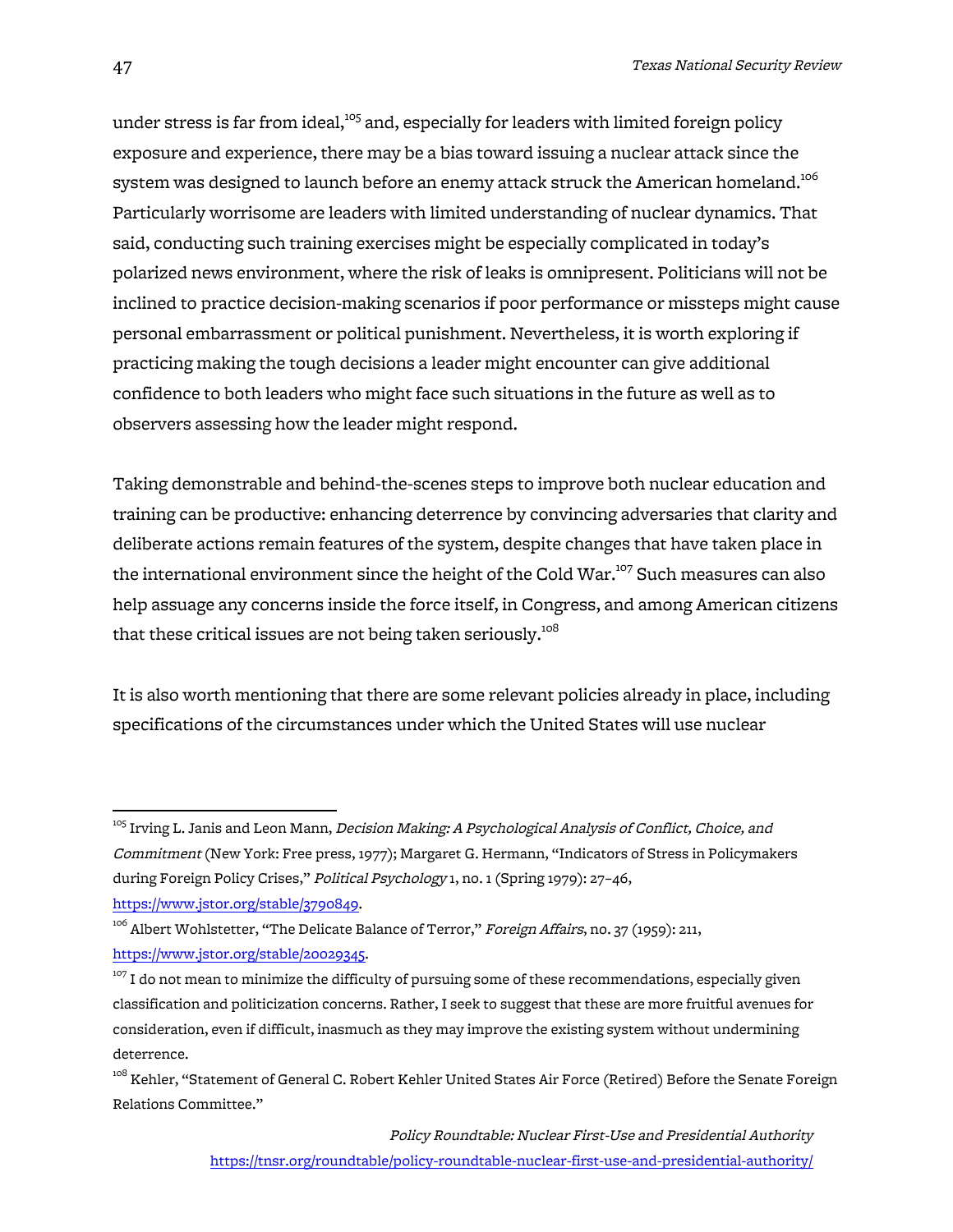under stress is far from ideal,[105] and, especially for leaders with limited foreign policy exposure and experience, there may be a bias toward issuing a nuclear attack since the system was designed to launch before an enemy attack struck the American homeland.[106] Particularly worrisome are leaders with limited understanding of nuclear dynamics. That said, conducting such training exercises might be especially complicated in today's polarized news environment, where the risk of leaks is omnipresent. Politicians will not be inclined to practice decision-making scenarios if poor performance or missteps might cause personal embarrassment or political punishment. Nevertheless, it is worth exploring if practicing making the tough decisions a leader might encounter can give additional confidence to both leaders who might face such situations in the future as well as to observers assessing how the leader might respond.

Taking demonstrable and behind-the-scenes steps to improve both nuclear education and training can be productive: enhancing deterrence by convincing adversaries that clarity and deliberate actions remain features of the system, despite changes that have taken place in the international environment since the height of the Cold War.[107] Such measures can also help assuage any concerns inside the force itself, in Congress, and among American citizens that these critical issues are not being taken seriously.[108]

It is also worth mentioning that there are some relevant policies already in place, including specifications of the circumstances under which the United States will use nuclear

---

[105] Irving L. Janis and Leon Mann, *Decision Making: A Psychological Analysis of Conflict, Choice, and Commitment* (New York: Free press, 1977); Margaret G. Hermann, "Indicators of Stress in Policymakers during Foreign Policy Crises," *Political Psychology* 1, no. 1 (Spring 1979): 27–46, https://www.jstor.org/stable/3790849.

[106] Albert Wohlstetter, "The Delicate Balance of Terror," *Foreign Affairs*, no. 37 (1959): 211, https://www.jstor.org/stable/20029345.

[107] I do not mean to minimize the difficulty of pursuing some of these recommendations, especially given classification and politicization concerns. Rather, I seek to suggest that these are more fruitful avenues for consideration, even if difficult, inasmuch as they may improve the existing system without undermining deterrence.

[108] Kehler, "Statement of General C. Robert Kehler United States Air Force (Retired) Before the Senate Foreign Relations Committee."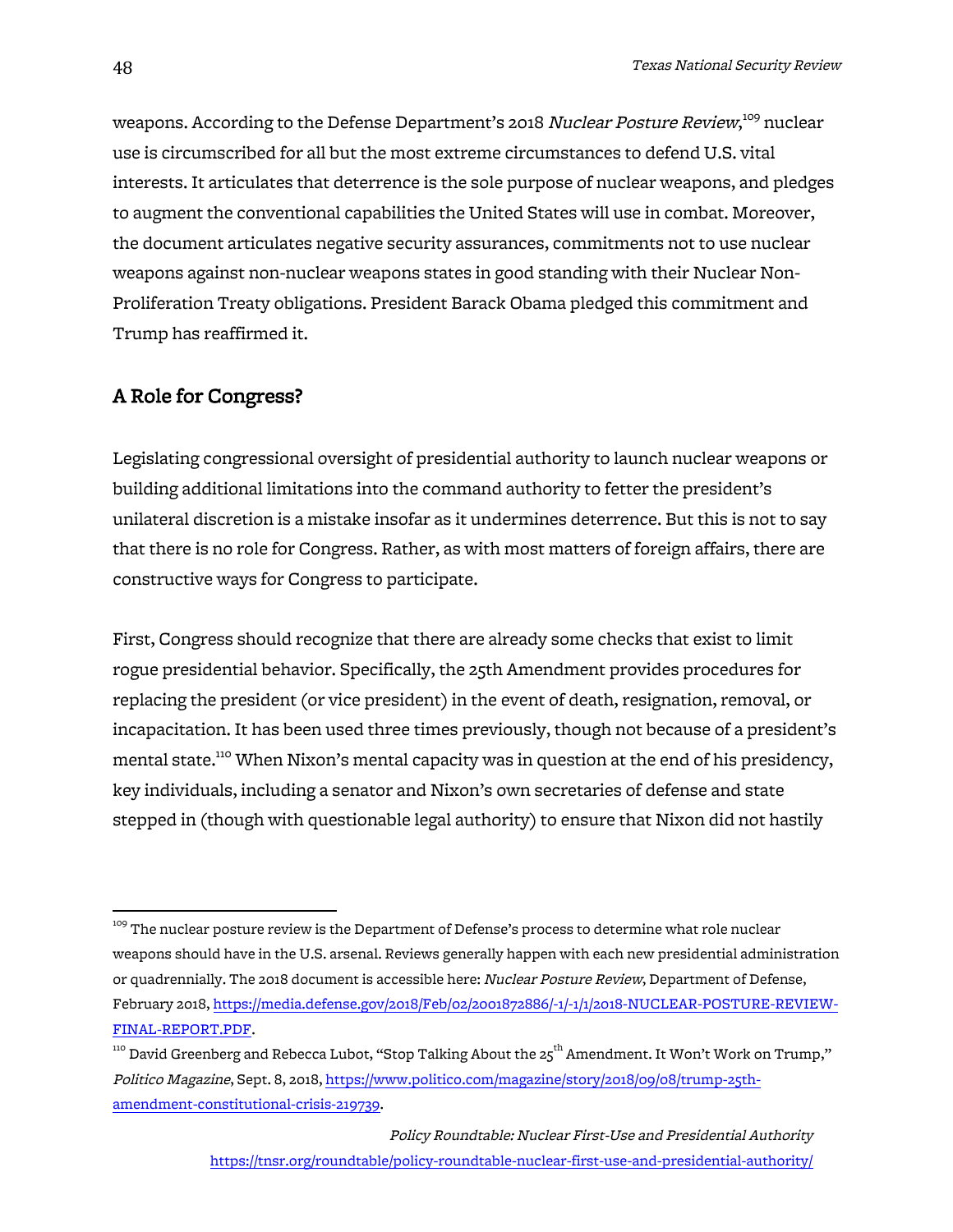weapons. According to the Defense Department's 2018 *Nuclear Posture Review*,[109] nuclear use is circumscribed for all but the most extreme circumstances to defend U.S. vital interests. It articulates that deterrence is the sole purpose of nuclear weapons, and pledges to augment the conventional capabilities the United States will use in combat. Moreover, the document articulates negative security assurances, commitments not to use nuclear weapons against non-nuclear weapons states in good standing with their Nuclear Non-Proliferation Treaty obligations. President Barack Obama pledged this commitment and Trump has reaffirmed it.

## A Role for Congress?

Legislating congressional oversight of presidential authority to launch nuclear weapons or building additional limitations into the command authority to fetter the president's unilateral discretion is a mistake insofar as it undermines deterrence. But this is not to say that there is no role for Congress. Rather, as with most matters of foreign affairs, there are constructive ways for Congress to participate.

First, Congress should recognize that there are already some checks that exist to limit rogue presidential behavior. Specifically, the 25th Amendment provides procedures for replacing the president (or vice president) in the event of death, resignation, removal, or incapacitation. It has been used three times previously, though not because of a president's mental state.[110] When Nixon's mental capacity was in question at the end of his presidency, key individuals, including a senator and Nixon's own secretaries of defense and state stepped in (though with questionable legal authority) to ensure that Nixon did not hastily

---

[109] The nuclear posture review is the Department of Defense's process to determine what role nuclear weapons should have in the U.S. arsenal. Reviews generally happen with each new presidential administration or quadrennially. The 2018 document is accessible here: *Nuclear Posture Review*, Department of Defense, February 2018, https://media.defense.gov/2018/Feb/02/2001872886/-1/-1/1/2018-NUCLEAR-POSTURE-REVIEW-FINAL-REPORT.PDF.

[110] David Greenberg and Rebecca Lubot, "Stop Talking About the 25th Amendment. It Won't Work on Trump," *Politico Magazine*, Sept. 8, 2018, https://www.politico.com/magazine/story/2018/09/08/trump-25th-amendment-constitutional-crisis-219739.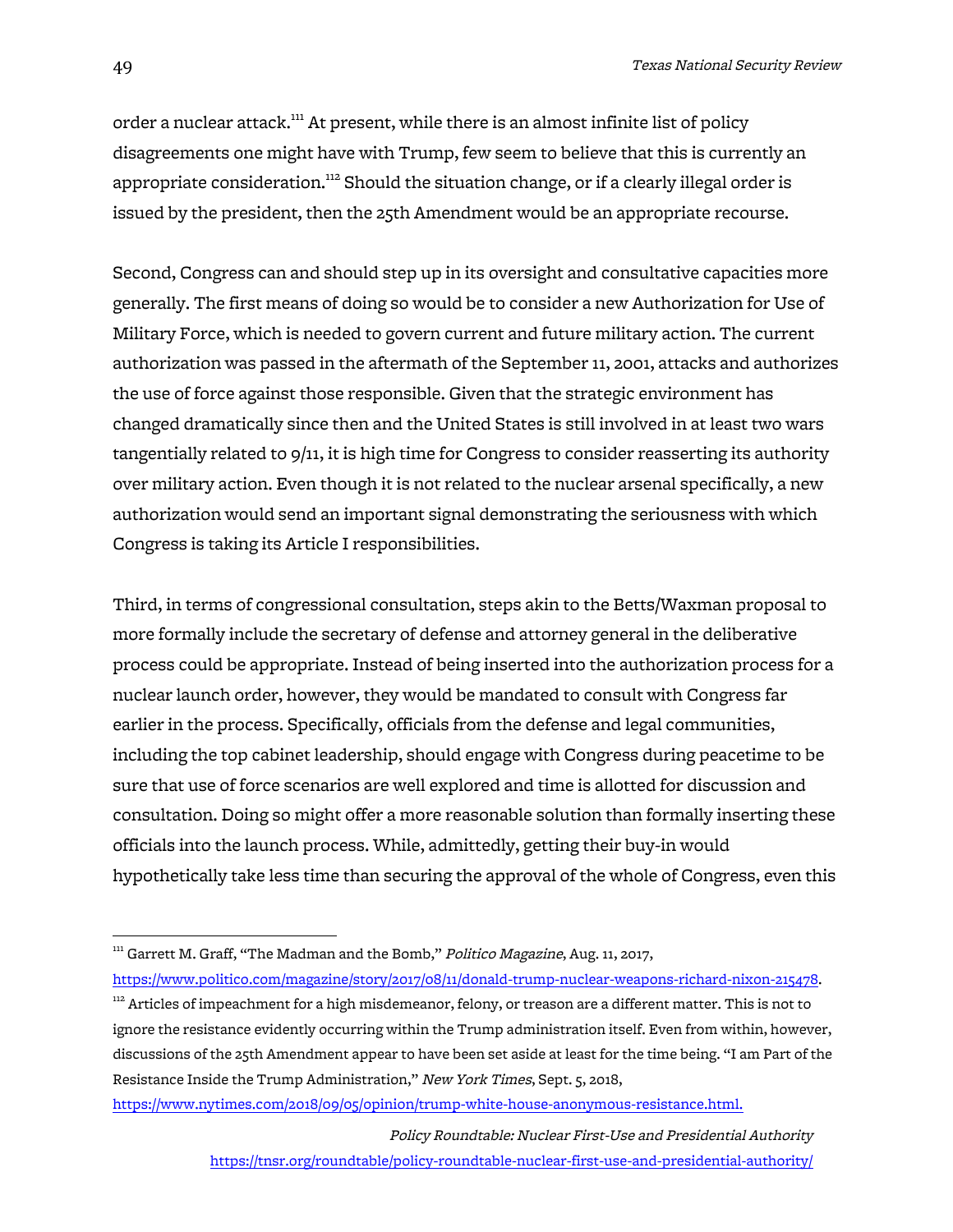order a nuclear attack.[111] At present, while there is an almost infinite list of policy disagreements one might have with Trump, few seem to believe that this is currently an appropriate consideration.[112] Should the situation change, or if a clearly illegal order is issued by the president, then the 25th Amendment would be an appropriate recourse.

Second, Congress can and should step up in its oversight and consultative capacities more generally. The first means of doing so would be to consider a new Authorization for Use of Military Force, which is needed to govern current and future military action. The current authorization was passed in the aftermath of the September 11, 2001, attacks and authorizes the use of force against those responsible. Given that the strategic environment has changed dramatically since then and the United States is still involved in at least two wars tangentially related to 9/11, it is high time for Congress to consider reasserting its authority over military action. Even though it is not related to the nuclear arsenal specifically, a new authorization would send an important signal demonstrating the seriousness with which Congress is taking its Article I responsibilities.

Third, in terms of congressional consultation, steps akin to the Betts/Waxman proposal to more formally include the secretary of defense and attorney general in the deliberative process could be appropriate. Instead of being inserted into the authorization process for a nuclear launch order, however, they would be mandated to consult with Congress far earlier in the process. Specifically, officials from the defense and legal communities, including the top cabinet leadership, should engage with Congress during peacetime to be sure that use of force scenarios are well explored and time is allotted for discussion and consultation. Doing so might offer a more reasonable solution than formally inserting these officials into the launch process. While, admittedly, getting their buy-in would hypothetically take less time than securing the approval of the whole of Congress, even this

---

[111] Garrett M. Graff, "The Madman and the Bomb," *Politico Magazine*, Aug. 11, 2017, https://www.politico.com/magazine/story/2017/08/11/donald-trump-nuclear-weapons-richard-nixon-215478.

[112] Articles of impeachment for a high misdemeanor, felony, or treason are a different matter. This is not to ignore the resistance evidently occurring within the Trump administration itself. Even from within, however, discussions of the 25th Amendment appear to have been set aside at least for the time being. "I am Part of the Resistance Inside the Trump Administration," *New York Times*, Sept. 5, 2018, https://www.nytimes.com/2018/09/05/opinion/trump-white-house-anonymous-resistance.html.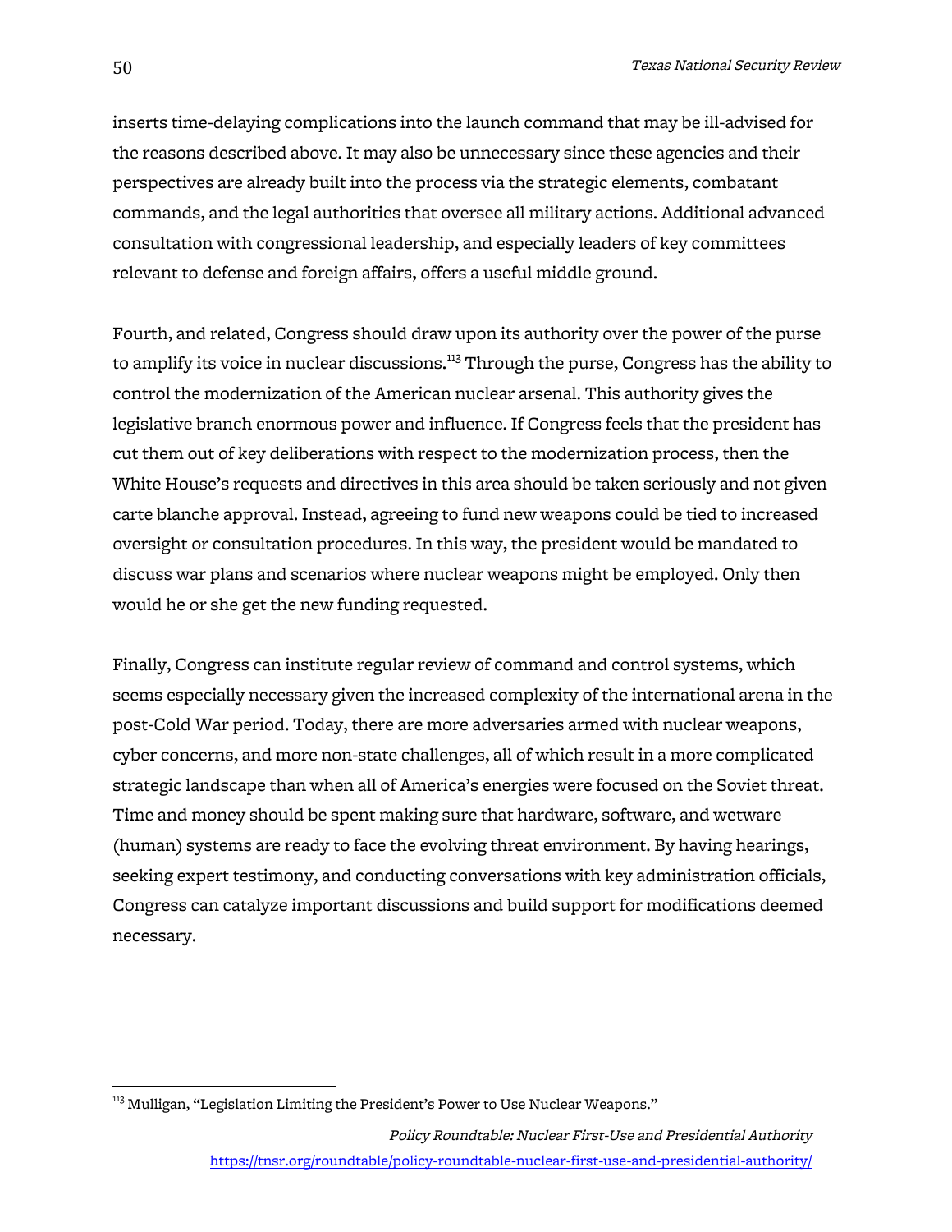inserts time-delaying complications into the launch command that may be ill-advised for the reasons described above. It may also be unnecessary since these agencies and their perspectives are already built into the process via the strategic elements, combatant commands, and the legal authorities that oversee all military actions. Additional advanced consultation with congressional leadership, and especially leaders of key committees relevant to defense and foreign affairs, offers a useful middle ground.

Fourth, and related, Congress should draw upon its authority over the power of the purse to amplify its voice in nuclear discussions.[113] Through the purse, Congress has the ability to control the modernization of the American nuclear arsenal. This authority gives the legislative branch enormous power and influence. If Congress feels that the president has cut them out of key deliberations with respect to the modernization process, then the White House's requests and directives in this area should be taken seriously and not given carte blanche approval. Instead, agreeing to fund new weapons could be tied to increased oversight or consultation procedures. In this way, the president would be mandated to discuss war plans and scenarios where nuclear weapons might be employed. Only then would he or she get the new funding requested.

Finally, Congress can institute regular review of command and control systems, which seems especially necessary given the increased complexity of the international arena in the post-Cold War period. Today, there are more adversaries armed with nuclear weapons, cyber concerns, and more non-state challenges, all of which result in a more complicated strategic landscape than when all of America's energies were focused on the Soviet threat. Time and money should be spent making sure that hardware, software, and wetware (human) systems are ready to face the evolving threat environment. By having hearings, seeking expert testimony, and conducting conversations with key administration officials, Congress can catalyze important discussions and build support for modifications deemed necessary.

---

[113] Mulligan, "Legislation Limiting the President's Power to Use Nuclear Weapons."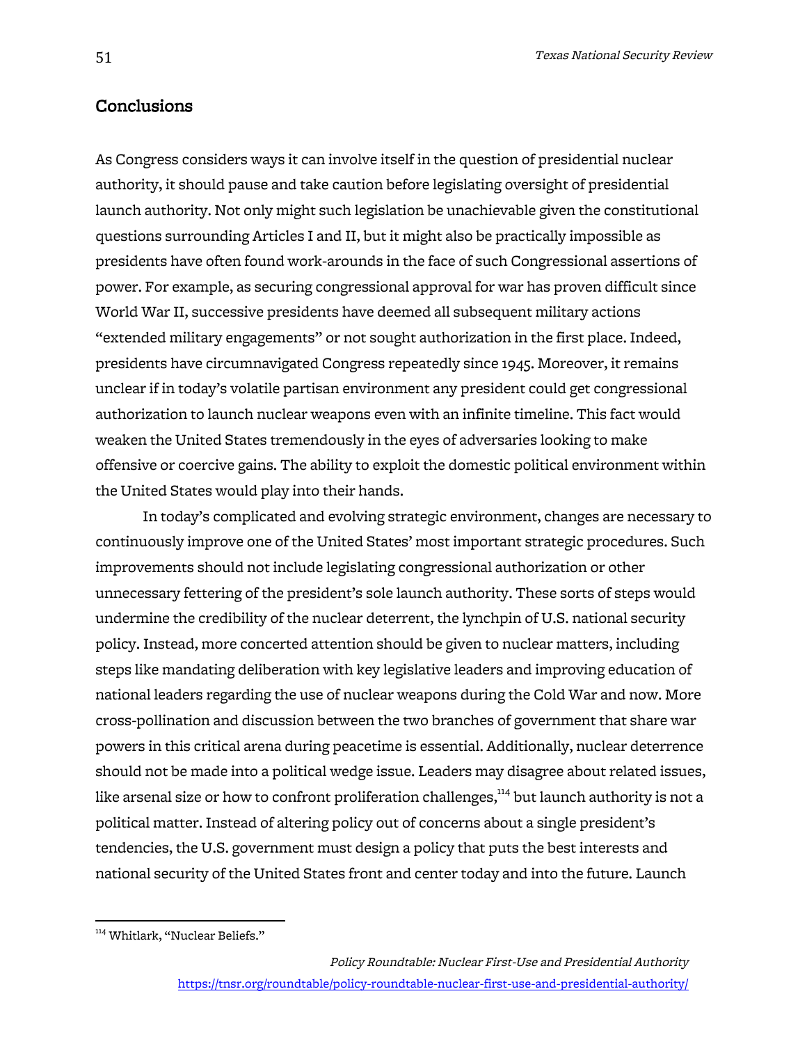## Conclusions

As Congress considers ways it can involve itself in the question of presidential nuclear authority, it should pause and take caution before legislating oversight of presidential launch authority. Not only might such legislation be unachievable given the constitutional questions surrounding Articles I and II, but it might also be practically impossible as presidents have often found work-arounds in the face of such Congressional assertions of power. For example, as securing congressional approval for war has proven difficult since World War II, successive presidents have deemed all subsequent military actions "extended military engagements" or not sought authorization in the first place. Indeed, presidents have circumnavigated Congress repeatedly since 1945. Moreover, it remains unclear if in today's volatile partisan environment any president could get congressional authorization to launch nuclear weapons even with an infinite timeline. This fact would weaken the United States tremendously in the eyes of adversaries looking to make offensive or coercive gains. The ability to exploit the domestic political environment within the United States would play into their hands.

In today's complicated and evolving strategic environment, changes are necessary to continuously improve one of the United States' most important strategic procedures. Such improvements should not include legislating congressional authorization or other unnecessary fettering of the president's sole launch authority. These sorts of steps would undermine the credibility of the nuclear deterrent, the lynchpin of U.S. national security policy. Instead, more concerted attention should be given to nuclear matters, including steps like mandating deliberation with key legislative leaders and improving education of national leaders regarding the use of nuclear weapons during the Cold War and now. More cross-pollination and discussion between the two branches of government that share war powers in this critical arena during peacetime is essential. Additionally, nuclear deterrence should not be made into a political wedge issue. Leaders may disagree about related issues, like arsenal size or how to confront proliferation challenges,[114] but launch authority is not a political matter. Instead of altering policy out of concerns about a single president's tendencies, the U.S. government must design a policy that puts the best interests and national security of the United States front and center today and into the future. Launch

[114] Whitlark, "Nuclear Beliefs."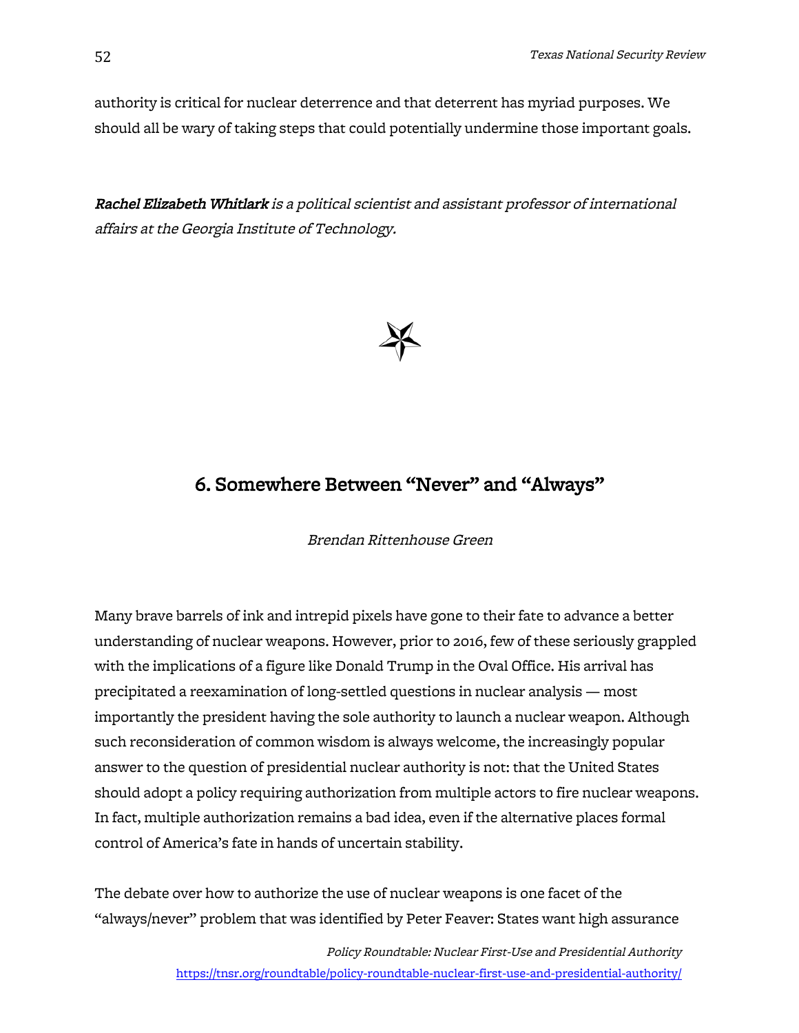authority is critical for nuclear deterrence and that deterrent has myriad purposes. We should all be wary of taking steps that could potentially undermine those important goals.

***Rachel Elizabeth Whitlark*** *is a political scientist and assistant professor of international affairs at the Georgia Institute of Technology.*

## 6. Somewhere Between "Never" and "Always"

*Brendan Rittenhouse Green*

Many brave barrels of ink and intrepid pixels have gone to their fate to advance a better understanding of nuclear weapons. However, prior to 2016, few of these seriously grappled with the implications of a figure like Donald Trump in the Oval Office. His arrival has precipitated a reexamination of long-settled questions in nuclear analysis — most importantly the president having the sole authority to launch a nuclear weapon. Although such reconsideration of common wisdom is always welcome, the increasingly popular answer to the question of presidential nuclear authority is not: that the United States should adopt a policy requiring authorization from multiple actors to fire nuclear weapons. In fact, multiple authorization remains a bad idea, even if the alternative places formal control of America's fate in hands of uncertain stability.

The debate over how to authorize the use of nuclear weapons is one facet of the "always/never" problem that was identified by Peter Feaver: States want high assurance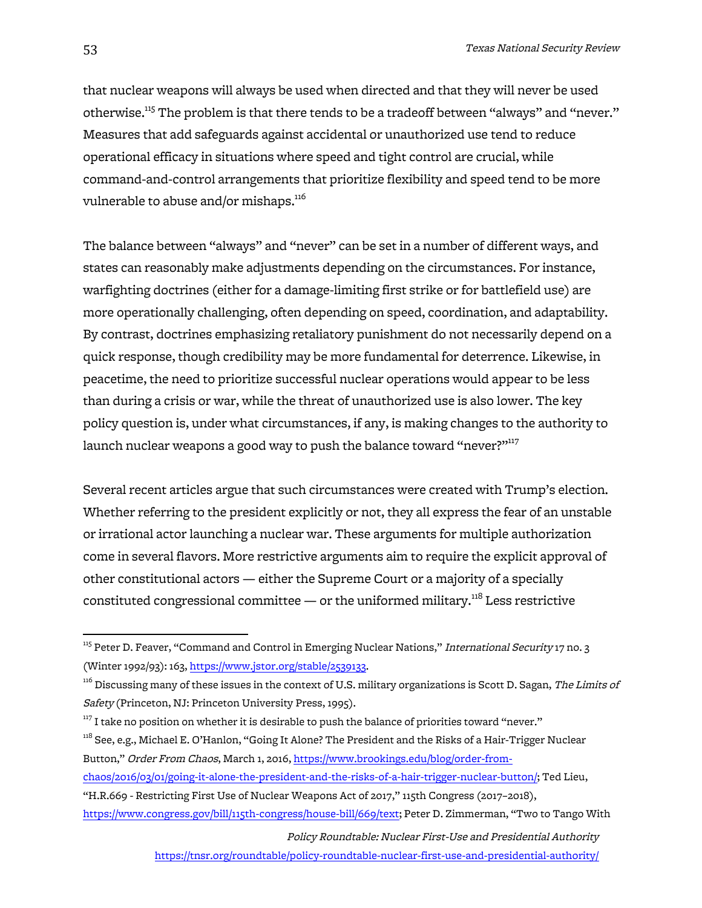that nuclear weapons will always be used when directed and that they will never be used otherwise.[115] The problem is that there tends to be a tradeoff between "always" and "never." Measures that add safeguards against accidental or unauthorized use tend to reduce operational efficacy in situations where speed and tight control are crucial, while command-and-control arrangements that prioritize flexibility and speed tend to be more vulnerable to abuse and/or mishaps.[116]

The balance between "always" and "never" can be set in a number of different ways, and states can reasonably make adjustments depending on the circumstances. For instance, warfighting doctrines (either for a damage-limiting first strike or for battlefield use) are more operationally challenging, often depending on speed, coordination, and adaptability. By contrast, doctrines emphasizing retaliatory punishment do not necessarily depend on a quick response, though credibility may be more fundamental for deterrence. Likewise, in peacetime, the need to prioritize successful nuclear operations would appear to be less than during a crisis or war, while the threat of unauthorized use is also lower. The key policy question is, under what circumstances, if any, is making changes to the authority to launch nuclear weapons a good way to push the balance toward "never?"[117]

Several recent articles argue that such circumstances were created with Trump's election. Whether referring to the president explicitly or not, they all express the fear of an unstable or irrational actor launching a nuclear war. These arguments for multiple authorization come in several flavors. More restrictive arguments aim to require the explicit approval of other constitutional actors — either the Supreme Court or a majority of a specially constituted congressional committee — or the uniformed military.[118] Less restrictive

---

[115] Peter D. Feaver, "Command and Control in Emerging Nuclear Nations," *International Security* 17 no. 3 (Winter 1992/93): 163, https://www.jstor.org/stable/2539133.

[116] Discussing many of these issues in the context of U.S. military organizations is Scott D. Sagan, *The Limits of Safety* (Princeton, NJ: Princeton University Press, 1995).

[117] I take no position on whether it is desirable to push the balance of priorities toward "never."

[118] See, e.g., Michael E. O'Hanlon, "Going It Alone? The President and the Risks of a Hair-Trigger Nuclear Button," *Order From Chaos*, March 1, 2016, https://www.brookings.edu/blog/order-from-chaos/2016/03/01/going-it-alone-the-president-and-the-risks-of-a-hair-trigger-nuclear-button/; Ted Lieu, "H.R.669 - Restricting First Use of Nuclear Weapons Act of 2017," 115th Congress (2017–2018), https://www.congress.gov/bill/115th-congress/house-bill/669/text; Peter D. Zimmerman, "Two to Tango With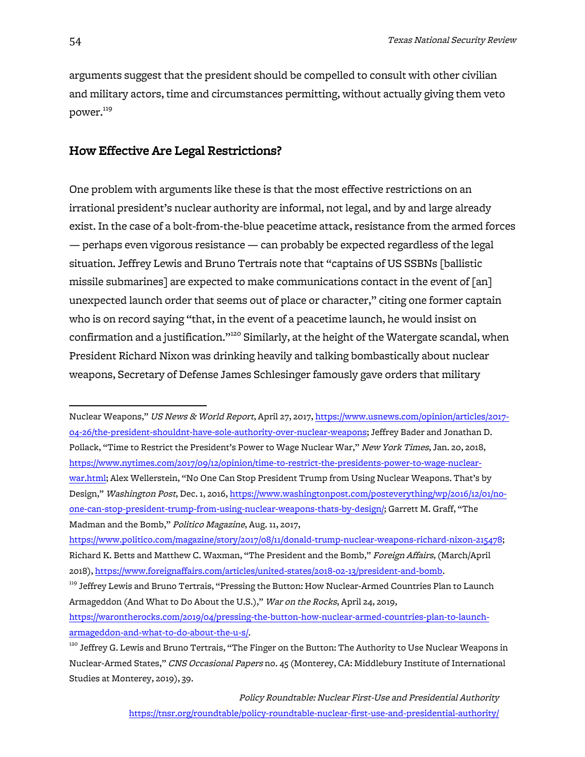arguments suggest that the president should be compelled to consult with other civilian and military actors, time and circumstances permitting, without actually giving them veto power.[119]

## How Effective Are Legal Restrictions?

One problem with arguments like these is that the most effective restrictions on an irrational president's nuclear authority are informal, not legal, and by and large already exist. In the case of a bolt-from-the-blue peacetime attack, resistance from the armed forces — perhaps even vigorous resistance — can probably be expected regardless of the legal situation. Jeffrey Lewis and Bruno Tertrais note that "captains of US SSBNs [ballistic missile submarines] are expected to make communications contact in the event of [an] unexpected launch order that seems out of place or character," citing one former captain who is on record saying "that, in the event of a peacetime launch, he would insist on confirmation and a justification."[120] Similarly, at the height of the Watergate scandal, when President Richard Nixon was drinking heavily and talking bombastically about nuclear weapons, Secretary of Defense James Schlesinger famously gave orders that military

---

Nuclear Weapons," *US News & World Report*, April 27, 2017, https://www.usnews.com/opinion/articles/2017-04-26/the-president-shouldnt-have-sole-authority-over-nuclear-weapons; Jeffrey Bader and Jonathan D. Pollack, "Time to Restrict the President's Power to Wage Nuclear War," *New York Times*, Jan. 20, 2018, https://www.nytimes.com/2017/09/12/opinion/time-to-restrict-the-presidents-power-to-wage-nuclear-war.html; Alex Wellerstein, "No One Can Stop President Trump from Using Nuclear Weapons. That's by Design," *Washington Post*, Dec. 1, 2016, https://www.washingtonpost.com/posteverything/wp/2016/12/01/no-one-can-stop-president-trump-from-using-nuclear-weapons-thats-by-design/; Garrett M. Graff, "The Madman and the Bomb," *Politico Magazine*, Aug. 11, 2017, https://www.politico.com/magazine/story/2017/08/11/donald-trump-nuclear-weapons-richard-nixon-215478; Richard K. Betts and Matthew C. Waxman, "The President and the Bomb," *Foreign Affairs*, (March/April 2018), https://www.foreignaffairs.com/articles/united-states/2018-02-13/president-and-bomb.

[119] Jeffrey Lewis and Bruno Tertrais, "Pressing the Button: How Nuclear-Armed Countries Plan to Launch Armageddon (And What to Do About the U.S.)," *War on the Rocks*, April 24, 2019, https://warontherocks.com/2019/04/pressing-the-button-how-nuclear-armed-countries-plan-to-launch-armageddon-and-what-to-do-about-the-u-s/.

[120] Jeffrey G. Lewis and Bruno Tertrais, "The Finger on the Button: The Authority to Use Nuclear Weapons in Nuclear-Armed States," *CNS Occasional Papers* no. 45 (Monterey, CA: Middlebury Institute of International Studies at Monterey, 2019), 39.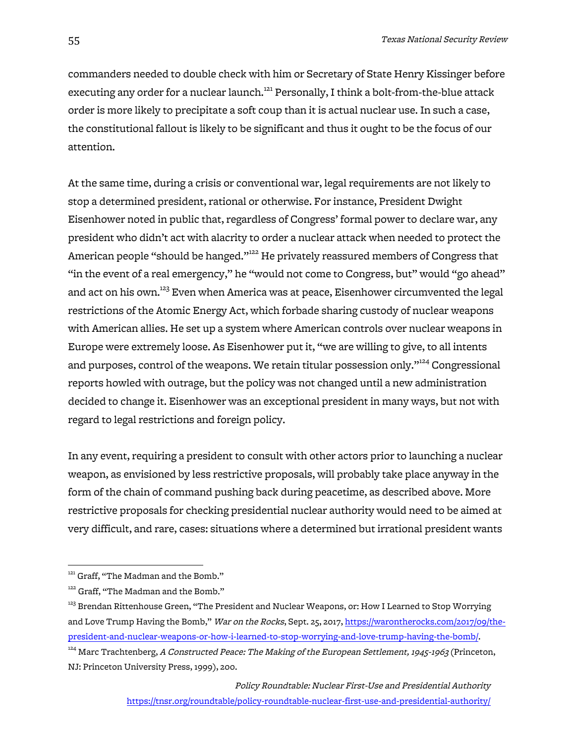commanders needed to double check with him or Secretary of State Henry Kissinger before executing any order for a nuclear launch.[121] Personally, I think a bolt-from-the-blue attack order is more likely to precipitate a soft coup than it is actual nuclear use. In such a case, the constitutional fallout is likely to be significant and thus it ought to be the focus of our attention.

At the same time, during a crisis or conventional war, legal requirements are not likely to stop a determined president, rational or otherwise. For instance, President Dwight Eisenhower noted in public that, regardless of Congress' formal power to declare war, any president who didn't act with alacrity to order a nuclear attack when needed to protect the American people "should be hanged."[122] He privately reassured members of Congress that "in the event of a real emergency," he "would not come to Congress, but" would "go ahead" and act on his own.[123] Even when America was at peace, Eisenhower circumvented the legal restrictions of the Atomic Energy Act, which forbade sharing custody of nuclear weapons with American allies. He set up a system where American controls over nuclear weapons in Europe were extremely loose. As Eisenhower put it, "we are willing to give, to all intents and purposes, control of the weapons. We retain titular possession only."[124] Congressional reports howled with outrage, but the policy was not changed until a new administration decided to change it. Eisenhower was an exceptional president in many ways, but not with regard to legal restrictions and foreign policy.

In any event, requiring a president to consult with other actors prior to launching a nuclear weapon, as envisioned by less restrictive proposals, will probably take place anyway in the form of the chain of command pushing back during peacetime, as described above. More restrictive proposals for checking presidential nuclear authority would need to be aimed at very difficult, and rare, cases: situations where a determined but irrational president wants

---

[121] Graff, "The Madman and the Bomb."

[122] Graff, "The Madman and the Bomb."

[123] Brendan Rittenhouse Green, "The President and Nuclear Weapons, or: How I Learned to Stop Worrying and Love Trump Having the Bomb," *War on the Rocks*, Sept. 25, 2017, https://warontherocks.com/2017/09/the-president-and-nuclear-weapons-or-how-i-learned-to-stop-worrying-and-love-trump-having-the-bomb/.

[124] Marc Trachtenberg, *A Constructed Peace: The Making of the European Settlement, 1945-1963* (Princeton, NJ: Princeton University Press, 1999), 200.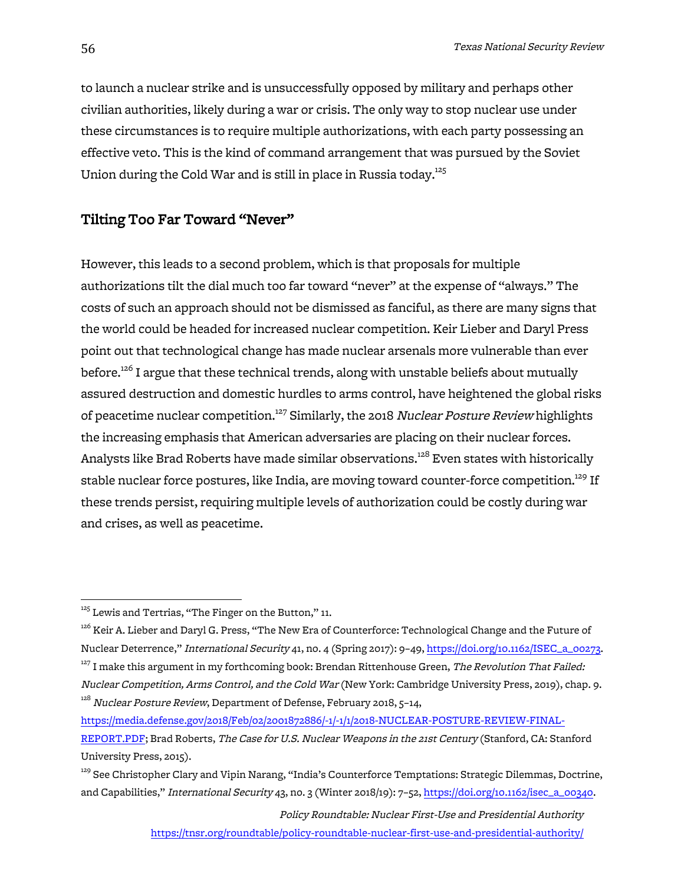to launch a nuclear strike and is unsuccessfully opposed by military and perhaps other civilian authorities, likely during a war or crisis. The only way to stop nuclear use under these circumstances is to require multiple authorizations, with each party possessing an effective veto. This is the kind of command arrangement that was pursued by the Soviet Union during the Cold War and is still in place in Russia today.[125]

## Tilting Too Far Toward "Never"

However, this leads to a second problem, which is that proposals for multiple authorizations tilt the dial much too far toward "never" at the expense of "always." The costs of such an approach should not be dismissed as fanciful, as there are many signs that the world could be headed for increased nuclear competition. Keir Lieber and Daryl Press point out that technological change has made nuclear arsenals more vulnerable than ever before.[126] I argue that these technical trends, along with unstable beliefs about mutually assured destruction and domestic hurdles to arms control, have heightened the global risks of peacetime nuclear competition.[127] Similarly, the 2018 *Nuclear Posture Review* highlights the increasing emphasis that American adversaries are placing on their nuclear forces. Analysts like Brad Roberts have made similar observations.[128] Even states with historically stable nuclear force postures, like India, are moving toward counter-force competition.[129] If these trends persist, requiring multiple levels of authorization could be costly during war and crises, as well as peacetime.

---

[125] Lewis and Tertrias, "The Finger on the Button," 11.

[126] Keir A. Lieber and Daryl G. Press, "The New Era of Counterforce: Technological Change and the Future of Nuclear Deterrence," *International Security* 41, no. 4 (Spring 2017): 9–49, https://doi.org/10.1162/ISEC_a_00273.

[127] I make this argument in my forthcoming book: Brendan Rittenhouse Green, *The Revolution That Failed: Nuclear Competition, Arms Control, and the Cold War* (New York: Cambridge University Press, 2019), chap. 9.

[128] *Nuclear Posture Review*, Department of Defense, February 2018, 5–14, https://media.defense.gov/2018/Feb/02/2001872886/-1/-1/1/2018-NUCLEAR-POSTURE-REVIEW-FINAL-REPORT.PDF; Brad Roberts, *The Case for U.S. Nuclear Weapons in the 21st Century* (Stanford, CA: Stanford University Press, 2015).

[129] See Christopher Clary and Vipin Narang, "India's Counterforce Temptations: Strategic Dilemmas, Doctrine, and Capabilities," *International Security* 43, no. 3 (Winter 2018/19): 7–52, https://doi.org/10.1162/isec_a_00340.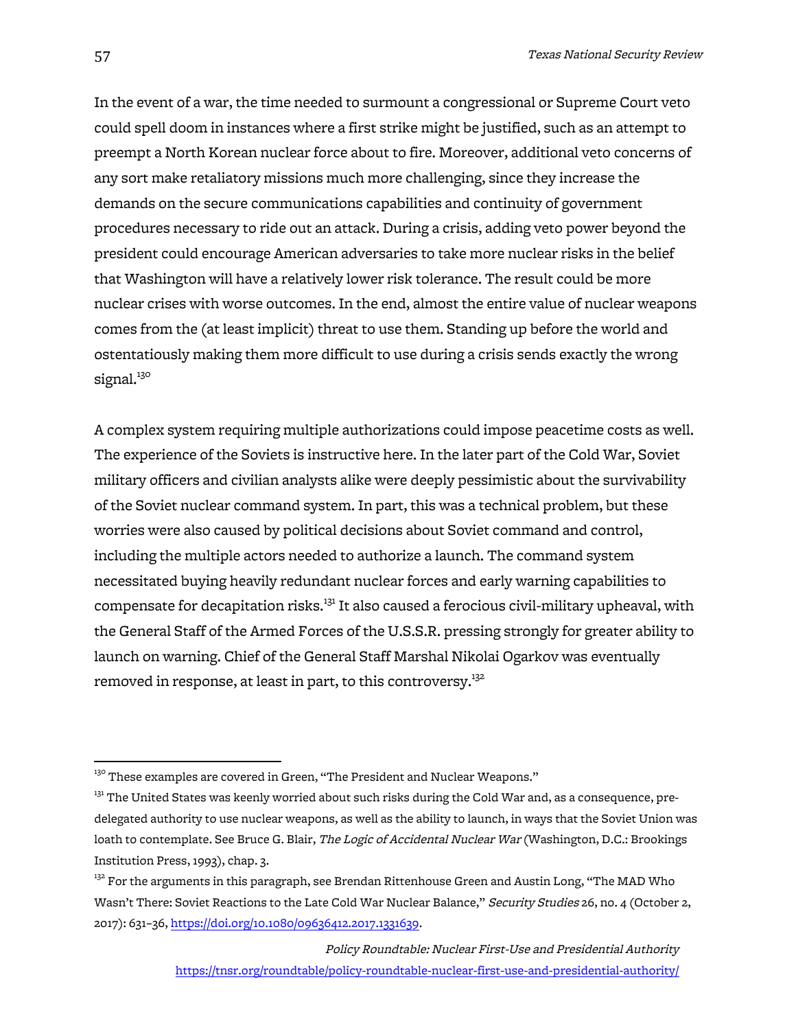In the event of a war, the time needed to surmount a congressional or Supreme Court veto could spell doom in instances where a first strike might be justified, such as an attempt to preempt a North Korean nuclear force about to fire. Moreover, additional veto concerns of any sort make retaliatory missions much more challenging, since they increase the demands on the secure communications capabilities and continuity of government procedures necessary to ride out an attack. During a crisis, adding veto power beyond the president could encourage American adversaries to take more nuclear risks in the belief that Washington will have a relatively lower risk tolerance. The result could be more nuclear crises with worse outcomes. In the end, almost the entire value of nuclear weapons comes from the (at least implicit) threat to use them. Standing up before the world and ostentatiously making them more difficult to use during a crisis sends exactly the wrong signal.[130]

A complex system requiring multiple authorizations could impose peacetime costs as well. The experience of the Soviets is instructive here. In the later part of the Cold War, Soviet military officers and civilian analysts alike were deeply pessimistic about the survivability of the Soviet nuclear command system. In part, this was a technical problem, but these worries were also caused by political decisions about Soviet command and control, including the multiple actors needed to authorize a launch. The command system necessitated buying heavily redundant nuclear forces and early warning capabilities to compensate for decapitation risks.[131] It also caused a ferocious civil-military upheaval, with the General Staff of the Armed Forces of the U.S.S.R. pressing strongly for greater ability to launch on warning. Chief of the General Staff Marshal Nikolai Ogarkov was eventually removed in response, at least in part, to this controversy.[132]

---

[130] These examples are covered in Green, "The President and Nuclear Weapons."

[131] The United States was keenly worried about such risks during the Cold War and, as a consequence, pre-delegated authority to use nuclear weapons, as well as the ability to launch, in ways that the Soviet Union was loath to contemplate. See Bruce G. Blair, *The Logic of Accidental Nuclear War* (Washington, D.C.: Brookings Institution Press, 1993), chap. 3.

[132] For the arguments in this paragraph, see Brendan Rittenhouse Green and Austin Long, "The MAD Who Wasn't There: Soviet Reactions to the Late Cold War Nuclear Balance," *Security Studies* 26, no. 4 (October 2, 2017): 631–36, https://doi.org/10.1080/09636412.2017.1331639.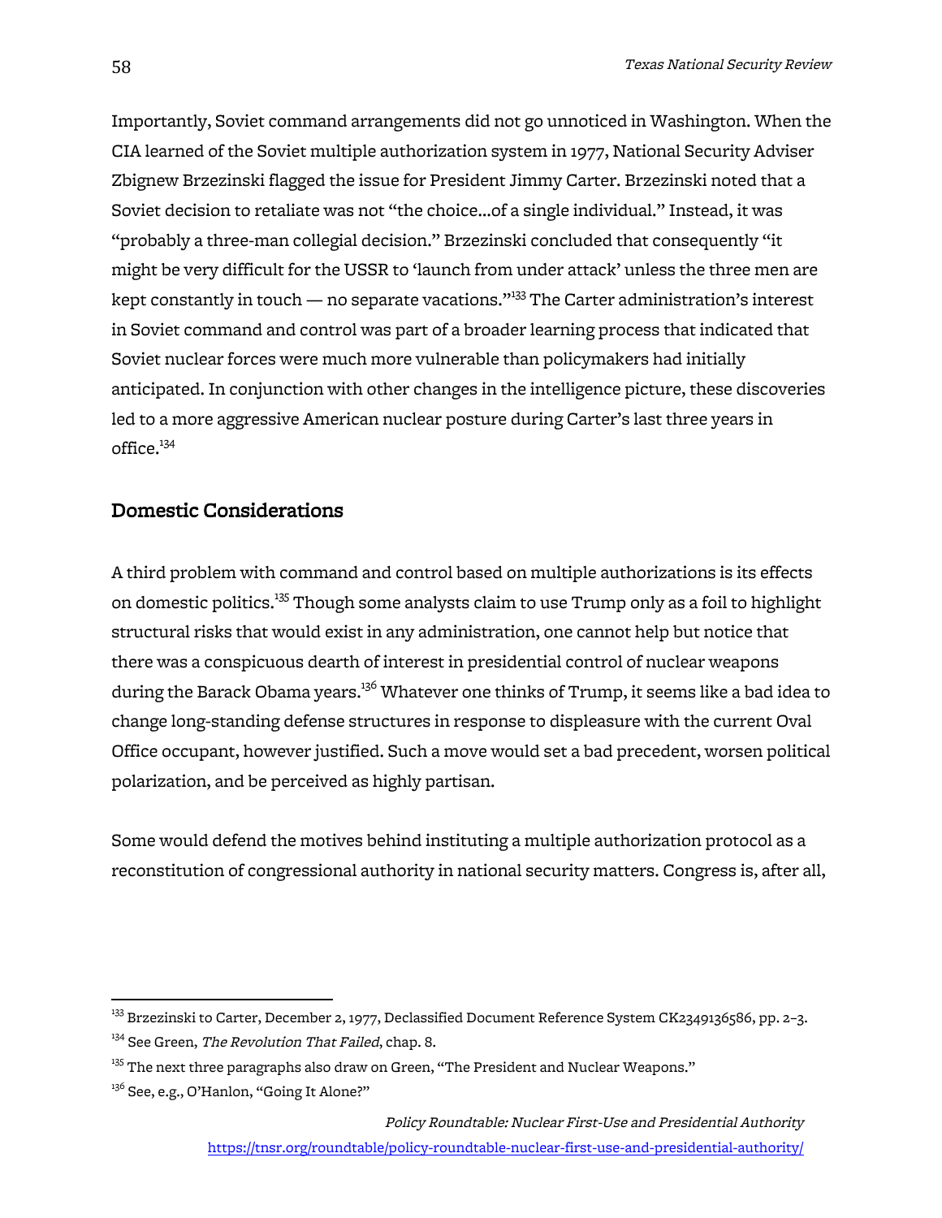Importantly, Soviet command arrangements did not go unnoticed in Washington. When the CIA learned of the Soviet multiple authorization system in 1977, National Security Adviser Zbigniew Brzezinski flagged the issue for President Jimmy Carter. Brzezinski noted that a Soviet decision to retaliate was not "the choice...of a single individual." Instead, it was "probably a three-man collegial decision." Brzezinski concluded that consequently "it might be very difficult for the USSR to 'launch from under attack' unless the three men are kept constantly in touch — no separate vacations."[133] The Carter administration's interest in Soviet command and control was part of a broader learning process that indicated that Soviet nuclear forces were much more vulnerable than policymakers had initially anticipated. In conjunction with other changes in the intelligence picture, these discoveries led to a more aggressive American nuclear posture during Carter's last three years in office.[134]

## Domestic Considerations

A third problem with command and control based on multiple authorizations is its effects on domestic politics.[135] Though some analysts claim to use Trump only as a foil to highlight structural risks that would exist in any administration, one cannot help but notice that there was a conspicuous dearth of interest in presidential control of nuclear weapons during the Barack Obama years.[136] Whatever one thinks of Trump, it seems like a bad idea to change long-standing defense structures in response to displeasure with the current Oval Office occupant, however justified. Such a move would set a bad precedent, worsen political polarization, and be perceived as highly partisan.

Some would defend the motives behind instituting a multiple authorization protocol as a reconstitution of congressional authority in national security matters. Congress is, after all,

---

[133] Brzezinski to Carter, December 2, 1977, Declassified Document Reference System CK2349136586, pp. 2–3.

[134] See Green, *The Revolution That Failed*, chap. 8.

[135] The next three paragraphs also draw on Green, "The President and Nuclear Weapons."

[136] See, e.g., O'Hanlon, "Going It Alone?"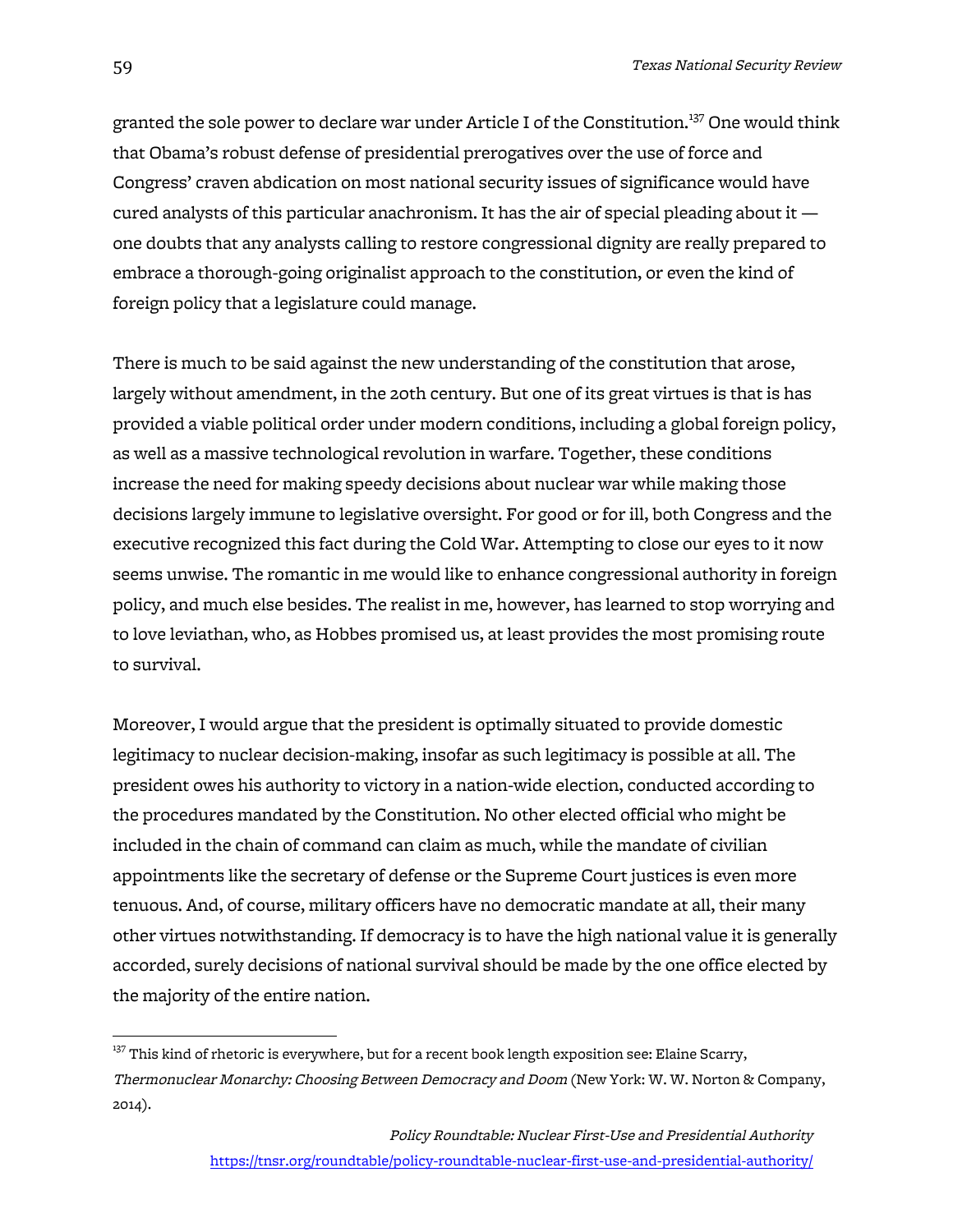granted the sole power to declare war under Article I of the Constitution.[137] One would think that Obama's robust defense of presidential prerogatives over the use of force and Congress' craven abdication on most national security issues of significance would have cured analysts of this particular anachronism. It has the air of special pleading about it — one doubts that any analysts calling to restore congressional dignity are really prepared to embrace a thorough-going originalist approach to the constitution, or even the kind of foreign policy that a legislature could manage.

There is much to be said against the new understanding of the constitution that arose, largely without amendment, in the 20th century. But one of its great virtues is that is has provided a viable political order under modern conditions, including a global foreign policy, as well as a massive technological revolution in warfare. Together, these conditions increase the need for making speedy decisions about nuclear war while making those decisions largely immune to legislative oversight. For good or for ill, both Congress and the executive recognized this fact during the Cold War. Attempting to close our eyes to it now seems unwise. The romantic in me would like to enhance congressional authority in foreign policy, and much else besides. The realist in me, however, has learned to stop worrying and to love leviathan, who, as Hobbes promised us, at least provides the most promising route to survival.

Moreover, I would argue that the president is optimally situated to provide domestic legitimacy to nuclear decision-making, insofar as such legitimacy is possible at all. The president owes his authority to victory in a nation-wide election, conducted according to the procedures mandated by the Constitution. No other elected official who might be included in the chain of command can claim as much, while the mandate of civilian appointments like the secretary of defense or the Supreme Court justices is even more tenuous. And, of course, military officers have no democratic mandate at all, their many other virtues notwithstanding. If democracy is to have the high national value it is generally accorded, surely decisions of national survival should be made by the one office elected by the majority of the entire nation.

---

[137] This kind of rhetoric is everywhere, but for a recent book length exposition see: Elaine Scarry, *Thermonuclear Monarchy: Choosing Between Democracy and Doom* (New York: W. W. Norton & Company, 2014).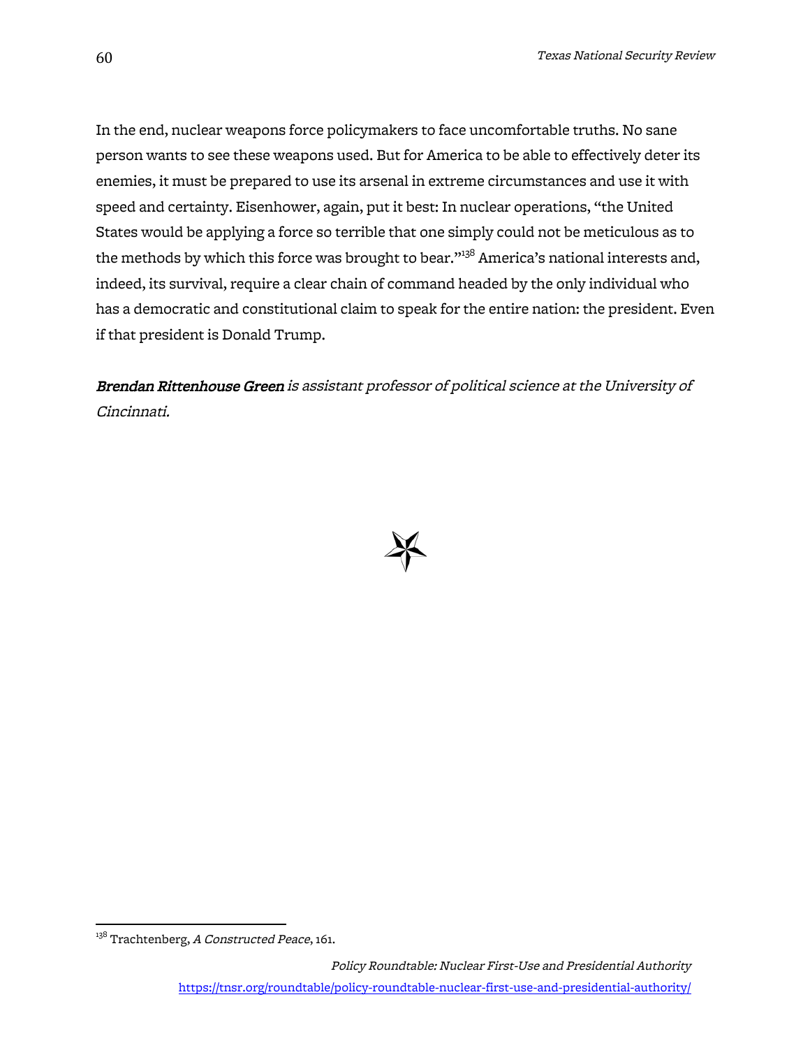In the end, nuclear weapons force policymakers to face uncomfortable truths. No sane person wants to see these weapons used. But for America to be able to effectively deter its enemies, it must be prepared to use its arsenal in extreme circumstances and use it with speed and certainty. Eisenhower, again, put it best: In nuclear operations, "the United States would be applying a force so terrible that one simply could not be meticulous as to the methods by which this force was brought to bear."[138] America's national interests and, indeed, its survival, require a clear chain of command headed by the only individual who has a democratic and constitutional claim to speak for the entire nation: the president. Even if that president is Donald Trump.

***Brendan Rittenhouse Green*** *is assistant professor of political science at the University of Cincinnati.*

---

[138] Trachtenberg, *A Constructed Peace*, 161.